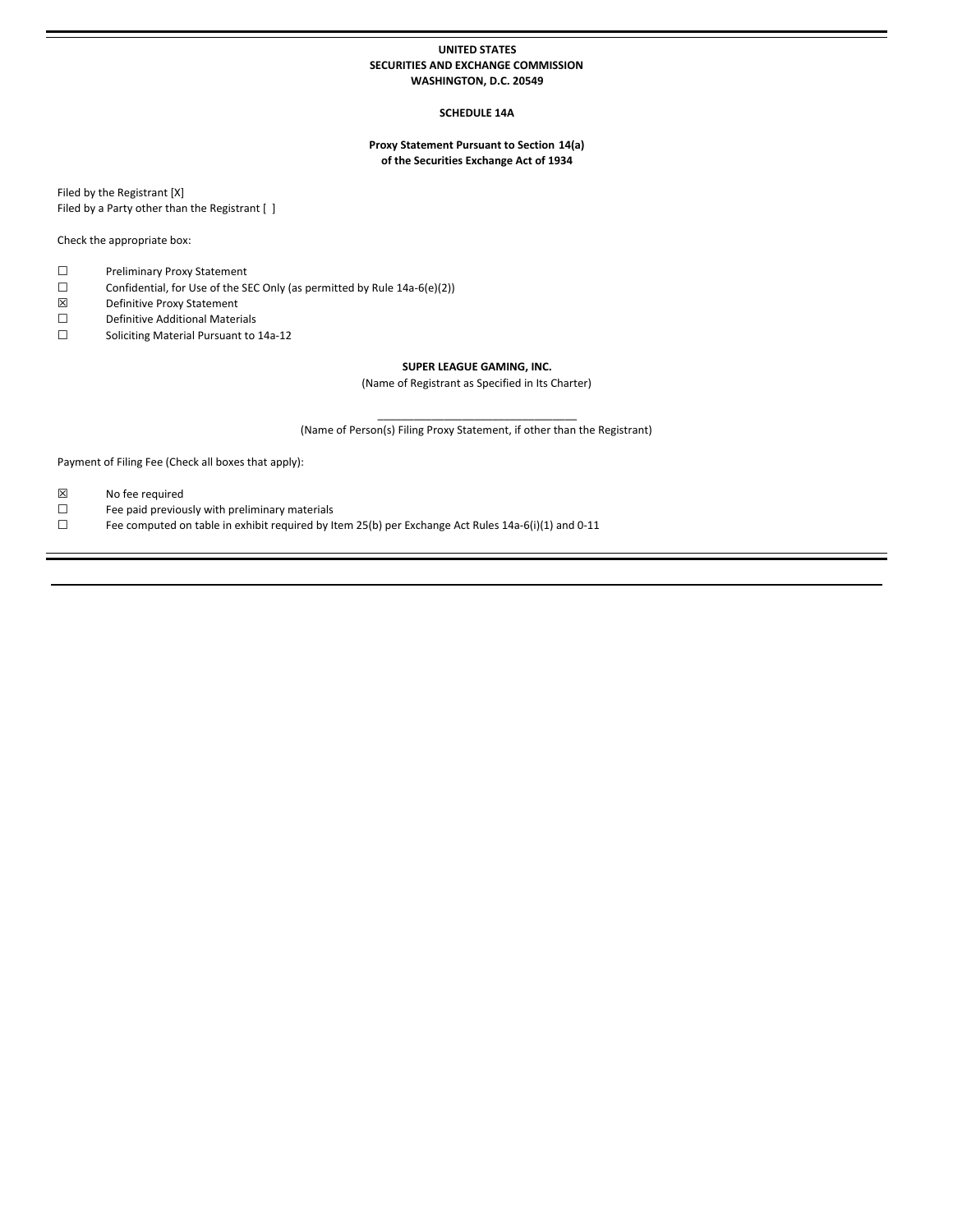**UNITED STATES**
**SECURITIES AND EXCHANGE COMMISSION**
**WASHINGTON, D.C. 20549**

**SCHEDULE 14A**

**Proxy Statement Pursuant to Section 14(a)**
**of the Securities Exchange Act of 1934**

Filed by the Registrant [X]
Filed by a Party other than the Registrant [ ]

Check the appropriate box:

☐ Preliminary Proxy Statement
☐ Confidential, for Use of the SEC Only (as permitted by Rule 14a-6(e)(2))
☒ Definitive Proxy Statement
☐ Definitive Additional Materials
☐ Soliciting Material Pursuant to 14a-12

**SUPER LEAGUE GAMING, INC.**
(Name of Registrant as Specified in Its Charter)

\_\_\_\_\_\_\_\_\_\_\_\_\_\_\_\_\_\_\_\_\_\_\_\_\_\_\_\_\_\_\_\_\_\_
(Name of Person(s) Filing Proxy Statement, if other than the Registrant)

Payment of Filing Fee (Check all boxes that apply):

☒ No fee required
☐ Fee paid previously with preliminary materials
☐ Fee computed on table in exhibit required by Item 25(b) per Exchange Act Rules 14a-6(i)(1) and 0-11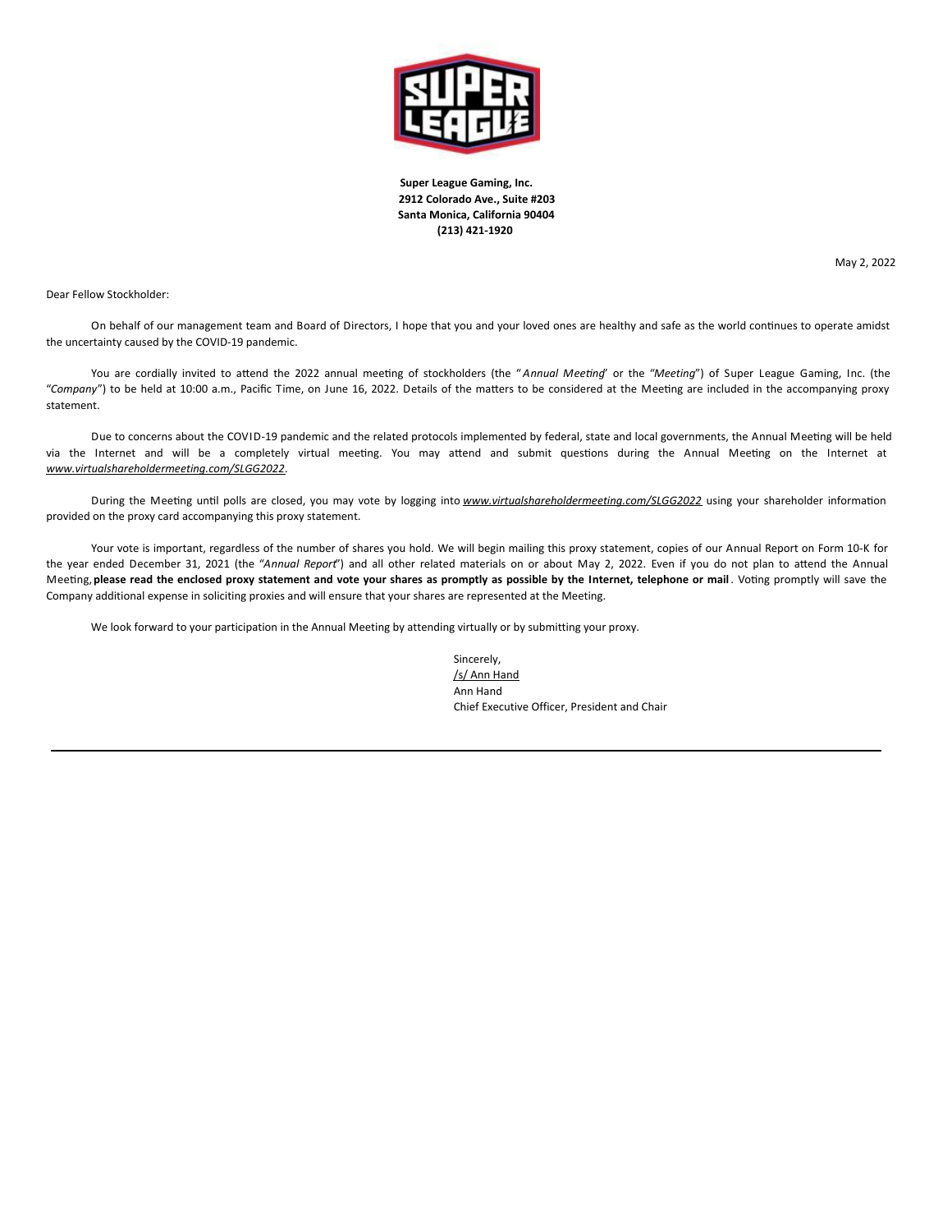**Super League Gaming, Inc.**
**2912 Colorado Ave., Suite #203**
**Santa Monica, California 90404**
**(213) 421-1920**

May 2, 2022

Dear Fellow Stockholder:

On behalf of our management team and Board of Directors, I hope that you and your loved ones are healthy and safe as the world continues to operate amidst the uncertainty caused by the COVID-19 pandemic.

You are cordially invited to attend the 2022 annual meeting of stockholders (the "*Annual Meeting*" or the "*Meeting*") of Super League Gaming, Inc. (the "*Company*") to be held at 10:00 a.m., Pacific Time, on June 16, 2022. Details of the matters to be considered at the Meeting are included in the accompanying proxy statement.

Due to concerns about the COVID-19 pandemic and the related protocols implemented by federal, state and local governments, the Annual Meeting will be held via the Internet and will be a completely virtual meeting. You may attend and submit questions during the Annual Meeting on the Internet at *www.virtualshareholdermeeting.com/SLGG2022*.

During the Meeting until polls are closed, you may vote by logging into *www.virtualshareholdermeeting.com/SLGG2022* using your shareholder information provided on the proxy card accompanying this proxy statement.

Your vote is important, regardless of the number of shares you hold. We will begin mailing this proxy statement, copies of our Annual Report on Form 10-K for the year ended December 31, 2021 (the "*Annual Report*") and all other related materials on or about May 2, 2022. Even if you do not plan to attend the Annual Meeting, **please read the enclosed proxy statement and vote your shares as promptly as possible by the Internet, telephone or mail**. Voting promptly will save the Company additional expense in soliciting proxies and will ensure that your shares are represented at the Meeting.

We look forward to your participation in the Annual Meeting by attending virtually or by submitting your proxy.

Sincerely,
/s/ Ann Hand
Ann Hand
Chief Executive Officer, President and Chair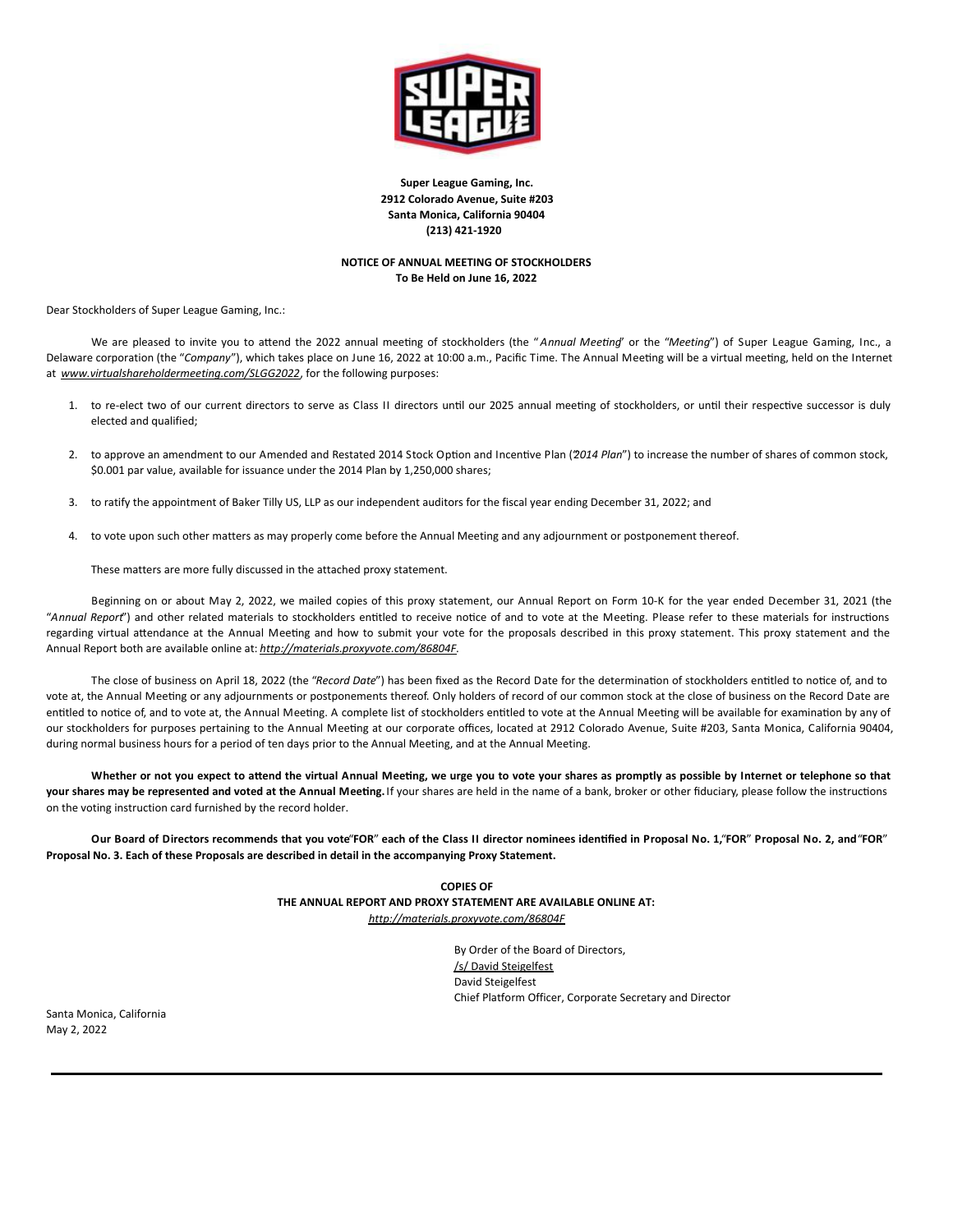**Super League Gaming, Inc.**
**2912 Colorado Avenue, Suite #203**
**Santa Monica, California 90404**
**(213) 421-1920**

**NOTICE OF ANNUAL MEETING OF STOCKHOLDERS**
**To Be Held on June 16, 2022**

Dear Stockholders of Super League Gaming, Inc.:

We are pleased to invite you to attend the 2022 annual meeting of stockholders (the "*Annual Meeting*" or the "*Meeting*") of Super League Gaming, Inc., a Delaware corporation (the "*Company*"), which takes place on June 16, 2022 at 10:00 a.m., Pacific Time. The Annual Meeting will be a virtual meeting, held on the Internet at *www.virtualshareholdermeeting.com/SLGG2022*, for the following purposes:

1. to re-elect two of our current directors to serve as Class II directors until our 2025 annual meeting of stockholders, or until their respective successor is duly elected and qualified;
2. to approve an amendment to our Amended and Restated 2014 Stock Option and Incentive Plan ("*2014 Plan*") to increase the number of shares of common stock, $0.001 par value, available for issuance under the 2014 Plan by 1,250,000 shares;
3. to ratify the appointment of Baker Tilly US, LLP as our independent auditors for the fiscal year ending December 31, 2022; and
4. to vote upon such other matters as may properly come before the Annual Meeting and any adjournment or postponement thereof.

These matters are more fully discussed in the attached proxy statement.

Beginning on or about May 2, 2022, we mailed copies of this proxy statement, our Annual Report on Form 10-K for the year ended December 31, 2021 (the "*Annual Report*") and other related materials to stockholders entitled to receive notice of and to vote at the Meeting. Please refer to these materials for instructions regarding virtual attendance at the Annual Meeting and how to submit your vote for the proposals described in this proxy statement. This proxy statement and the Annual Report both are available online at: *http://materials.proxyvote.com/86804F*.

The close of business on April 18, 2022 (the "*Record Date*") has been fixed as the Record Date for the determination of stockholders entitled to notice of, and to vote at, the Annual Meeting or any adjournments or postponements thereof. Only holders of record of our common stock at the close of business on the Record Date are entitled to notice of, and to vote at, the Annual Meeting. A complete list of stockholders entitled to vote at the Annual Meeting will be available for examination by any of our stockholders for purposes pertaining to the Annual Meeting at our corporate offices, located at 2912 Colorado Avenue, Suite #203, Santa Monica, California 90404, during normal business hours for a period of ten days prior to the Annual Meeting, and at the Annual Meeting.

**Whether or not you expect to attend the virtual Annual Meeting, we urge you to vote your shares as promptly as possible by Internet or telephone so that your shares may be represented and voted at the Annual Meeting.** If your shares are held in the name of a bank, broker or other fiduciary, please follow the instructions on the voting instruction card furnished by the record holder.

**Our Board of Directors recommends that you vote "FOR" each of the Class II director nominees identified in Proposal No. 1, "FOR" Proposal No. 2, and "FOR" Proposal No. 3. Each of these Proposals are described in detail in the accompanying Proxy Statement.**

**COPIES OF**
**THE ANNUAL REPORT AND PROXY STATEMENT ARE AVAILABLE ONLINE AT:**
*http://materials.proxyvote.com/86804F*

By Order of the Board of Directors,
/s/ David Steigelfest
David Steigelfest
Chief Platform Officer, Corporate Secretary and Director

Santa Monica, California
May 2, 2022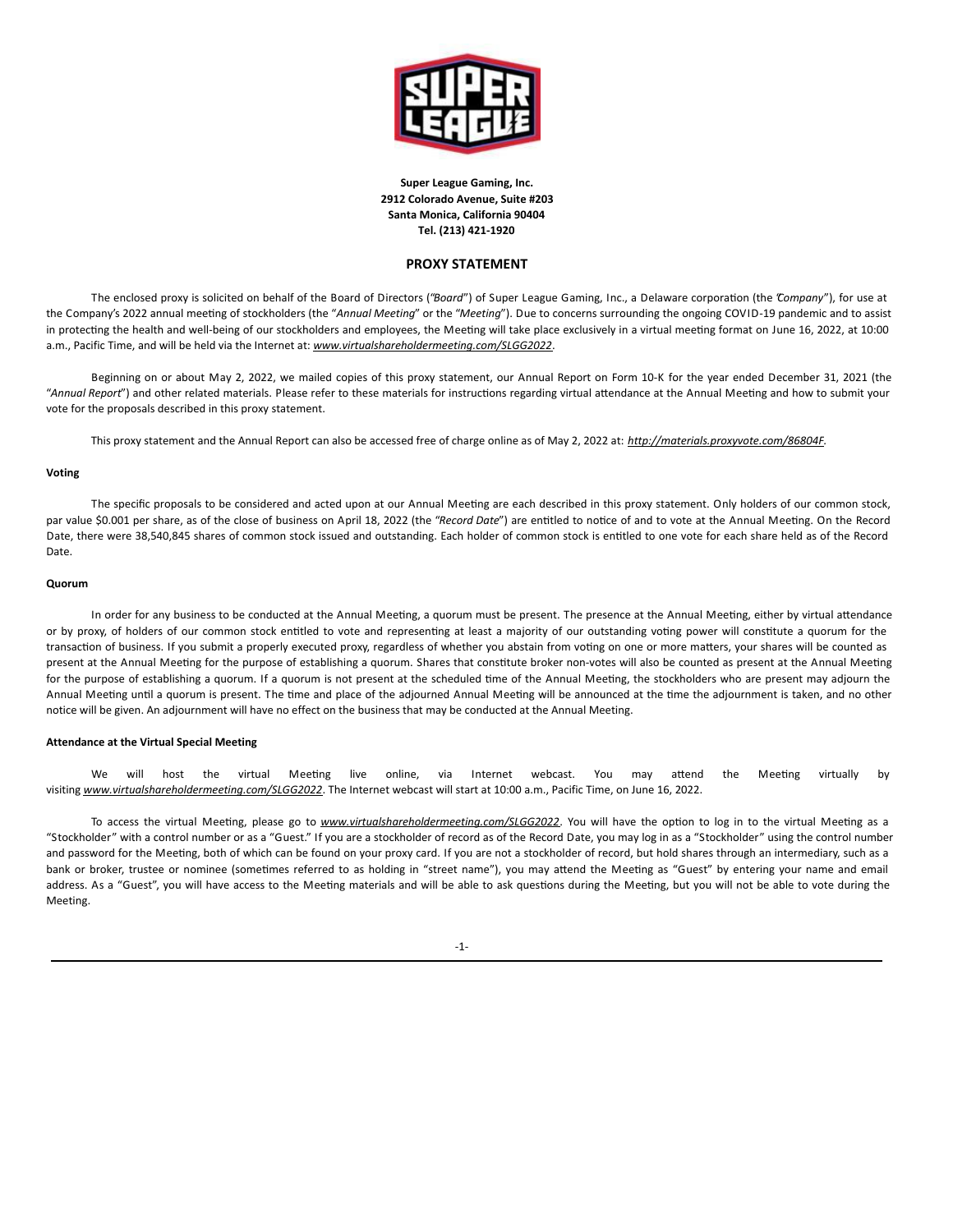**Super League Gaming, Inc.**
**2912 Colorado Avenue, Suite #203**
**Santa Monica, California 90404**
**Tel. (213) 421-1920**

## PROXY STATEMENT

The enclosed proxy is solicited on behalf of the Board of Directors ("*Board*") of Super League Gaming, Inc., a Delaware corporation (the "*Company*"), for use at the Company's 2022 annual meeting of stockholders (the "*Annual Meeting*" or the "*Meeting*"). Due to concerns surrounding the ongoing COVID-19 pandemic and to assist in protecting the health and well-being of our stockholders and employees, the Meeting will take place exclusively in a virtual meeting format on June 16, 2022, at 10:00 a.m., Pacific Time, and will be held via the Internet at: ***www.virtualshareholdermeeting.com/SLGG2022***.

Beginning on or about May 2, 2022, we mailed copies of this proxy statement, our Annual Report on Form 10-K for the year ended December 31, 2021 (the "*Annual Report*") and other related materials. Please refer to these materials for instructions regarding virtual attendance at the Annual Meeting and how to submit your vote for the proposals described in this proxy statement.

This proxy statement and the Annual Report can also be accessed free of charge online as of May 2, 2022 at: ***http://materials.proxyvote.com/86804F***.

**Voting**

The specific proposals to be considered and acted upon at our Annual Meeting are each described in this proxy statement. Only holders of our common stock, par value $0.001 per share, as of the close of business on April 18, 2022 (the "*Record Date*") are entitled to notice of and to vote at the Annual Meeting. On the Record Date, there were 38,540,845 shares of common stock issued and outstanding. Each holder of common stock is entitled to one vote for each share held as of the Record Date.

**Quorum**

In order for any business to be conducted at the Annual Meeting, a quorum must be present. The presence at the Annual Meeting, either by virtual attendance or by proxy, of holders of our common stock entitled to vote and representing at least a majority of our outstanding voting power will constitute a quorum for the transaction of business. If you submit a properly executed proxy, regardless of whether you abstain from voting on one or more matters, your shares will be counted as present at the Annual Meeting for the purpose of establishing a quorum. Shares that constitute broker non-votes will also be counted as present at the Annual Meeting for the purpose of establishing a quorum. If a quorum is not present at the scheduled time of the Annual Meeting, the stockholders who are present may adjourn the Annual Meeting until a quorum is present. The time and place of the adjourned Annual Meeting will be announced at the time the adjournment is taken, and no other notice will be given. An adjournment will have no effect on the business that may be conducted at the Annual Meeting.

**Attendance at the Virtual Special Meeting**

We will host the virtual Meeting live online, via Internet webcast. You may attend the Meeting virtually by visiting ***www.virtualshareholdermeeting.com/SLGG2022***. The Internet webcast will start at 10:00 a.m., Pacific Time, on June 16, 2022.

To access the virtual Meeting, please go to ***www.virtualshareholdermeeting.com/SLGG2022***. You will have the option to log in to the virtual Meeting as a "Stockholder" with a control number or as a "Guest." If you are a stockholder of record as of the Record Date, you may log in as a "Stockholder" using the control number and password for the Meeting, both of which can be found on your proxy card. If you are not a stockholder of record, but hold shares through an intermediary, such as a bank or broker, trustee or nominee (sometimes referred to as holding in "street name"), you may attend the Meeting as "Guest" by entering your name and email address. As a "Guest", you will have access to the Meeting materials and will be able to ask questions during the Meeting, but you will not be able to vote during the Meeting.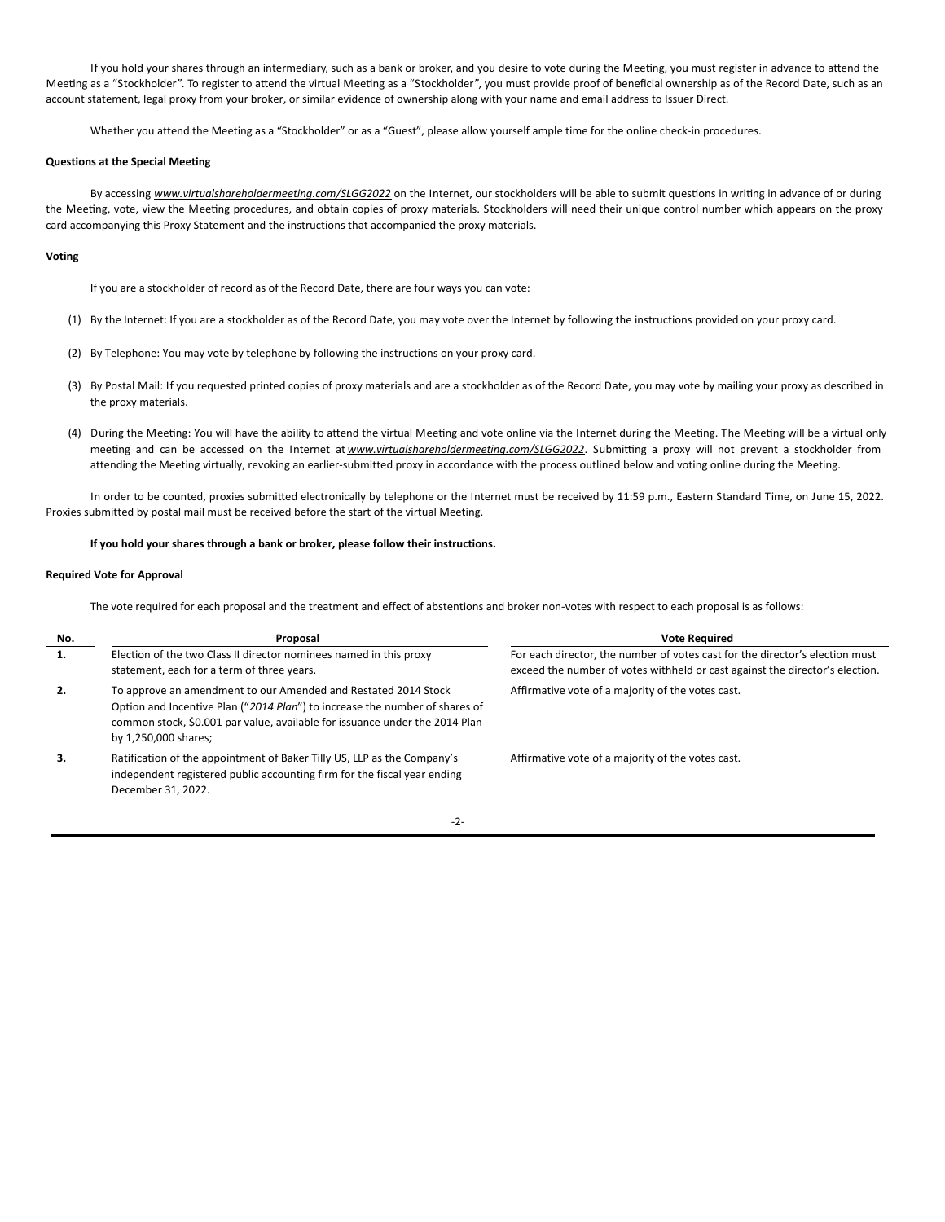If you hold your shares through an intermediary, such as a bank or broker, and you desire to vote during the Meeting, you must register in advance to attend the Meeting as a "Stockholder". To register to attend the virtual Meeting as a "Stockholder", you must provide proof of beneficial ownership as of the Record Date, such as an account statement, legal proxy from your broker, or similar evidence of ownership along with your name and email address to Issuer Direct.

Whether you attend the Meeting as a "Stockholder" or as a "Guest", please allow yourself ample time for the online check-in procedures.

**Questions at the Special Meeting**

By accessing *www.virtualshareholdermeeting.com/SLGG2022* on the Internet, our stockholders will be able to submit questions in writing in advance of or during the Meeting, vote, view the Meeting procedures, and obtain copies of proxy materials. Stockholders will need their unique control number which appears on the proxy card accompanying this Proxy Statement and the instructions that accompanied the proxy materials.

**Voting**

If you are a stockholder of record as of the Record Date, there are four ways you can vote:

(1) By the Internet: If you are a stockholder as of the Record Date, you may vote over the Internet by following the instructions provided on your proxy card.

(2) By Telephone: You may vote by telephone by following the instructions on your proxy card.

(3) By Postal Mail: If you requested printed copies of proxy materials and are a stockholder as of the Record Date, you may vote by mailing your proxy as described in the proxy materials.

(4) During the Meeting: You will have the ability to attend the virtual Meeting and vote online via the Internet during the Meeting. The Meeting will be a virtual only meeting and can be accessed on the Internet at *www.virtualshareholdermeeting.com/SLGG2022*. Submitting a proxy will not prevent a stockholder from attending the Meeting virtually, revoking an earlier-submitted proxy in accordance with the process outlined below and voting online during the Meeting.

In order to be counted, proxies submitted electronically by telephone or the Internet must be received by 11:59 p.m., Eastern Standard Time, on June 15, 2022. Proxies submitted by postal mail must be received before the start of the virtual Meeting.

**If you hold your shares through a bank or broker, please follow their instructions.**

**Required Vote for Approval**

The vote required for each proposal and the treatment and effect of abstentions and broker non-votes with respect to each proposal is as follows:

| No. | Proposal | Vote Required |
|---|---|---|
| **1.** | Election of the two Class II director nominees named in this proxy statement, each for a term of three years. | For each director, the number of votes cast for the director's election must exceed the number of votes withheld or cast against the director's election. |
| **2.** | To approve an amendment to our Amended and Restated 2014 Stock Option and Incentive Plan ("*2014 Plan*") to increase the number of shares of common stock, $0.001 par value, available for issuance under the 2014 Plan by 1,250,000 shares; | Affirmative vote of a majority of the votes cast. |
| **3.** | Ratification of the appointment of Baker Tilly US, LLP as the Company's independent registered public accounting firm for the fiscal year ending December 31, 2022. | Affirmative vote of a majority of the votes cast. |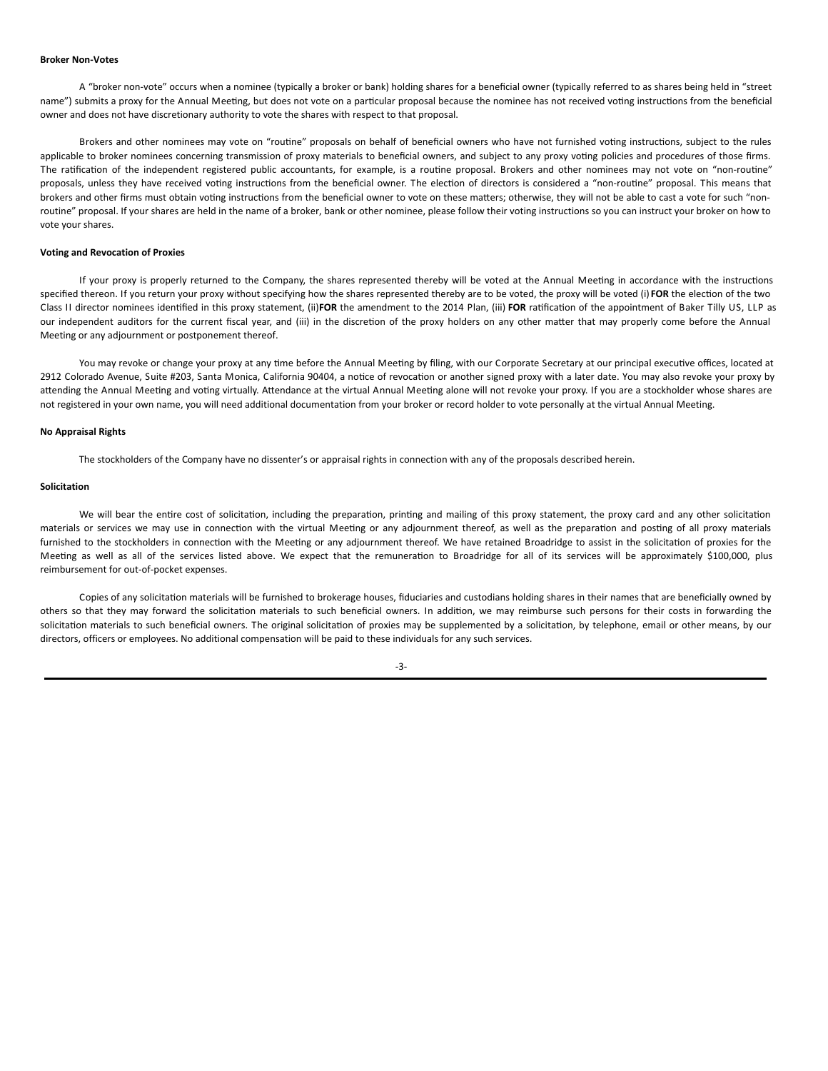**Broker Non-Votes**

A "broker non-vote" occurs when a nominee (typically a broker or bank) holding shares for a beneficial owner (typically referred to as shares being held in "street name") submits a proxy for the Annual Meeting, but does not vote on a particular proposal because the nominee has not received voting instructions from the beneficial owner and does not have discretionary authority to vote the shares with respect to that proposal.

Brokers and other nominees may vote on "routine" proposals on behalf of beneficial owners who have not furnished voting instructions, subject to the rules applicable to broker nominees concerning transmission of proxy materials to beneficial owners, and subject to any proxy voting policies and procedures of those firms. The ratification of the independent registered public accountants, for example, is a routine proposal. Brokers and other nominees may not vote on "non-routine" proposals, unless they have received voting instructions from the beneficial owner. The election of directors is considered a "non-routine" proposal. This means that brokers and other firms must obtain voting instructions from the beneficial owner to vote on these matters; otherwise, they will not be able to cast a vote for such "non-routine" proposal. If your shares are held in the name of a broker, bank or other nominee, please follow their voting instructions so you can instruct your broker on how to vote your shares.

**Voting and Revocation of Proxies**

If your proxy is properly returned to the Company, the shares represented thereby will be voted at the Annual Meeting in accordance with the instructions specified thereon. If you return your proxy without specifying how the shares represented thereby are to be voted, the proxy will be voted (i) **FOR** the election of the two Class II director nominees identified in this proxy statement, (ii) **FOR** the amendment to the 2014 Plan, (iii) **FOR** ratification of the appointment of Baker Tilly US, LLP as our independent auditors for the current fiscal year, and (iii) in the discretion of the proxy holders on any other matter that may properly come before the Annual Meeting or any adjournment or postponement thereof.

You may revoke or change your proxy at any time before the Annual Meeting by filing, with our Corporate Secretary at our principal executive offices, located at 2912 Colorado Avenue, Suite #203, Santa Monica, California 90404, a notice of revocation or another signed proxy with a later date. You may also revoke your proxy by attending the Annual Meeting and voting virtually. Attendance at the virtual Annual Meeting alone will not revoke your proxy. If you are a stockholder whose shares are not registered in your own name, you will need additional documentation from your broker or record holder to vote personally at the virtual Annual Meeting.

**No Appraisal Rights**

The stockholders of the Company have no dissenter's or appraisal rights in connection with any of the proposals described herein.

**Solicitation**

We will bear the entire cost of solicitation, including the preparation, printing and mailing of this proxy statement, the proxy card and any other solicitation materials or services we may use in connection with the virtual Meeting or any adjournment thereof, as well as the preparation and posting of all proxy materials furnished to the stockholders in connection with the Meeting or any adjournment thereof. We have retained Broadridge to assist in the solicitation of proxies for the Meeting as well as all of the services listed above. We expect that the remuneration to Broadridge for all of its services will be approximately $100,000, plus reimbursement for out-of-pocket expenses.

Copies of any solicitation materials will be furnished to brokerage houses, fiduciaries and custodians holding shares in their names that are beneficially owned by others so that they may forward the solicitation materials to such beneficial owners. In addition, we may reimburse such persons for their costs in forwarding the solicitation materials to such beneficial owners. The original solicitation of proxies may be supplemented by a solicitation, by telephone, email or other means, by our directors, officers or employees. No additional compensation will be paid to these individuals for any such services.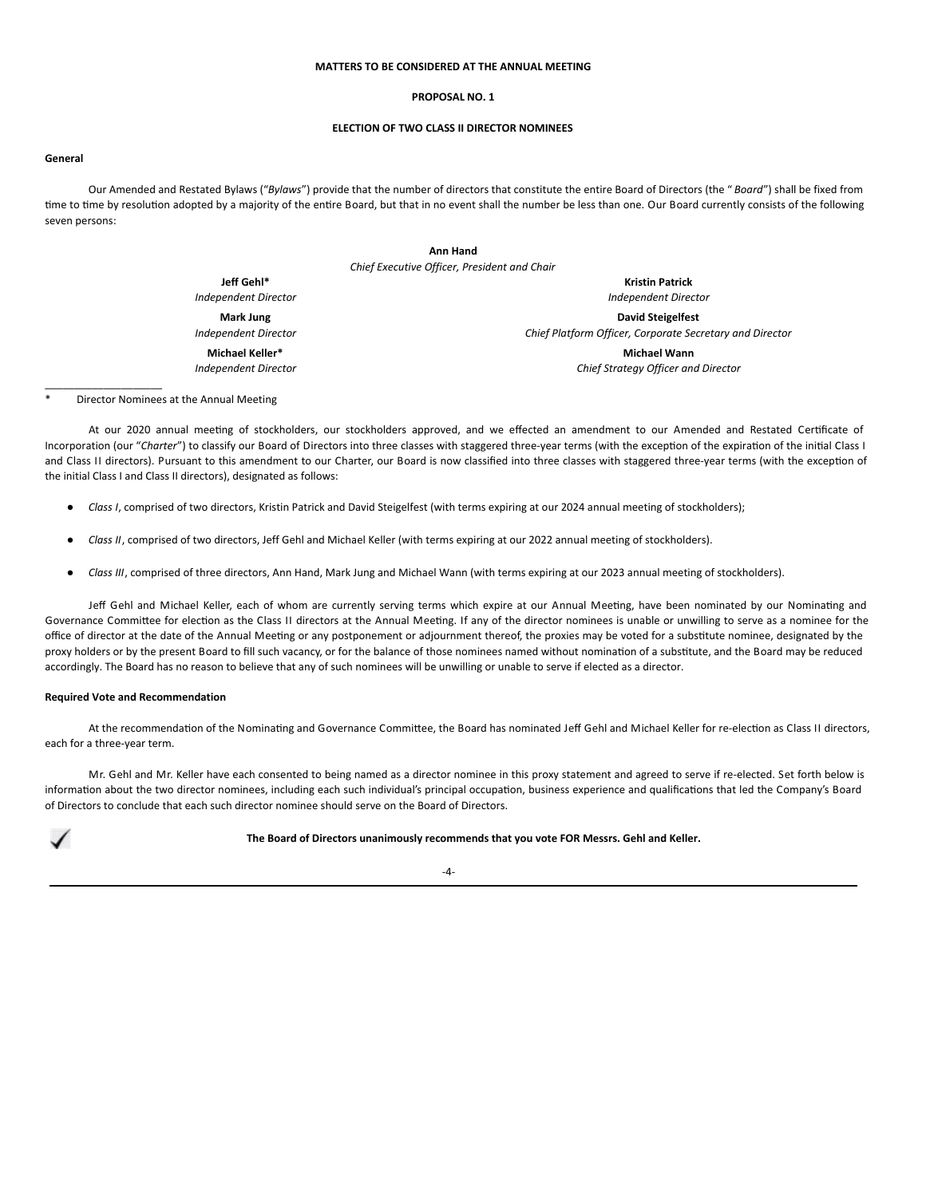## MATTERS TO BE CONSIDERED AT THE ANNUAL MEETING

## PROPOSAL NO. 1

## ELECTION OF TWO CLASS II DIRECTOR NOMINEES

**General**

Our Amended and Restated Bylaws ("*Bylaws*") provide that the number of directors that constitute the entire Board of Directors (the " *Board*") shall be fixed from time to time by resolution adopted by a majority of the entire Board, but that in no event shall the number be less than one. Our Board currently consists of the following seven persons:

**Ann Hand**
*Chief Executive Officer, President and Chair*

**Jeff Gehl***
*Independent Director*

**Mark Jung**
*Independent Director*

**Michael Keller***
*Independent Director*

**Kristin Patrick**
*Independent Director*

**David Steigelfest**
*Chief Platform Officer, Corporate Secretary and Director*

**Michael Wann**
*Chief Strategy Officer and Director*

\* Director Nominees at the Annual Meeting

At our 2020 annual meeting of stockholders, our stockholders approved, and we effected an amendment to our Amended and Restated Certificate of Incorporation (our "*Charter*") to classify our Board of Directors into three classes with staggered three-year terms (with the exception of the expiration of the initial Class I and Class II directors). Pursuant to this amendment to our Charter, our Board is now classified into three classes with staggered three-year terms (with the exception of the initial Class I and Class II directors), designated as follows:

- *Class I*, comprised of two directors, Kristin Patrick and David Steigelfest (with terms expiring at our 2024 annual meeting of stockholders);
- *Class II*, comprised of two directors, Jeff Gehl and Michael Keller (with terms expiring at our 2022 annual meeting of stockholders).
- *Class III*, comprised of three directors, Ann Hand, Mark Jung and Michael Wann (with terms expiring at our 2023 annual meeting of stockholders).

Jeff Gehl and Michael Keller, each of whom are currently serving terms which expire at our Annual Meeting, have been nominated by our Nominating and Governance Committee for election as the Class II directors at the Annual Meeting. If any of the director nominees is unable or unwilling to serve as a nominee for the office of director at the date of the Annual Meeting or any postponement or adjournment thereof, the proxies may be voted for a substitute nominee, designated by the proxy holders or by the present Board to fill such vacancy, or for the balance of those nominees named without nomination of a substitute, and the Board may be reduced accordingly. The Board has no reason to believe that any of such nominees will be unwilling or unable to serve if elected as a director.

**Required Vote and Recommendation**

At the recommendation of the Nominating and Governance Committee, the Board has nominated Jeff Gehl and Michael Keller for re-election as Class II directors, each for a three-year term.

Mr. Gehl and Mr. Keller have each consented to being named as a director nominee in this proxy statement and agreed to serve if re-elected. Set forth below is information about the two director nominees, including each such individual's principal occupation, business experience and qualifications that led the Company's Board of Directors to conclude that each such director nominee should serve on the Board of Directors.

✓ **The Board of Directors unanimously recommends that you vote FOR Messrs. Gehl and Keller.**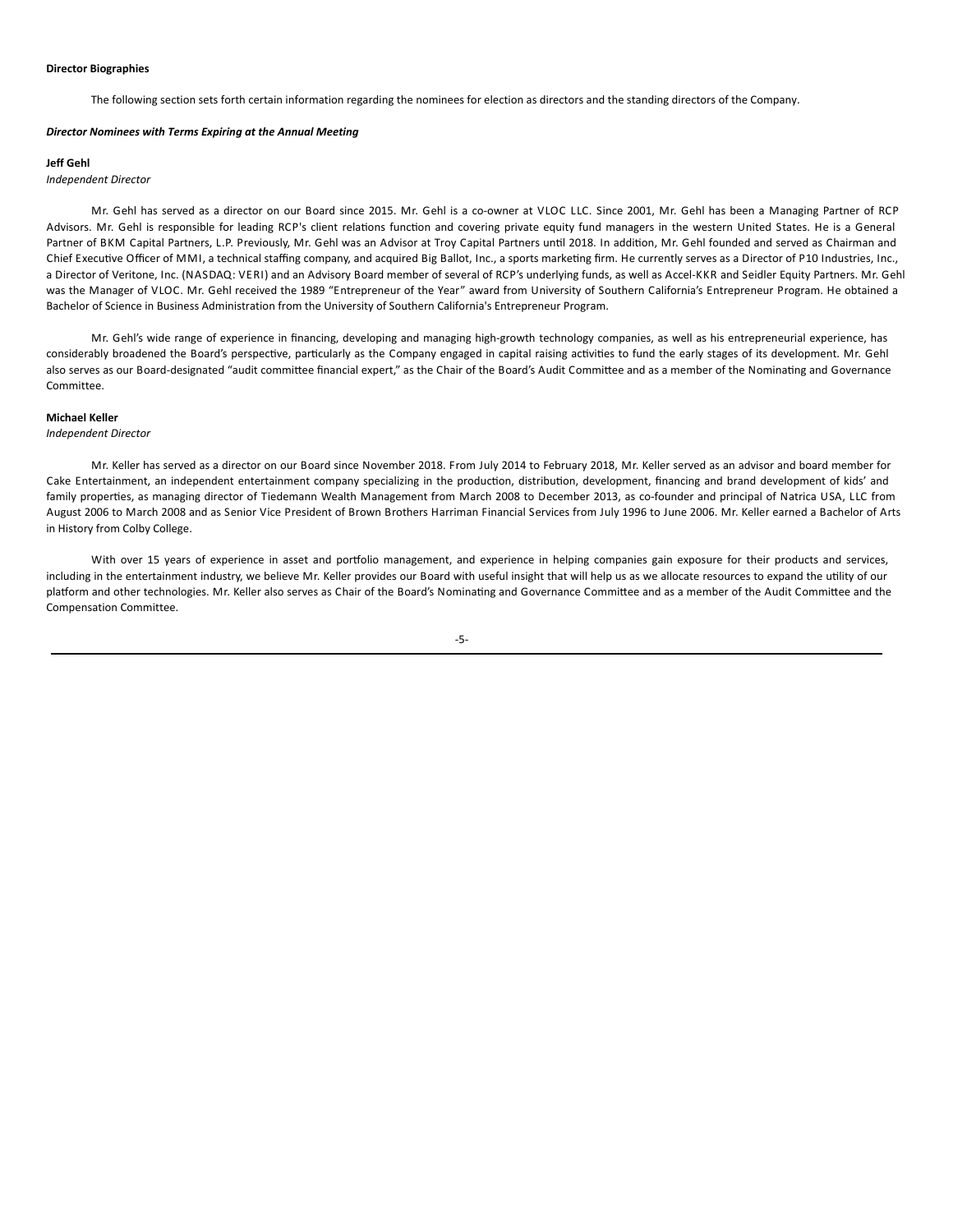**Director Biographies**

The following section sets forth certain information regarding the nominees for election as directors and the standing directors of the Company.

***Director Nominees with Terms Expiring at the Annual Meeting***

**Jeff Gehl**

*Independent Director*

Mr. Gehl has served as a director on our Board since 2015. Mr. Gehl is a co-owner at VLOC LLC. Since 2001, Mr. Gehl has been a Managing Partner of RCP Advisors. Mr. Gehl is responsible for leading RCP's client relations function and covering private equity fund managers in the western United States. He is a General Partner of BKM Capital Partners, L.P. Previously, Mr. Gehl was an Advisor at Troy Capital Partners until 2018. In addition, Mr. Gehl founded and served as Chairman and Chief Executive Officer of MMI, a technical staffing company, and acquired Big Ballot, Inc., a sports marketing firm. He currently serves as a Director of P10 Industries, Inc., a Director of Veritone, Inc. (NASDAQ: VERI) and an Advisory Board member of several of RCP's underlying funds, as well as Accel-KKR and Seidler Equity Partners. Mr. Gehl was the Manager of VLOC. Mr. Gehl received the 1989 "Entrepreneur of the Year" award from University of Southern California's Entrepreneur Program. He obtained a Bachelor of Science in Business Administration from the University of Southern California's Entrepreneur Program.

Mr. Gehl's wide range of experience in financing, developing and managing high-growth technology companies, as well as his entrepreneurial experience, has considerably broadened the Board's perspective, particularly as the Company engaged in capital raising activities to fund the early stages of its development. Mr. Gehl also serves as our Board-designated "audit committee financial expert," as the Chair of the Board's Audit Committee and as a member of the Nominating and Governance Committee.

**Michael Keller**

*Independent Director*

Mr. Keller has served as a director on our Board since November 2018. From July 2014 to February 2018, Mr. Keller served as an advisor and board member for Cake Entertainment, an independent entertainment company specializing in the production, distribution, development, financing and brand development of kids' and family properties, as managing director of Tiedemann Wealth Management from March 2008 to December 2013, as co-founder and principal of Natrica USA, LLC from August 2006 to March 2008 and as Senior Vice President of Brown Brothers Harriman Financial Services from July 1996 to June 2006. Mr. Keller earned a Bachelor of Arts in History from Colby College.

With over 15 years of experience in asset and portfolio management, and experience in helping companies gain exposure for their products and services, including in the entertainment industry, we believe Mr. Keller provides our Board with useful insight that will help us as we allocate resources to expand the utility of our platform and other technologies. Mr. Keller also serves as Chair of the Board's Nominating and Governance Committee and as a member of the Audit Committee and the Compensation Committee.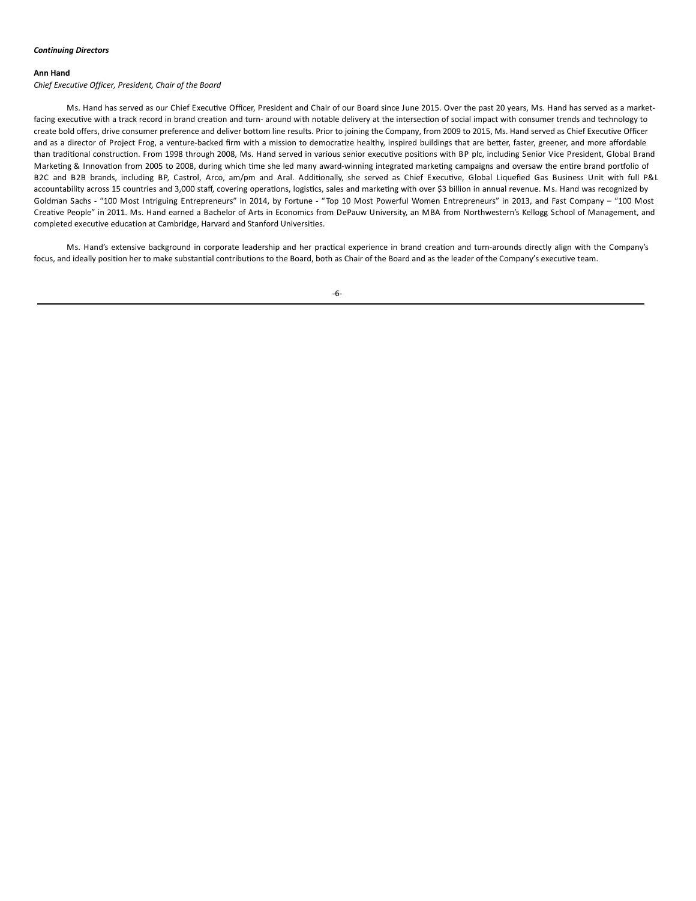***Continuing Directors***

**Ann Hand**

*Chief Executive Officer, President, Chair of the Board*

Ms. Hand has served as our Chief Executive Officer, President and Chair of our Board since June 2015. Over the past 20 years, Ms. Hand has served as a market-facing executive with a track record in brand creation and turn- around with notable delivery at the intersection of social impact with consumer trends and technology to create bold offers, drive consumer preference and deliver bottom line results. Prior to joining the Company, from 2009 to 2015, Ms. Hand served as Chief Executive Officer and as a director of Project Frog, a venture-backed firm with a mission to democratize healthy, inspired buildings that are better, faster, greener, and more affordable than traditional construction. From 1998 through 2008, Ms. Hand served in various senior executive positions with BP plc, including Senior Vice President, Global Brand Marketing & Innovation from 2005 to 2008, during which time she led many award-winning integrated marketing campaigns and oversaw the entire brand portfolio of B2C and B2B brands, including BP, Castrol, Arco, am/pm and Aral. Additionally, she served as Chief Executive, Global Liquefied Gas Business Unit with full P&L accountability across 15 countries and 3,000 staff, covering operations, logistics, sales and marketing with over $3 billion in annual revenue. Ms. Hand was recognized by Goldman Sachs - "100 Most Intriguing Entrepreneurs" in 2014, by Fortune - "Top 10 Most Powerful Women Entrepreneurs" in 2013, and Fast Company – "100 Most Creative People" in 2011. Ms. Hand earned a Bachelor of Arts in Economics from DePauw University, an MBA from Northwestern's Kellogg School of Management, and completed executive education at Cambridge, Harvard and Stanford Universities.

Ms. Hand's extensive background in corporate leadership and her practical experience in brand creation and turn-arounds directly align with the Company's focus, and ideally position her to make substantial contributions to the Board, both as Chair of the Board and as the leader of the Company's executive team.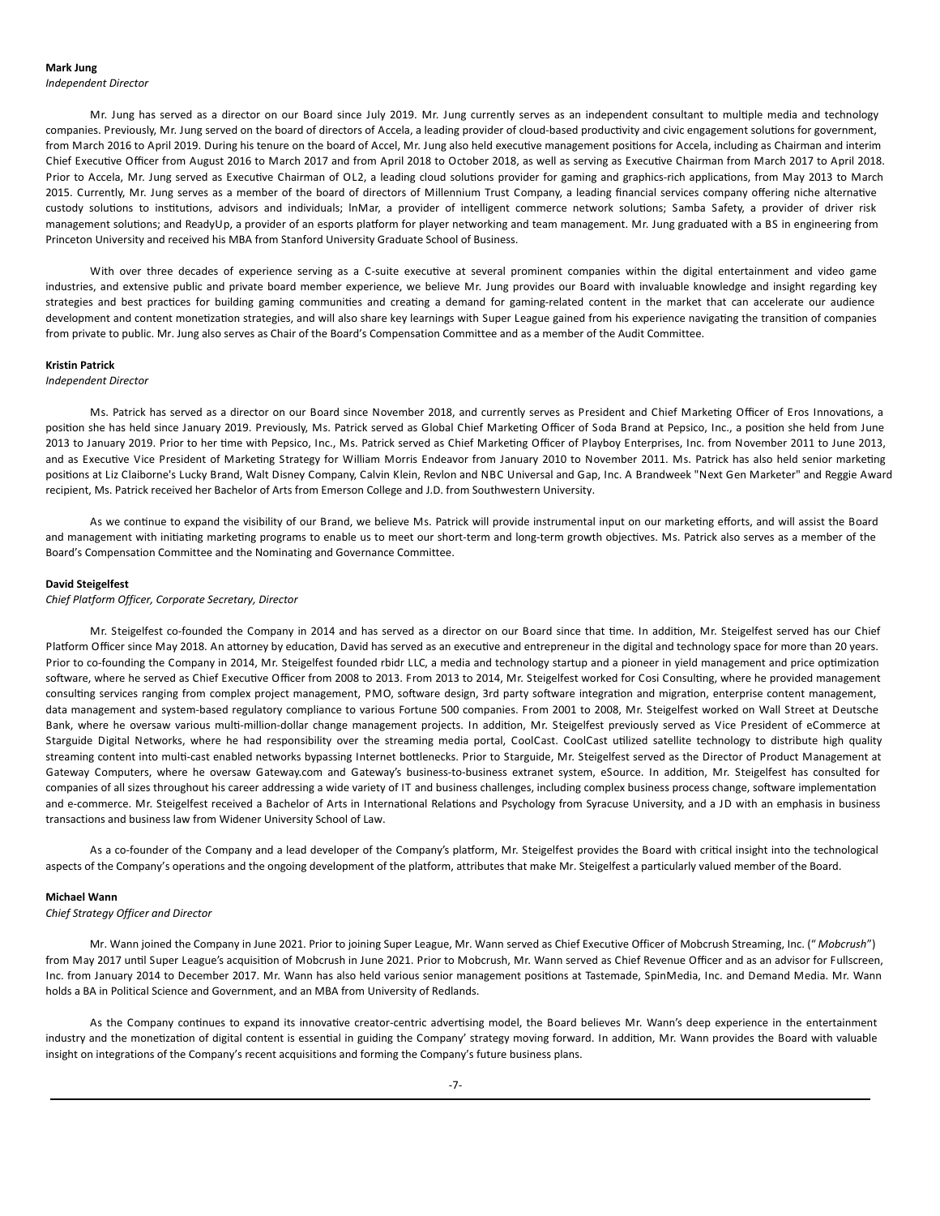**Mark Jung**

*Independent Director*

Mr. Jung has served as a director on our Board since July 2019. Mr. Jung currently serves as an independent consultant to multiple media and technology companies. Previously, Mr. Jung served on the board of directors of Accela, a leading provider of cloud-based productivity and civic engagement solutions for government, from March 2016 to April 2019. During his tenure on the board of Accel, Mr. Jung also held executive management positions for Accela, including as Chairman and interim Chief Executive Officer from August 2016 to March 2017 and from April 2018 to October 2018, as well as serving as Executive Chairman from March 2017 to April 2018. Prior to Accela, Mr. Jung served as Executive Chairman of OL2, a leading cloud solutions provider for gaming and graphics-rich applications, from May 2013 to March 2015. Currently, Mr. Jung serves as a member of the board of directors of Millennium Trust Company, a leading financial services company offering niche alternative custody solutions to institutions, advisors and individuals; InMar, a provider of intelligent commerce network solutions; Samba Safety, a provider of driver risk management solutions; and ReadyUp, a provider of an esports platform for player networking and team management. Mr. Jung graduated with a BS in engineering from Princeton University and received his MBA from Stanford University Graduate School of Business.

With over three decades of experience serving as a C-suite executive at several prominent companies within the digital entertainment and video game industries, and extensive public and private board member experience, we believe Mr. Jung provides our Board with invaluable knowledge and insight regarding key strategies and best practices for building gaming communities and creating a demand for gaming-related content in the market that can accelerate our audience development and content monetization strategies, and will also share key learnings with Super League gained from his experience navigating the transition of companies from private to public. Mr. Jung also serves as Chair of the Board's Compensation Committee and as a member of the Audit Committee.

**Kristin Patrick**

*Independent Director*

Ms. Patrick has served as a director on our Board since November 2018, and currently serves as President and Chief Marketing Officer of Eros Innovations, a position she has held since January 2019. Previously, Ms. Patrick served as Global Chief Marketing Officer of Soda Brand at Pepsico, Inc., a position she held from June 2013 to January 2019. Prior to her time with Pepsico, Inc., Ms. Patrick served as Chief Marketing Officer of Playboy Enterprises, Inc. from November 2011 to June 2013, and as Executive Vice President of Marketing Strategy for William Morris Endeavor from January 2010 to November 2011. Ms. Patrick has also held senior marketing positions at Liz Claiborne's Lucky Brand, Walt Disney Company, Calvin Klein, Revlon and NBC Universal and Gap, Inc. A Brandweek "Next Gen Marketer" and Reggie Award recipient, Ms. Patrick received her Bachelor of Arts from Emerson College and J.D. from Southwestern University.

As we continue to expand the visibility of our Brand, we believe Ms. Patrick will provide instrumental input on our marketing efforts, and will assist the Board and management with initiating marketing programs to enable us to meet our short-term and long-term growth objectives. Ms. Patrick also serves as a member of the Board's Compensation Committee and the Nominating and Governance Committee.

**David Steigelfest**

*Chief Platform Officer, Corporate Secretary, Director*

Mr. Steigelfest co-founded the Company in 2014 and has served as a director on our Board since that time. In addition, Mr. Steigelfest served has our Chief Platform Officer since May 2018. An attorney by education, David has served as an executive and entrepreneur in the digital and technology space for more than 20 years. Prior to co-founding the Company in 2014, Mr. Steigelfest founded rbidr LLC, a media and technology startup and a pioneer in yield management and price optimization software, where he served as Chief Executive Officer from 2008 to 2013. From 2013 to 2014, Mr. Steigelfest worked for Cosi Consulting, where he provided management consulting services ranging from complex project management, PMO, software design, 3rd party software integration and migration, enterprise content management, data management and system-based regulatory compliance to various Fortune 500 companies. From 2001 to 2008, Mr. Steigelfest worked on Wall Street at Deutsche Bank, where he oversaw various multi-million-dollar change management projects. In addition, Mr. Steigelfest previously served as Vice President of eCommerce at Starguide Digital Networks, where he had responsibility over the streaming media portal, CoolCast. CoolCast utilized satellite technology to distribute high quality streaming content into multi-cast enabled networks bypassing Internet bottlenecks. Prior to Starguide, Mr. Steigelfest served as the Director of Product Management at Gateway Computers, where he oversaw Gateway.com and Gateway's business-to-business extranet system, eSource. In addition, Mr. Steigelfest has consulted for companies of all sizes throughout his career addressing a wide variety of IT and business challenges, including complex business process change, software implementation and e-commerce. Mr. Steigelfest received a Bachelor of Arts in International Relations and Psychology from Syracuse University, and a JD with an emphasis in business transactions and business law from Widener University School of Law.

As a co-founder of the Company and a lead developer of the Company's platform, Mr. Steigelfest provides the Board with critical insight into the technological aspects of the Company's operations and the ongoing development of the platform, attributes that make Mr. Steigelfest a particularly valued member of the Board.

**Michael Wann**

*Chief Strategy Officer and Director*

Mr. Wann joined the Company in June 2021. Prior to joining Super League, Mr. Wann served as Chief Executive Officer of Mobcrush Streaming, Inc. ("*Mobcrush*") from May 2017 until Super League's acquisition of Mobcrush in June 2021. Prior to Mobcrush, Mr. Wann served as Chief Revenue Officer and as an advisor for Fullscreen, Inc. from January 2014 to December 2017. Mr. Wann has also held various senior management positions at Tastemade, SpinMedia, Inc. and Demand Media. Mr. Wann holds a BA in Political Science and Government, and an MBA from University of Redlands.

As the Company continues to expand its innovative creator-centric advertising model, the Board believes Mr. Wann's deep experience in the entertainment industry and the monetization of digital content is essential in guiding the Company' strategy moving forward. In addition, Mr. Wann provides the Board with valuable insight on integrations of the Company's recent acquisitions and forming the Company's future business plans.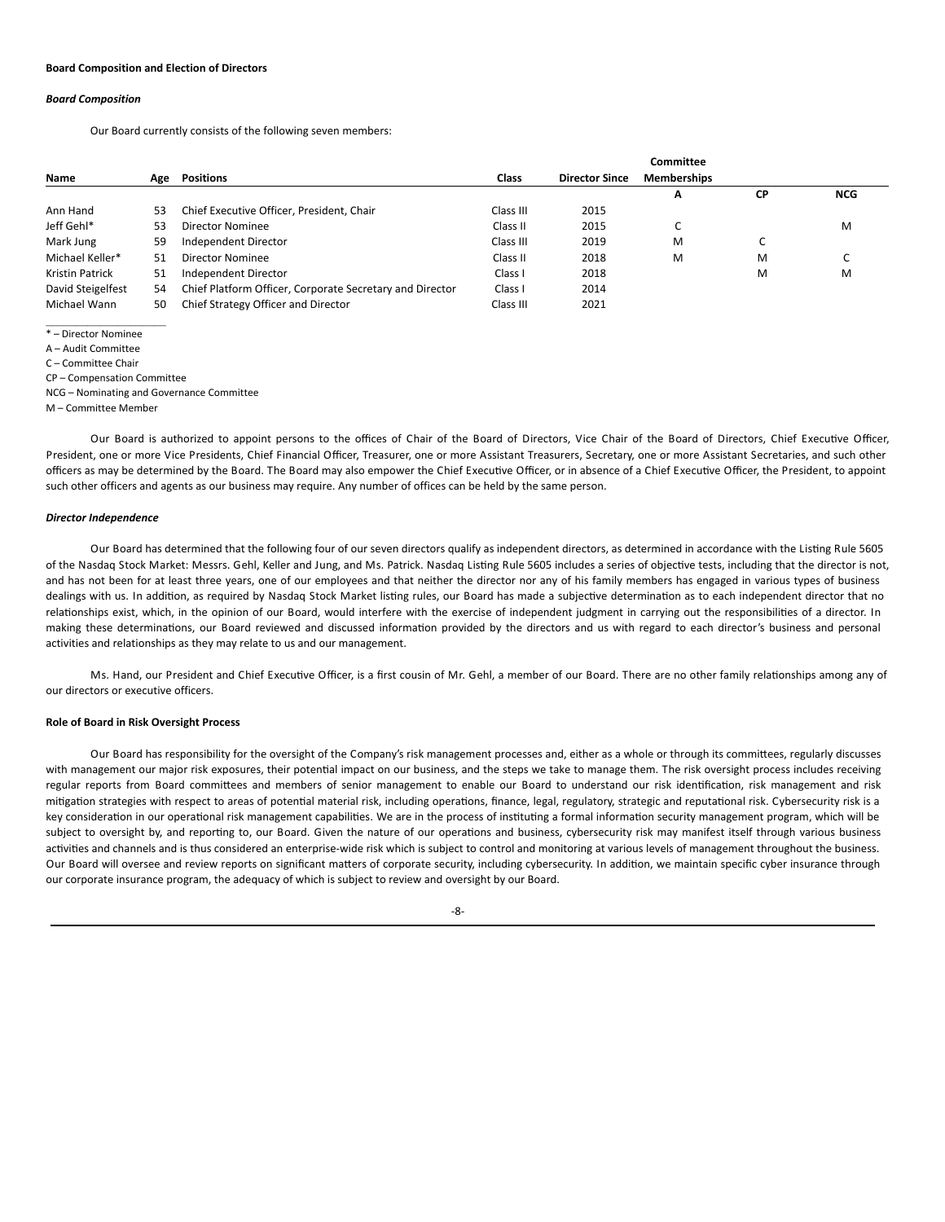**Board Composition and Election of Directors**

***Board Composition***

Our Board currently consists of the following seven members:

| Name | Age | Positions | Class | Director Since | Committee Memberships | | |
|---|---|---|---|---|---|---|---|
| | | | | | A | CP | NCG |
| Ann Hand | 53 | Chief Executive Officer, President, Chair | Class III | 2015 | | | |
| Jeff Gehl* | 53 | Director Nominee | Class II | 2015 | C | | M |
| Mark Jung | 59 | Independent Director | Class III | 2019 | M | C | |
| Michael Keller* | 51 | Director Nominee | Class II | 2018 | M | M | C |
| Kristin Patrick | 51 | Independent Director | Class I | 2018 | | M | M |
| David Steigelfest | 54 | Chief Platform Officer, Corporate Secretary and Director | Class I | 2014 | | | |
| Michael Wann | 50 | Chief Strategy Officer and Director | Class III | 2021 | | | |

\* – Director Nominee
A – Audit Committee
C – Committee Chair
CP – Compensation Committee
NCG – Nominating and Governance Committee
M – Committee Member

Our Board is authorized to appoint persons to the offices of Chair of the Board of Directors, Vice Chair of the Board of Directors, Chief Executive Officer, President, one or more Vice Presidents, Chief Financial Officer, Treasurer, one or more Assistant Treasurers, Secretary, one or more Assistant Secretaries, and such other officers as may be determined by the Board. The Board may also empower the Chief Executive Officer, or in absence of a Chief Executive Officer, the President, to appoint such other officers and agents as our business may require. Any number of offices can be held by the same person.

***Director Independence***

Our Board has determined that the following four of our seven directors qualify as independent directors, as determined in accordance with the Listing Rule 5605 of the Nasdaq Stock Market: Messrs. Gehl, Keller and Jung, and Ms. Patrick. Nasdaq Listing Rule 5605 includes a series of objective tests, including that the director is not, and has not been for at least three years, one of our employees and that neither the director nor any of his family members has engaged in various types of business dealings with us. In addition, as required by Nasdaq Stock Market listing rules, our Board has made a subjective determination as to each independent director that no relationships exist, which, in the opinion of our Board, would interfere with the exercise of independent judgment in carrying out the responsibilities of a director. In making these determinations, our Board reviewed and discussed information provided by the directors and us with regard to each director's business and personal activities and relationships as they may relate to us and our management.

Ms. Hand, our President and Chief Executive Officer, is a first cousin of Mr. Gehl, a member of our Board. There are no other family relationships among any of our directors or executive officers.

**Role of Board in Risk Oversight Process**

Our Board has responsibility for the oversight of the Company's risk management processes and, either as a whole or through its committees, regularly discusses with management our major risk exposures, their potential impact on our business, and the steps we take to manage them. The risk oversight process includes receiving regular reports from Board committees and members of senior management to enable our Board to understand our risk identification, risk management and risk mitigation strategies with respect to areas of potential material risk, including operations, finance, legal, regulatory, strategic and reputational risk. Cybersecurity risk is a key consideration in our operational risk management capabilities. We are in the process of instituting a formal information security management program, which will be subject to oversight by, and reporting to, our Board. Given the nature of our operations and business, cybersecurity risk may manifest itself through various business activities and channels and is thus considered an enterprise-wide risk which is subject to control and monitoring at various levels of management throughout the business. Our Board will oversee and review reports on significant matters of corporate security, including cybersecurity. In addition, we maintain specific cyber insurance through our corporate insurance program, the adequacy of which is subject to review and oversight by our Board.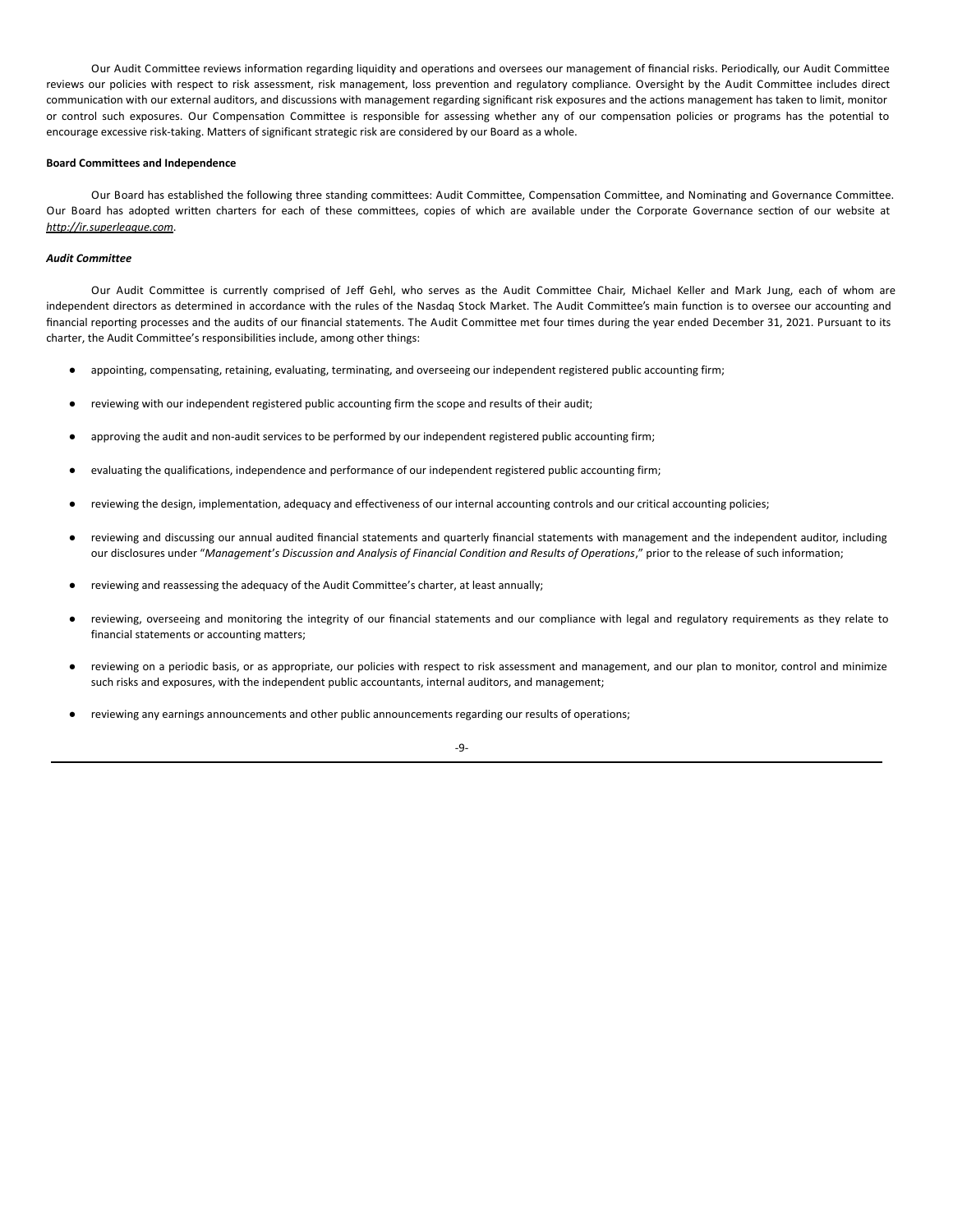Our Audit Committee reviews information regarding liquidity and operations and oversees our management of financial risks. Periodically, our Audit Committee reviews our policies with respect to risk assessment, risk management, loss prevention and regulatory compliance. Oversight by the Audit Committee includes direct communication with our external auditors, and discussions with management regarding significant risk exposures and the actions management has taken to limit, monitor or control such exposures. Our Compensation Committee is responsible for assessing whether any of our compensation policies or programs has the potential to encourage excessive risk-taking. Matters of significant strategic risk are considered by our Board as a whole.

**Board Committees and Independence**

Our Board has established the following three standing committees: Audit Committee, Compensation Committee, and Nominating and Governance Committee. Our Board has adopted written charters for each of these committees, copies of which are available under the Corporate Governance section of our website at *http://ir.superleague.com*.

***Audit Committee***

Our Audit Committee is currently comprised of Jeff Gehl, who serves as the Audit Committee Chair, Michael Keller and Mark Jung, each of whom are independent directors as determined in accordance with the rules of the Nasdaq Stock Market. The Audit Committee's main function is to oversee our accounting and financial reporting processes and the audits of our financial statements. The Audit Committee met four times during the year ended December 31, 2021. Pursuant to its charter, the Audit Committee's responsibilities include, among other things:

- appointing, compensating, retaining, evaluating, terminating, and overseeing our independent registered public accounting firm;
- reviewing with our independent registered public accounting firm the scope and results of their audit;
- approving the audit and non-audit services to be performed by our independent registered public accounting firm;
- evaluating the qualifications, independence and performance of our independent registered public accounting firm;
- reviewing the design, implementation, adequacy and effectiveness of our internal accounting controls and our critical accounting policies;
- reviewing and discussing our annual audited financial statements and quarterly financial statements with management and the independent auditor, including our disclosures under "*Management's Discussion and Analysis of Financial Condition and Results of Operations*," prior to the release of such information;
- reviewing and reassessing the adequacy of the Audit Committee's charter, at least annually;
- reviewing, overseeing and monitoring the integrity of our financial statements and our compliance with legal and regulatory requirements as they relate to financial statements or accounting matters;
- reviewing on a periodic basis, or as appropriate, our policies with respect to risk assessment and management, and our plan to monitor, control and minimize such risks and exposures, with the independent public accountants, internal auditors, and management;
- reviewing any earnings announcements and other public announcements regarding our results of operations;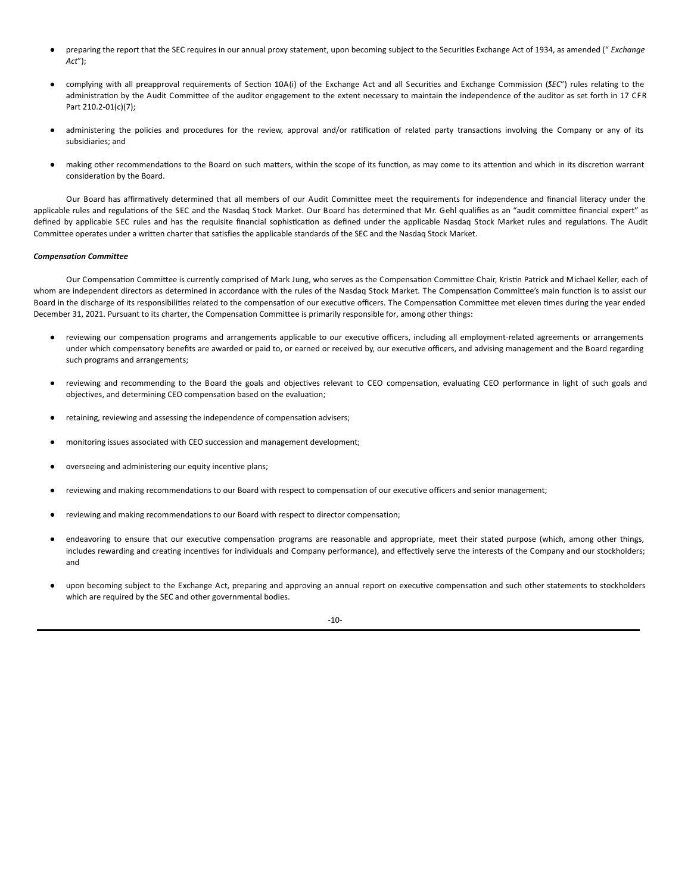- preparing the report that the SEC requires in our annual proxy statement, upon becoming subject to the Securities Exchange Act of 1934, as amended (" *Exchange Act*");

- complying with all preapproval requirements of Section 10A(i) of the Exchange Act and all Securities and Exchange Commission (*SEC*") rules relating to the administration by the Audit Committee of the auditor engagement to the extent necessary to maintain the independence of the auditor as set forth in 17 CFR Part 210.2-01(c)(7);

- administering the policies and procedures for the review, approval and/or ratification of related party transactions involving the Company or any of its subsidiaries; and

- making other recommendations to the Board on such matters, within the scope of its function, as may come to its attention and which in its discretion warrant consideration by the Board.

Our Board has affirmatively determined that all members of our Audit Committee meet the requirements for independence and financial literacy under the applicable rules and regulations of the SEC and the Nasdaq Stock Market. Our Board has determined that Mr. Gehl qualifies as an "audit committee financial expert" as defined by applicable SEC rules and has the requisite financial sophistication as defined under the applicable Nasdaq Stock Market rules and regulations. The Audit Committee operates under a written charter that satisfies the applicable standards of the SEC and the Nasdaq Stock Market.

***Compensation Committee***

Our Compensation Committee is currently comprised of Mark Jung, who serves as the Compensation Committee Chair, Kristin Patrick and Michael Keller, each of whom are independent directors as determined in accordance with the rules of the Nasdaq Stock Market. The Compensation Committee's main function is to assist our Board in the discharge of its responsibilities related to the compensation of our executive officers. The Compensation Committee met eleven times during the year ended December 31, 2021. Pursuant to its charter, the Compensation Committee is primarily responsible for, among other things:

- reviewing our compensation programs and arrangements applicable to our executive officers, including all employment-related agreements or arrangements under which compensatory benefits are awarded or paid to, or earned or received by, our executive officers, and advising management and the Board regarding such programs and arrangements;

- reviewing and recommending to the Board the goals and objectives relevant to CEO compensation, evaluating CEO performance in light of such goals and objectives, and determining CEO compensation based on the evaluation;

- retaining, reviewing and assessing the independence of compensation advisers;

- monitoring issues associated with CEO succession and management development;

- overseeing and administering our equity incentive plans;

- reviewing and making recommendations to our Board with respect to compensation of our executive officers and senior management;

- reviewing and making recommendations to our Board with respect to director compensation;

- endeavoring to ensure that our executive compensation programs are reasonable and appropriate, meet their stated purpose (which, among other things, includes rewarding and creating incentives for individuals and Company performance), and effectively serve the interests of the Company and our stockholders; and

- upon becoming subject to the Exchange Act, preparing and approving an annual report on executive compensation and such other statements to stockholders which are required by the SEC and other governmental bodies.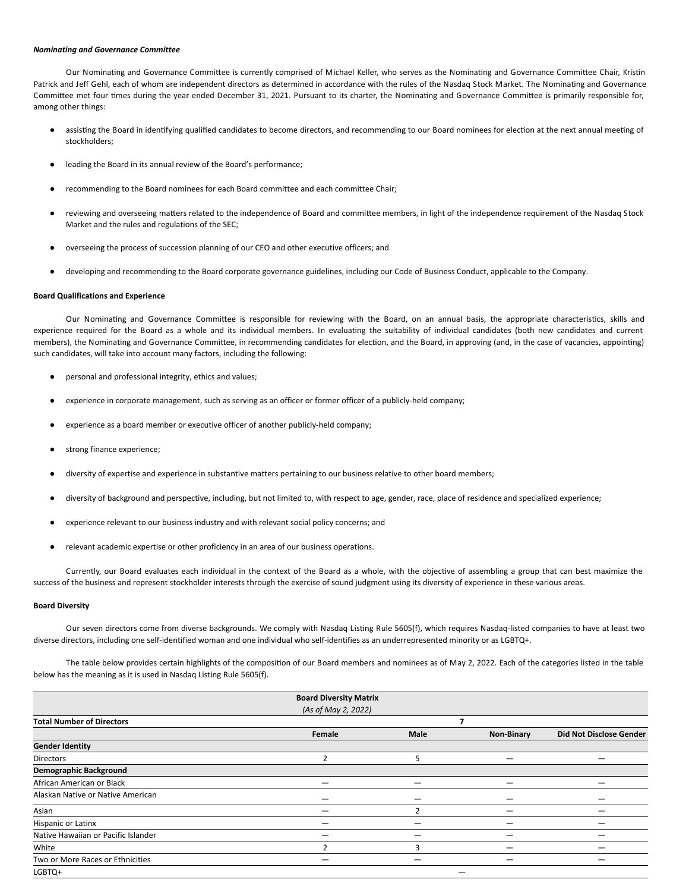***Nominating and Governance Committee***

Our Nominating and Governance Committee is currently comprised of Michael Keller, who serves as the Nominating and Governance Committee Chair, Kristin Patrick and Jeff Gehl, each of whom are independent directors as determined in accordance with the rules of the Nasdaq Stock Market. The Nominating and Governance Committee met four times during the year ended December 31, 2021. Pursuant to its charter, the Nominating and Governance Committee is primarily responsible for, among other things:

- assisting the Board in identifying qualified candidates to become directors, and recommending to our Board nominees for election at the next annual meeting of stockholders;
- leading the Board in its annual review of the Board's performance;
- recommending to the Board nominees for each Board committee and each committee Chair;
- reviewing and overseeing matters related to the independence of Board and committee members, in light of the independence requirement of the Nasdaq Stock Market and the rules and regulations of the SEC;
- overseeing the process of succession planning of our CEO and other executive officers; and
- developing and recommending to the Board corporate governance guidelines, including our Code of Business Conduct, applicable to the Company.

**Board Qualifications and Experience**

Our Nominating and Governance Committee is responsible for reviewing with the Board, on an annual basis, the appropriate characteristics, skills and experience required for the Board as a whole and its individual members. In evaluating the suitability of individual candidates (both new candidates and current members), the Nominating and Governance Committee, in recommending candidates for election, and the Board, in approving (and, in the case of vacancies, appointing) such candidates, will take into account many factors, including the following:

- personal and professional integrity, ethics and values;
- experience in corporate management, such as serving as an officer or former officer of a publicly-held company;
- experience as a board member or executive officer of another publicly-held company;
- strong finance experience;
- diversity of expertise and experience in substantive matters pertaining to our business relative to other board members;
- diversity of background and perspective, including, but not limited to, with respect to age, gender, race, place of residence and specialized experience;
- experience relevant to our business industry and with relevant social policy concerns; and
- relevant academic expertise or other proficiency in an area of our business operations.

Currently, our Board evaluates each individual in the context of the Board as a whole, with the objective of assembling a group that can best maximize the success of the business and represent stockholder interests through the exercise of sound judgment using its diversity of experience in these various areas.

**Board Diversity**

Our seven directors come from diverse backgrounds. We comply with Nasdaq Listing Rule 5605(f), which requires Nasdaq-listed companies to have at least two diverse directors, including one self-identified woman and one individual who self-identifies as an underrepresented minority or as LGBTQ+.

The table below provides certain highlights of the composition of our Board members and nominees as of May 2, 2022. Each of the categories listed in the table below has the meaning as it is used in Nasdaq Listing Rule 5605(f).

| **Board Diversity Matrix** *(As of May 2, 2022)* | | | | |
|---|---|---|---|---|
| **Total Number of Directors** | 7 | | | |
| | **Female** | **Male** | **Non-Binary** | **Did Not Disclose Gender** |
| **Gender Identity** | | | | |
| Directors | 2 | 5 | — | — |
| **Demographic Background** | | | | |
| African American or Black | — | — | — | — |
| Alaskan Native or Native American | — | — | — | — |
| Asian | — | 2 | — | — |
| Hispanic or Latinx | — | — | — | — |
| Native Hawaiian or Pacific Islander | — | — | — | — |
| White | 2 | 3 | — | — |
| Two or More Races or Ethnicities | — | — | — | — |
| LGBTQ+ | — | | | |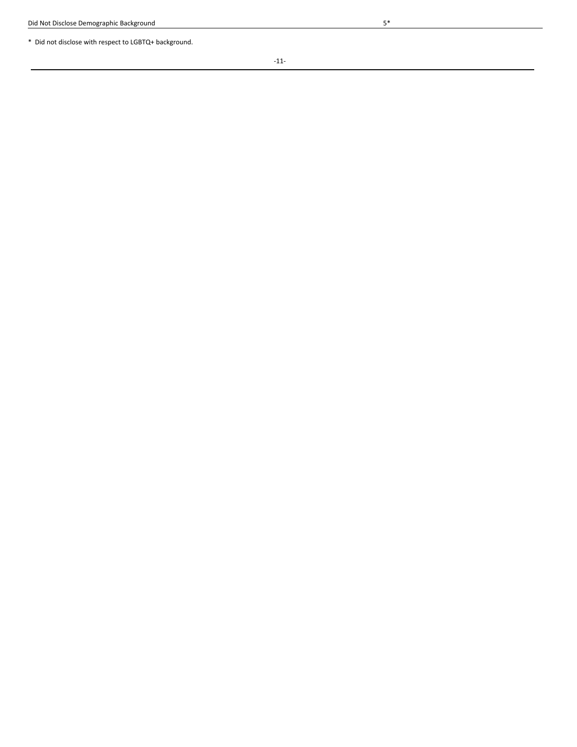| Did Not Disclose Demographic Background | 5* |
| --- | --- |

* Did not disclose with respect to LGBTQ+ background.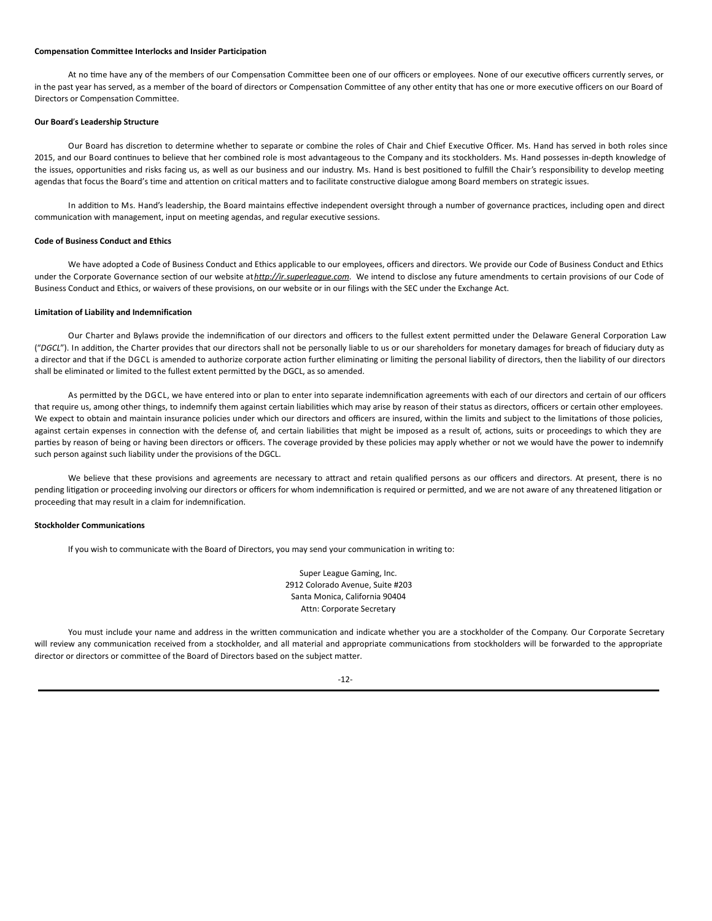**Compensation Committee Interlocks and Insider Participation**

At no time have any of the members of our Compensation Committee been one of our officers or employees. None of our executive officers currently serves, or in the past year has served, as a member of the board of directors or Compensation Committee of any other entity that has one or more executive officers on our Board of Directors or Compensation Committee.

**Our Board's Leadership Structure**

Our Board has discretion to determine whether to separate or combine the roles of Chair and Chief Executive Officer. Ms. Hand has served in both roles since 2015, and our Board continues to believe that her combined role is most advantageous to the Company and its stockholders. Ms. Hand possesses in-depth knowledge of the issues, opportunities and risks facing us, as well as our business and our industry. Ms. Hand is best positioned to fulfill the Chair's responsibility to develop meeting agendas that focus the Board's time and attention on critical matters and to facilitate constructive dialogue among Board members on strategic issues.

In addition to Ms. Hand's leadership, the Board maintains effective independent oversight through a number of governance practices, including open and direct communication with management, input on meeting agendas, and regular executive sessions.

**Code of Business Conduct and Ethics**

We have adopted a Code of Business Conduct and Ethics applicable to our employees, officers and directors. We provide our Code of Business Conduct and Ethics under the Corporate Governance section of our website at *http://ir.superleague.com*. We intend to disclose any future amendments to certain provisions of our Code of Business Conduct and Ethics, or waivers of these provisions, on our website or in our filings with the SEC under the Exchange Act.

**Limitation of Liability and Indemnification**

Our Charter and Bylaws provide the indemnification of our directors and officers to the fullest extent permitted under the Delaware General Corporation Law ("*DGCL*"). In addition, the Charter provides that our directors shall not be personally liable to us or our shareholders for monetary damages for breach of fiduciary duty as a director and that if the DGCL is amended to authorize corporate action further eliminating or limiting the personal liability of directors, then the liability of our directors shall be eliminated or limited to the fullest extent permitted by the DGCL, as so amended.

As permitted by the DGCL, we have entered into or plan to enter into separate indemnification agreements with each of our directors and certain of our officers that require us, among other things, to indemnify them against certain liabilities which may arise by reason of their status as directors, officers or certain other employees. We expect to obtain and maintain insurance policies under which our directors and officers are insured, within the limits and subject to the limitations of those policies, against certain expenses in connection with the defense of, and certain liabilities that might be imposed as a result of, actions, suits or proceedings to which they are parties by reason of being or having been directors or officers. The coverage provided by these policies may apply whether or not we would have the power to indemnify such person against such liability under the provisions of the DGCL.

We believe that these provisions and agreements are necessary to attract and retain qualified persons as our officers and directors. At present, there is no pending litigation or proceeding involving our directors or officers for whom indemnification is required or permitted, and we are not aware of any threatened litigation or proceeding that may result in a claim for indemnification.

**Stockholder Communications**

If you wish to communicate with the Board of Directors, you may send your communication in writing to:

Super League Gaming, Inc.
2912 Colorado Avenue, Suite #203
Santa Monica, California 90404
Attn: Corporate Secretary

You must include your name and address in the written communication and indicate whether you are a stockholder of the Company. Our Corporate Secretary will review any communication received from a stockholder, and all material and appropriate communications from stockholders will be forwarded to the appropriate director or directors or committee of the Board of Directors based on the subject matter.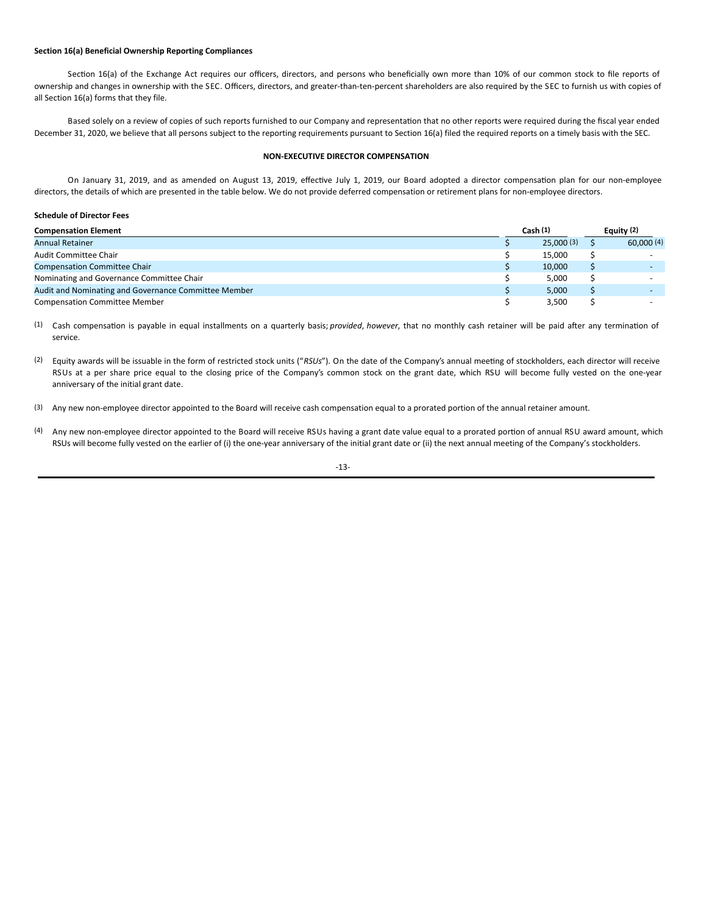**Section 16(a) Beneficial Ownership Reporting Compliances**

Section 16(a) of the Exchange Act requires our officers, directors, and persons who beneficially own more than 10% of our common stock to file reports of ownership and changes in ownership with the SEC. Officers, directors, and greater-than-ten-percent shareholders are also required by the SEC to furnish us with copies of all Section 16(a) forms that they file.

Based solely on a review of copies of such reports furnished to our Company and representation that no other reports were required during the fiscal year ended December 31, 2020, we believe that all persons subject to the reporting requirements pursuant to Section 16(a) filed the required reports on a timely basis with the SEC.

## NON-EXECUTIVE DIRECTOR COMPENSATION

On January 31, 2019, and as amended on August 13, 2019, effective July 1, 2019, our Board adopted a director compensation plan for our non-employee directors, the details of which are presented in the table below. We do not provide deferred compensation or retirement plans for non-employee directors.

**Schedule of Director Fees**

| Compensation Element | Cash (1) | Equity (2) |
|---|---|---|
| Annual Retainer | $ 25,000 (3) | $ 60,000 (4) |
| Audit Committee Chair | $ 15,000 | $ - |
| Compensation Committee Chair | $ 10,000 | $ - |
| Nominating and Governance Committee Chair | $ 5,000 | $ - |
| Audit and Nominating and Governance Committee Member | $ 5,000 | $ - |
| Compensation Committee Member | $ 3,500 | $ - |

(1) Cash compensation is payable in equal installments on a quarterly basis; *provided*, *however*, that no monthly cash retainer will be paid after any termination of service.

(2) Equity awards will be issuable in the form of restricted stock units ("*RSUs*"). On the date of the Company's annual meeting of stockholders, each director will receive RSUs at a per share price equal to the closing price of the Company's common stock on the grant date, which RSU will become fully vested on the one-year anniversary of the initial grant date.

(3) Any new non-employee director appointed to the Board will receive cash compensation equal to a prorated portion of the annual retainer amount.

(4) Any new non-employee director appointed to the Board will receive RSUs having a grant date value equal to a prorated portion of annual RSU award amount, which RSUs will become fully vested on the earlier of (i) the one-year anniversary of the initial grant date or (ii) the next annual meeting of the Company's stockholders.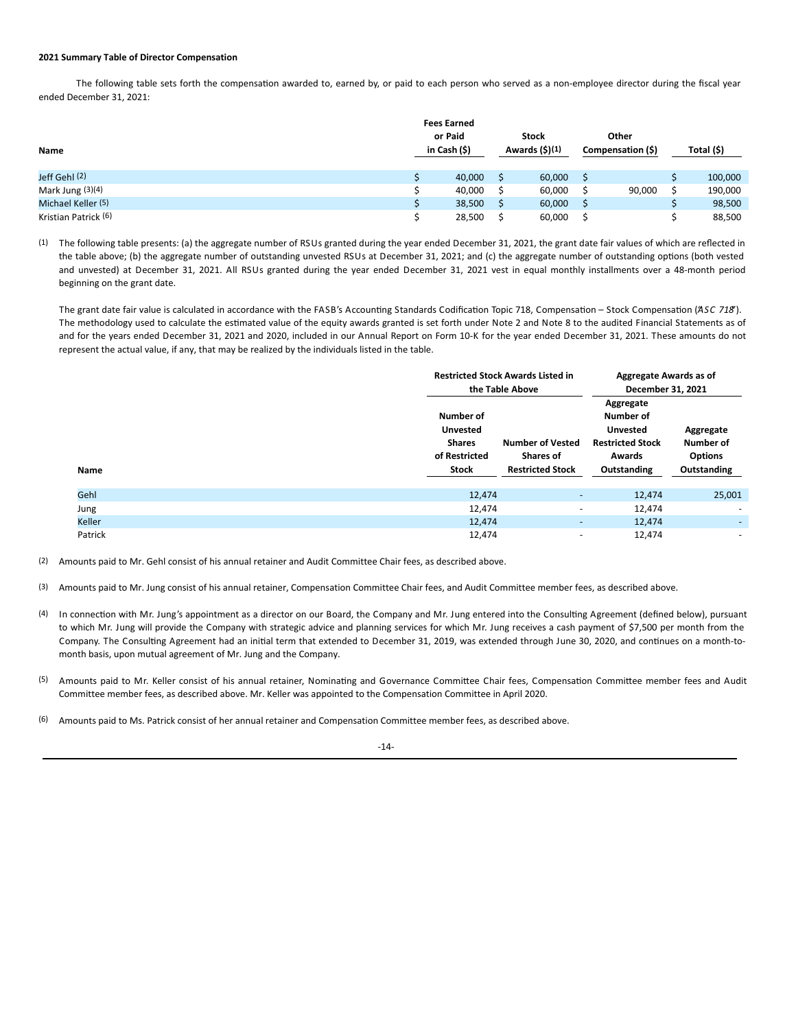**2021 Summary Table of Director Compensation**

The following table sets forth the compensation awarded to, earned by, or paid to each person who served as a non-employee director during the fiscal year ended December 31, 2021:

| Name | Fees Earned or Paid in Cash ($) | Stock Awards ($)(1) | Other Compensation ($) | Total ($) |
|---|---|---|---|---|
| Jeff Gehl (2) | $ 40,000 | $ 60,000 | $ | $ 100,000 |
| Mark Jung (3)(4) | $ 40,000 | $ 60,000 | $ 90,000 | $ 190,000 |
| Michael Keller (5) | $ 38,500 | $ 60,000 | $ | $ 98,500 |
| Kristian Patrick (6) | $ 28,500 | $ 60,000 | $ | $ 88,500 |

(1) The following table presents: (a) the aggregate number of RSUs granted during the year ended December 31, 2021, the grant date fair values of which are reflected in the table above; (b) the aggregate number of outstanding unvested RSUs at December 31, 2021; and (c) the aggregate number of outstanding options (both vested and unvested) at December 31, 2021. All RSUs granted during the year ended December 31, 2021 vest in equal monthly installments over a 48-month period beginning on the grant date.

The grant date fair value is calculated in accordance with the FASB's Accounting Standards Codification Topic 718, Compensation – Stock Compensation ("*ASC 718*"). The methodology used to calculate the estimated value of the equity awards granted is set forth under Note 2 and Note 8 to the audited Financial Statements as of and for the years ended December 31, 2021 and 2020, included in our Annual Report on Form 10-K for the year ended December 31, 2021. These amounts do not represent the actual value, if any, that may be realized by the individuals listed in the table.

| | Restricted Stock Awards Listed in the Table Above | | Aggregate Awards as of December 31, 2021 | |
|---|---|---|---|---|
| Name | Number of Unvested Shares of Restricted Stock | Number of Vested Shares of Restricted Stock | Aggregate Number of Unvested Restricted Stock Awards Outstanding | Aggregate Number of Options Outstanding |
| Gehl | 12,474 | - | 12,474 | 25,001 |
| Jung | 12,474 | - | 12,474 | - |
| Keller | 12,474 | - | 12,474 | - |
| Patrick | 12,474 | - | 12,474 | - |

(2) Amounts paid to Mr. Gehl consist of his annual retainer and Audit Committee Chair fees, as described above.

(3) Amounts paid to Mr. Jung consist of his annual retainer, Compensation Committee Chair fees, and Audit Committee member fees, as described above.

(4) In connection with Mr. Jung's appointment as a director on our Board, the Company and Mr. Jung entered into the Consulting Agreement (defined below), pursuant to which Mr. Jung will provide the Company with strategic advice and planning services for which Mr. Jung receives a cash payment of $7,500 per month from the Company. The Consulting Agreement had an initial term that extended to December 31, 2019, was extended through June 30, 2020, and continues on a month-to-month basis, upon mutual agreement of Mr. Jung and the Company.

(5) Amounts paid to Mr. Keller consist of his annual retainer, Nominating and Governance Committee Chair fees, Compensation Committee member fees and Audit Committee member fees, as described above. Mr. Keller was appointed to the Compensation Committee in April 2020.

(6) Amounts paid to Ms. Patrick consist of her annual retainer and Compensation Committee member fees, as described above.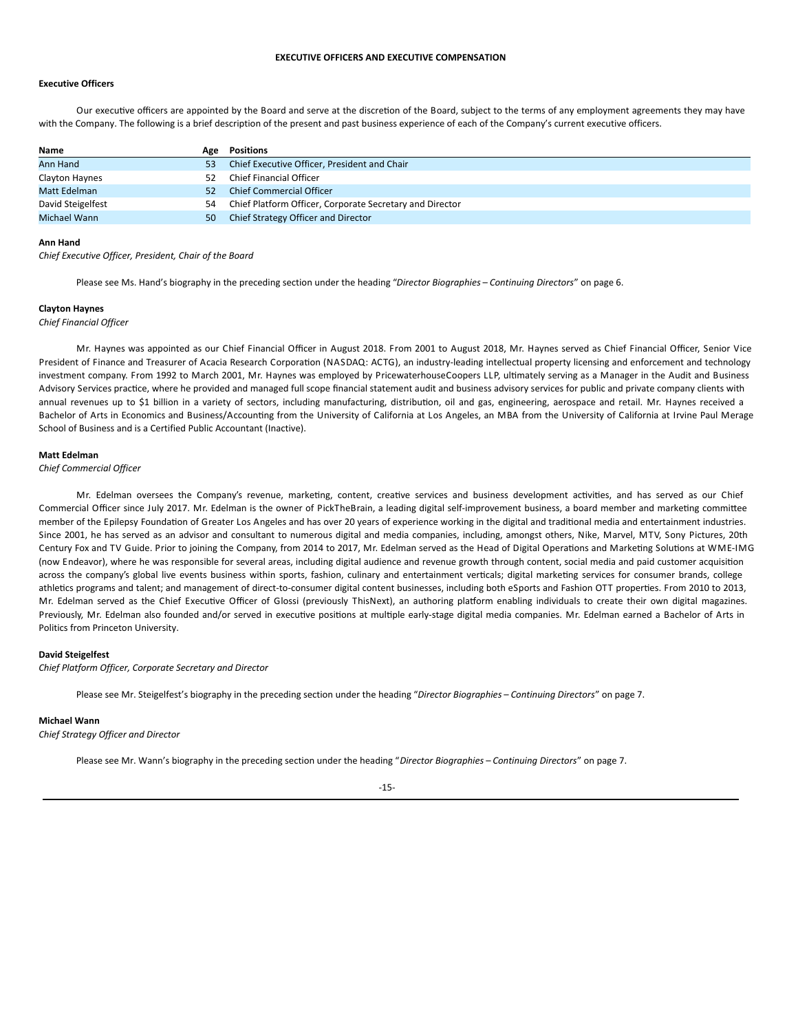# EXECUTIVE OFFICERS AND EXECUTIVE COMPENSATION

## Executive Officers

Our executive officers are appointed by the Board and serve at the discretion of the Board, subject to the terms of any employment agreements they may have with the Company. The following is a brief description of the present and past business experience of each of the Company's current executive officers.

| Name | Age | Positions |
|---|---|---|
| Ann Hand | 53 | Chief Executive Officer, President and Chair |
| Clayton Haynes | 52 | Chief Financial Officer |
| Matt Edelman | 52 | Chief Commercial Officer |
| David Steigelfest | 54 | Chief Platform Officer, Corporate Secretary and Director |
| Michael Wann | 50 | Chief Strategy Officer and Director |

**Ann Hand**

*Chief Executive Officer, President, Chair of the Board*

Please see Ms. Hand's biography in the preceding section under the heading "*Director Biographies – Continuing Directors*" on page 6.

**Clayton Haynes**

*Chief Financial Officer*

Mr. Haynes was appointed as our Chief Financial Officer in August 2018. From 2001 to August 2018, Mr. Haynes served as Chief Financial Officer, Senior Vice President of Finance and Treasurer of Acacia Research Corporation (NASDAQ: ACTG), an industry-leading intellectual property licensing and enforcement and technology investment company. From 1992 to March 2001, Mr. Haynes was employed by PricewaterhouseCoopers LLP, ultimately serving as a Manager in the Audit and Business Advisory Services practice, where he provided and managed full scope financial statement audit and business advisory services for public and private company clients with annual revenues up to $1 billion in a variety of sectors, including manufacturing, distribution, oil and gas, engineering, aerospace and retail. Mr. Haynes received a Bachelor of Arts in Economics and Business/Accounting from the University of California at Los Angeles, an MBA from the University of California at Irvine Paul Merage School of Business and is a Certified Public Accountant (Inactive).

**Matt Edelman**

*Chief Commercial Officer*

Mr. Edelman oversees the Company's revenue, marketing, content, creative services and business development activities, and has served as our Chief Commercial Officer since July 2017. Mr. Edelman is the owner of PickTheBrain, a leading digital self-improvement business, a board member and marketing committee member of the Epilepsy Foundation of Greater Los Angeles and has over 20 years of experience working in the digital and traditional media and entertainment industries. Since 2001, he has served as an advisor and consultant to numerous digital and media companies, including, amongst others, Nike, Marvel, MTV, Sony Pictures, 20th Century Fox and TV Guide. Prior to joining the Company, from 2014 to 2017, Mr. Edelman served as the Head of Digital Operations and Marketing Solutions at WME-IMG (now Endeavor), where he was responsible for several areas, including digital audience and revenue growth through content, social media and paid customer acquisition across the company's global live events business within sports, fashion, culinary and entertainment verticals; digital marketing services for consumer brands, college athletics programs and talent; and management of direct-to-consumer digital content businesses, including both eSports and Fashion OTT properties. From 2010 to 2013, Mr. Edelman served as the Chief Executive Officer of Glossi (previously ThisNext), an authoring platform enabling individuals to create their own digital magazines. Previously, Mr. Edelman also founded and/or served in executive positions at multiple early-stage digital media companies. Mr. Edelman earned a Bachelor of Arts in Politics from Princeton University.

**David Steigelfest**

*Chief Platform Officer, Corporate Secretary and Director*

Please see Mr. Steigelfest's biography in the preceding section under the heading "*Director Biographies – Continuing Directors*" on page 7.

**Michael Wann**

*Chief Strategy Officer and Director*

Please see Mr. Wann's biography in the preceding section under the heading "*Director Biographies – Continuing Directors*" on page 7.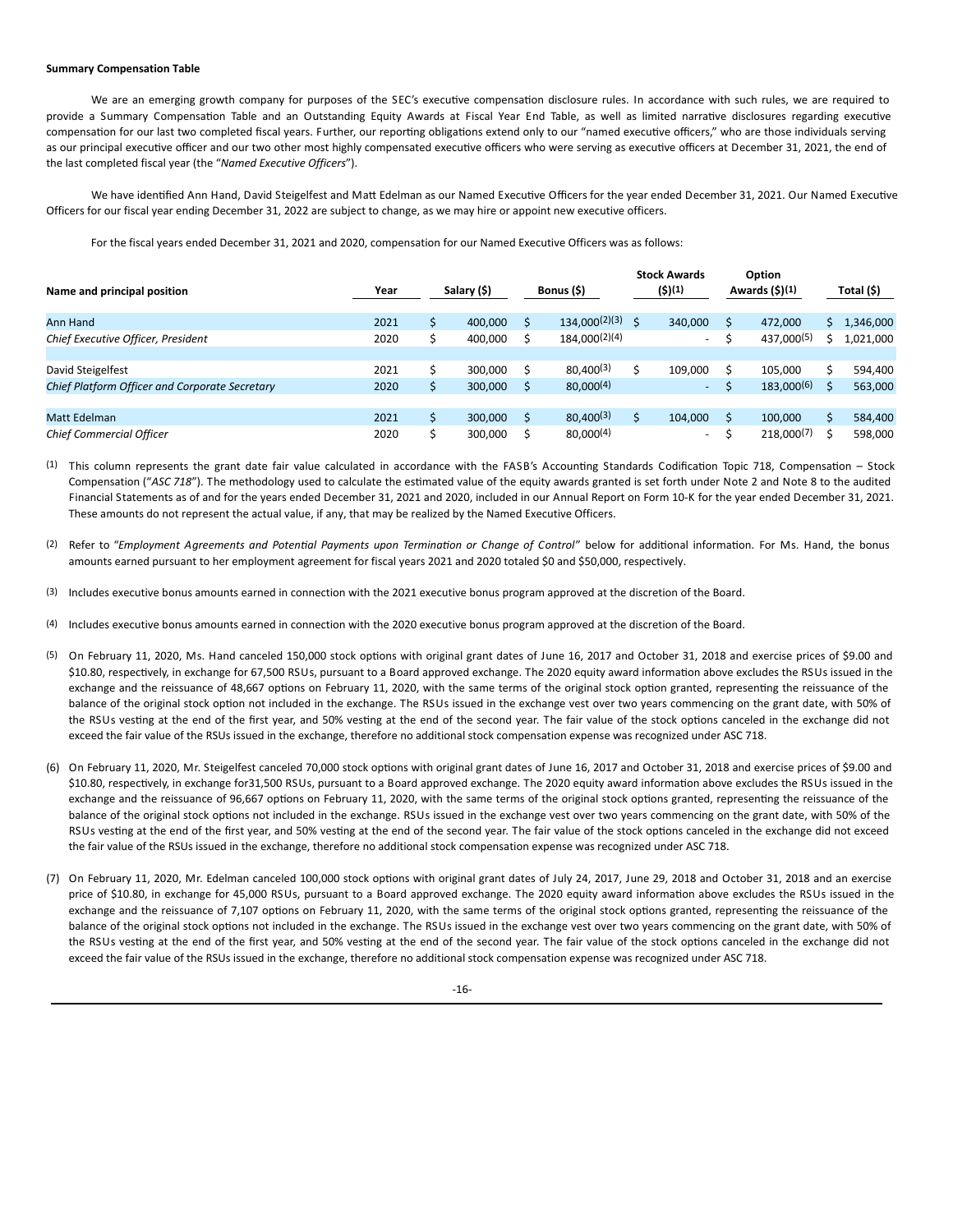**Summary Compensation Table**

We are an emerging growth company for purposes of the SEC's executive compensation disclosure rules. In accordance with such rules, we are required to provide a Summary Compensation Table and an Outstanding Equity Awards at Fiscal Year End Table, as well as limited narrative disclosures regarding executive compensation for our last two completed fiscal years. Further, our reporting obligations extend only to our "named executive officers," who are those individuals serving as our principal executive officer and our two other most highly compensated executive officers who were serving as executive officers at December 31, 2021, the end of the last completed fiscal year (the "*Named Executive Officers*").

We have identified Ann Hand, David Steigelfest and Matt Edelman as our Named Executive Officers for the year ended December 31, 2021. Our Named Executive Officers for our fiscal year ending December 31, 2022 are subject to change, as we may hire or appoint new executive officers.

For the fiscal years ended December 31, 2021 and 2020, compensation for our Named Executive Officers was as follows:

| Name and principal position | Year | Salary ($) | Bonus ($) | Stock Awards ($)(1) | Option Awards ($)(1) | Total ($) |
|---|---|---|---|---|---|---|
| Ann Hand | 2021 | $ 400,000 | $ 134,000(2)(3) | $ 340,000 | $ 472,000 | $ 1,346,000 |
| *Chief Executive Officer, President* | 2020 | $ 400,000 | $ 184,000(2)(4) | - | $ 437,000(5) | $ 1,021,000 |
| David Steigelfest | 2021 | $ 300,000 | $ 80,400(3) | $ 109,000 | $ 105,000 | $ 594,400 |
| *Chief Platform Officer and Corporate Secretary* | 2020 | $ 300,000 | $ 80,000(4) | - | $ 183,000(6) | $ 563,000 |
| Matt Edelman | 2021 | $ 300,000 | $ 80,400(3) | $ 104,000 | $ 100,000 | $ 584,400 |
| *Chief Commercial Officer* | 2020 | $ 300,000 | $ 80,000(4) | - | $ 218,000(7) | $ 598,000 |

(1) This column represents the grant date fair value calculated in accordance with the FASB's Accounting Standards Codification Topic 718, Compensation – Stock Compensation ("*ASC 718*"). The methodology used to calculate the estimated value of the equity awards granted is set forth under Note 2 and Note 8 to the audited Financial Statements as of and for the years ended December 31, 2021 and 2020, included in our Annual Report on Form 10-K for the year ended December 31, 2021. These amounts do not represent the actual value, if any, that may be realized by the Named Executive Officers.

(2) Refer to "*Employment Agreements and Potential Payments upon Termination or Change of Control*" below for additional information. For Ms. Hand, the bonus amounts earned pursuant to her employment agreement for fiscal years 2021 and 2020 totaled $0 and $50,000, respectively.

(3) Includes executive bonus amounts earned in connection with the 2021 executive bonus program approved at the discretion of the Board.

(4) Includes executive bonus amounts earned in connection with the 2020 executive bonus program approved at the discretion of the Board.

(5) On February 11, 2020, Ms. Hand canceled 150,000 stock options with original grant dates of June 16, 2017 and October 31, 2018 and exercise prices of $9.00 and $10.80, respectively, in exchange for 67,500 RSUs, pursuant to a Board approved exchange. The 2020 equity award information above excludes the RSUs issued in the exchange and the reissuance of 48,667 options on February 11, 2020, with the same terms of the original stock option granted, representing the reissuance of the balance of the original stock option not included in the exchange. The RSUs issued in the exchange vest over two years commencing on the grant date, with 50% of the RSUs vesting at the end of the first year, and 50% vesting at the end of the second year. The fair value of the stock options canceled in the exchange did not exceed the fair value of the RSUs issued in the exchange, therefore no additional stock compensation expense was recognized under ASC 718.

(6) On February 11, 2020, Mr. Steigelfest canceled 70,000 stock options with original grant dates of June 16, 2017 and October 31, 2018 and exercise prices of $9.00 and $10.80, respectively, in exchange for31,500 RSUs, pursuant to a Board approved exchange. The 2020 equity award information above excludes the RSUs issued in the exchange and the reissuance of 96,667 options on February 11, 2020, with the same terms of the original stock options granted, representing the reissuance of the balance of the original stock options not included in the exchange. RSUs issued in the exchange vest over two years commencing on the grant date, with 50% of the RSUs vesting at the end of the first year, and 50% vesting at the end of the second year. The fair value of the stock options canceled in the exchange did not exceed the fair value of the RSUs issued in the exchange, therefore no additional stock compensation expense was recognized under ASC 718.

(7) On February 11, 2020, Mr. Edelman canceled 100,000 stock options with original grant dates of July 24, 2017, June 29, 2018 and October 31, 2018 and an exercise price of $10.80, in exchange for 45,000 RSUs, pursuant to a Board approved exchange. The 2020 equity award information above excludes the RSUs issued in the exchange and the reissuance of 7,107 options on February 11, 2020, with the same terms of the original stock options granted, representing the reissuance of the balance of the original stock options not included in the exchange. The RSUs issued in the exchange vest over two years commencing on the grant date, with 50% of the RSUs vesting at the end of the first year, and 50% vesting at the end of the second year. The fair value of the stock options canceled in the exchange did not exceed the fair value of the RSUs issued in the exchange, therefore no additional stock compensation expense was recognized under ASC 718.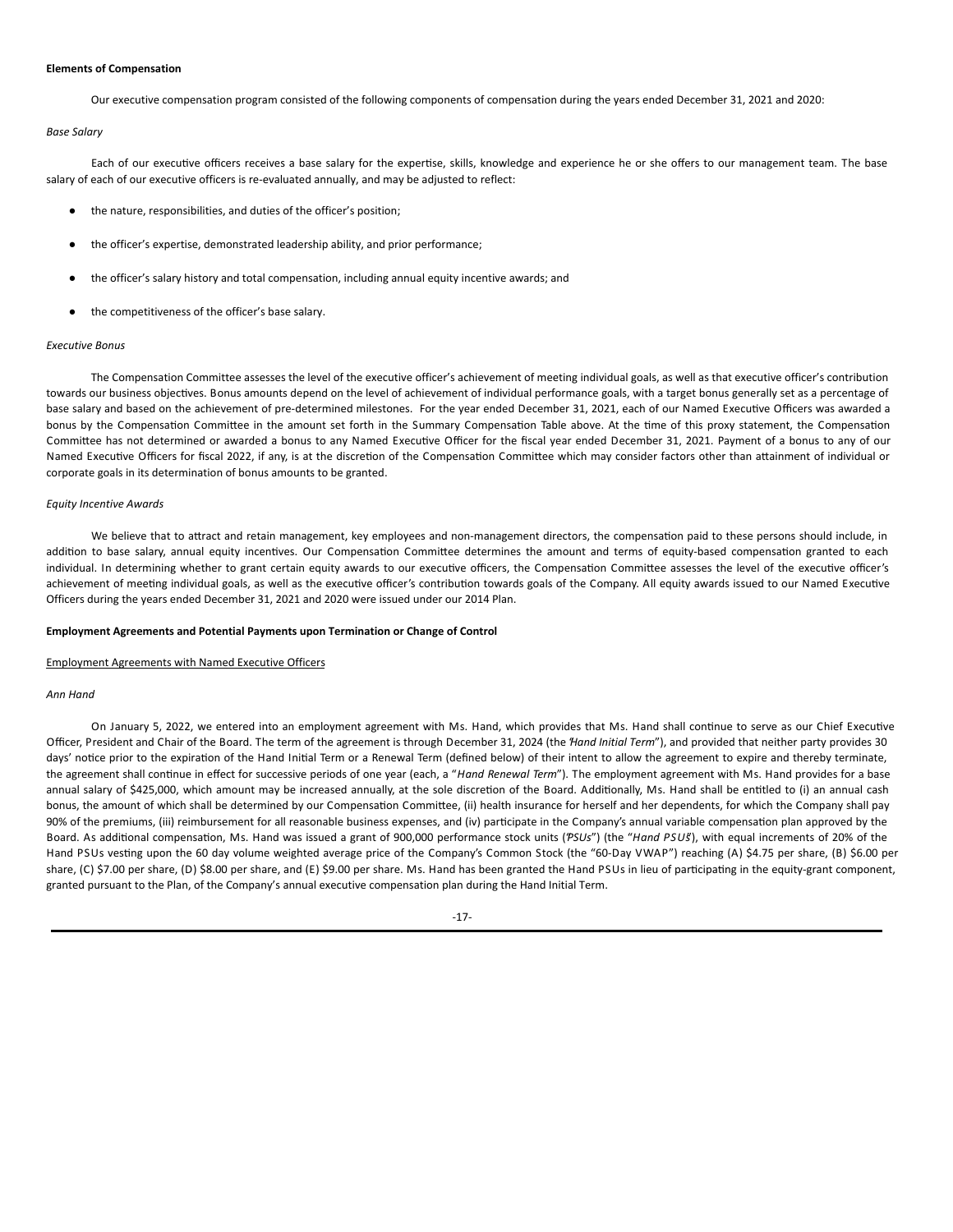**Elements of Compensation**

Our executive compensation program consisted of the following components of compensation during the years ended December 31, 2021 and 2020:

*Base Salary*

Each of our executive officers receives a base salary for the expertise, skills, knowledge and experience he or she offers to our management team. The base salary of each of our executive officers is re-evaluated annually, and may be adjusted to reflect:

- the nature, responsibilities, and duties of the officer's position;
- the officer's expertise, demonstrated leadership ability, and prior performance;
- the officer's salary history and total compensation, including annual equity incentive awards; and
- the competitiveness of the officer's base salary.

*Executive Bonus*

The Compensation Committee assesses the level of the executive officer's achievement of meeting individual goals, as well as that executive officer's contribution towards our business objectives. Bonus amounts depend on the level of achievement of individual performance goals, with a target bonus generally set as a percentage of base salary and based on the achievement of pre-determined milestones. For the year ended December 31, 2021, each of our Named Executive Officers was awarded a bonus by the Compensation Committee in the amount set forth in the Summary Compensation Table above. At the time of this proxy statement, the Compensation Committee has not determined or awarded a bonus to any Named Executive Officer for the fiscal year ended December 31, 2021. Payment of a bonus to any of our Named Executive Officers for fiscal 2022, if any, is at the discretion of the Compensation Committee which may consider factors other than attainment of individual or corporate goals in its determination of bonus amounts to be granted.

*Equity Incentive Awards*

We believe that to attract and retain management, key employees and non-management directors, the compensation paid to these persons should include, in addition to base salary, annual equity incentives. Our Compensation Committee determines the amount and terms of equity-based compensation granted to each individual. In determining whether to grant certain equity awards to our executive officers, the Compensation Committee assesses the level of the executive officer's achievement of meeting individual goals, as well as the executive officer's contribution towards goals of the Company. All equity awards issued to our Named Executive Officers during the years ended December 31, 2021 and 2020 were issued under our 2014 Plan.

**Employment Agreements and Potential Payments upon Termination or Change of Control**

Employment Agreements with Named Executive Officers

*Ann Hand*

On January 5, 2022, we entered into an employment agreement with Ms. Hand, which provides that Ms. Hand shall continue to serve as our Chief Executive Officer, President and Chair of the Board. The term of the agreement is through December 31, 2024 (the "*Hand Initial Term*"), and provided that neither party provides 30 days' notice prior to the expiration of the Hand Initial Term or a Renewal Term (defined below) of their intent to allow the agreement to expire and thereby terminate, the agreement shall continue in effect for successive periods of one year (each, a "*Hand Renewal Term*"). The employment agreement with Ms. Hand provides for a base annual salary of $425,000, which amount may be increased annually, at the sole discretion of the Board. Additionally, Ms. Hand shall be entitled to (i) an annual cash bonus, the amount of which shall be determined by our Compensation Committee, (ii) health insurance for herself and her dependents, for which the Company shall pay 90% of the premiums, (iii) reimbursement for all reasonable business expenses, and (iv) participate in the Company's annual variable compensation plan approved by the Board. As additional compensation, Ms. Hand was issued a grant of 900,000 performance stock units ("*PSUs*") (the "*Hand PSUs*"), with equal increments of 20% of the Hand PSUs vesting upon the 60 day volume weighted average price of the Company's Common Stock (the "60-Day VWAP") reaching (A) $4.75 per share, (B) $6.00 per share, (C) $7.00 per share, (D) $8.00 per share, and (E) $9.00 per share. Ms. Hand has been granted the Hand PSUs in lieu of participating in the equity-grant component, granted pursuant to the Plan, of the Company's annual executive compensation plan during the Hand Initial Term.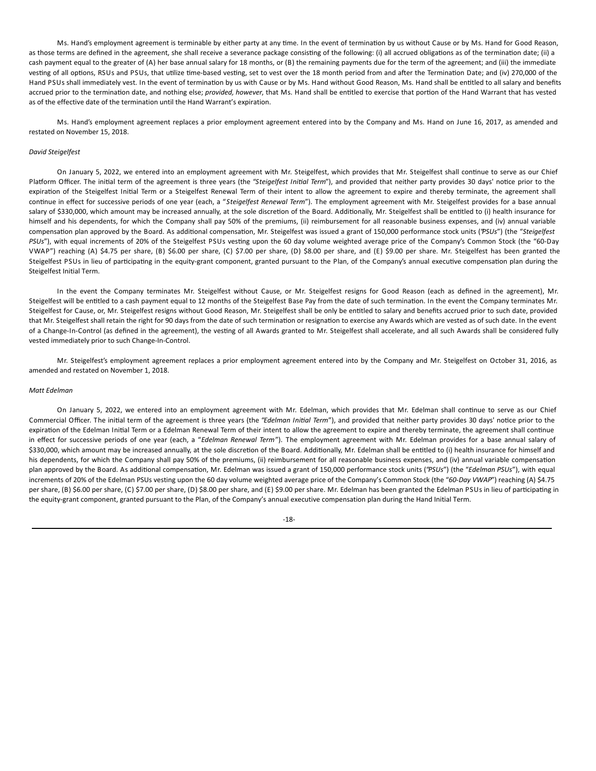Ms. Hand's employment agreement is terminable by either party at any time. In the event of termination by us without Cause or by Ms. Hand for Good Reason, as those terms are defined in the agreement, she shall receive a severance package consisting of the following: (i) all accrued obligations as of the termination date; (ii) a cash payment equal to the greater of (A) her base annual salary for 18 months, or (B) the remaining payments due for the term of the agreement; and (iii) the immediate vesting of all options, RSUs and PSUs, that utilize time-based vesting, set to vest over the 18 month period from and after the Termination Date; and (iv) 270,000 of the Hand PSUs shall immediately vest. In the event of termination by us with Cause or by Ms. Hand without Good Reason, Ms. Hand shall be entitled to all salary and benefits accrued prior to the termination date, and nothing else; *provided, however*, that Ms. Hand shall be entitled to exercise that portion of the Hand Warrant that has vested as of the effective date of the termination until the Hand Warrant's expiration.

Ms. Hand's employment agreement replaces a prior employment agreement entered into by the Company and Ms. Hand on June 16, 2017, as amended and restated on November 15, 2018.

*David Steigelfest*

On January 5, 2022, we entered into an employment agreement with Mr. Steigelfest, which provides that Mr. Steigelfest shall continue to serve as our Chief Platform Officer. The initial term of the agreement is three years (the "*Steigelfest Initial Term*"), and provided that neither party provides 30 days' notice prior to the expiration of the Steigelfest Initial Term or a Steigelfest Renewal Term of their intent to allow the agreement to expire and thereby terminate, the agreement shall continue in effect for successive periods of one year (each, a "*Steigelfest Renewal Term*"). The employment agreement with Mr. Steigelfest provides for a base annual salary of $330,000, which amount may be increased annually, at the sole discretion of the Board. Additionally, Mr. Steigelfest shall be entitled to (i) health insurance for himself and his dependents, for which the Company shall pay 50% of the premiums, (ii) reimbursement for all reasonable business expenses, and (iv) annual variable compensation plan approved by the Board. As additional compensation, Mr. Steigelfest was issued a grant of 150,000 performance stock units ("*PSUs*") (the "*Steigelfest PSUs*"), with equal increments of 20% of the Steigelfest PSUs vesting upon the 60 day volume weighted average price of the Company's Common Stock (the "60-Day VWAP") reaching (A) $4.75 per share, (B) $6.00 per share, (C) $7.00 per share, (D) $8.00 per share, and (E) $9.00 per share. Mr. Steigelfest has been granted the Steigelfest PSUs in lieu of participating in the equity-grant component, granted pursuant to the Plan, of the Company's annual executive compensation plan during the Steigelfest Initial Term.

In the event the Company terminates Mr. Steigelfest without Cause, or Mr. Steigelfest resigns for Good Reason (each as defined in the agreement), Mr. Steigelfest will be entitled to a cash payment equal to 12 months of the Steigelfest Base Pay from the date of such termination. In the event the Company terminates Mr. Steigelfest for Cause, or, Mr. Steigelfest resigns without Good Reason, Mr. Steigelfest shall be only be entitled to salary and benefits accrued prior to such date, provided that Mr. Steigelfest shall retain the right for 90 days from the date of such termination or resignation to exercise any Awards which are vested as of such date. In the event of a Change-In-Control (as defined in the agreement), the vesting of all Awards granted to Mr. Steigelfest shall accelerate, and all such Awards shall be considered fully vested immediately prior to such Change-In-Control.

Mr. Steigelfest's employment agreement replaces a prior employment agreement entered into by the Company and Mr. Steigelfest on October 31, 2016, as amended and restated on November 1, 2018.

*Matt Edelman*

On January 5, 2022, we entered into an employment agreement with Mr. Edelman, which provides that Mr. Edelman shall continue to serve as our Chief Commercial Officer. The initial term of the agreement is three years (the "*Edelman Initial Term*"), and provided that neither party provides 30 days' notice prior to the expiration of the Edelman Initial Term or a Edelman Renewal Term of their intent to allow the agreement to expire and thereby terminate, the agreement shall continue in effect for successive periods of one year (each, a "*Edelman Renewal Term*"). The employment agreement with Mr. Edelman provides for a base annual salary of $330,000, which amount may be increased annually, at the sole discretion of the Board. Additionally, Mr. Edelman shall be entitled to (i) health insurance for himself and his dependents, for which the Company shall pay 50% of the premiums, (ii) reimbursement for all reasonable business expenses, and (iv) annual variable compensation plan approved by the Board. As additional compensation, Mr. Edelman was issued a grant of 150,000 performance stock units ("*PSUs*") (the "*Edelman PSUs*"), with equal increments of 20% of the Edelman PSUs vesting upon the 60 day volume weighted average price of the Company's Common Stock (the "*60-Day VWAP*") reaching (A) $4.75 per share, (B) $6.00 per share, (C) $7.00 per share, (D) $8.00 per share, and (E) $9.00 per share. Mr. Edelman has been granted the Edelman PSUs in lieu of participating in the equity-grant component, granted pursuant to the Plan, of the Company's annual executive compensation plan during the Hand Initial Term.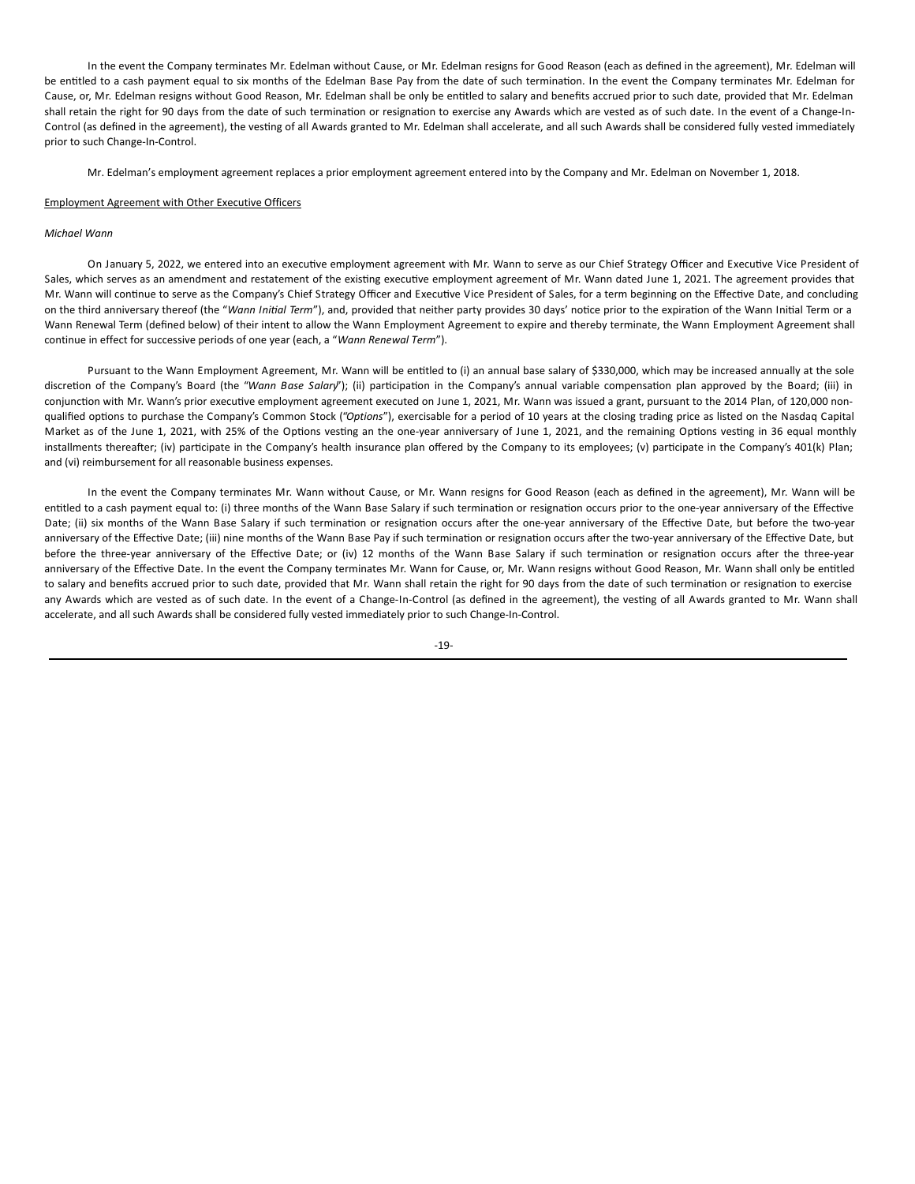In the event the Company terminates Mr. Edelman without Cause, or Mr. Edelman resigns for Good Reason (each as defined in the agreement), Mr. Edelman will be entitled to a cash payment equal to six months of the Edelman Base Pay from the date of such termination. In the event the Company terminates Mr. Edelman for Cause, or, Mr. Edelman resigns without Good Reason, Mr. Edelman shall be only be entitled to salary and benefits accrued prior to such date, provided that Mr. Edelman shall retain the right for 90 days from the date of such termination or resignation to exercise any Awards which are vested as of such date. In the event of a Change-In-Control (as defined in the agreement), the vesting of all Awards granted to Mr. Edelman shall accelerate, and all such Awards shall be considered fully vested immediately prior to such Change-In-Control.

Mr. Edelman's employment agreement replaces a prior employment agreement entered into by the Company and Mr. Edelman on November 1, 2018.

Employment Agreement with Other Executive Officers

*Michael Wann*

On January 5, 2022, we entered into an executive employment agreement with Mr. Wann to serve as our Chief Strategy Officer and Executive Vice President of Sales, which serves as an amendment and restatement of the existing executive employment agreement of Mr. Wann dated June 1, 2021. The agreement provides that Mr. Wann will continue to serve as the Company's Chief Strategy Officer and Executive Vice President of Sales, for a term beginning on the Effective Date, and concluding on the third anniversary thereof (the "*Wann Initial Term*"), and, provided that neither party provides 30 days' notice prior to the expiration of the Wann Initial Term or a Wann Renewal Term (defined below) of their intent to allow the Wann Employment Agreement to expire and thereby terminate, the Wann Employment Agreement shall continue in effect for successive periods of one year (each, a "*Wann Renewal Term*").

Pursuant to the Wann Employment Agreement, Mr. Wann will be entitled to (i) an annual base salary of $330,000, which may be increased annually at the sole discretion of the Company's Board (the "*Wann Base Salary*"); (ii) participation in the Company's annual variable compensation plan approved by the Board; (iii) in conjunction with Mr. Wann's prior executive employment agreement executed on June 1, 2021, Mr. Wann was issued a grant, pursuant to the 2014 Plan, of 120,000 non-qualified options to purchase the Company's Common Stock (*"Options"*), exercisable for a period of 10 years at the closing trading price as listed on the Nasdaq Capital Market as of the June 1, 2021, with 25% of the Options vesting an the one-year anniversary of June 1, 2021, and the remaining Options vesting in 36 equal monthly installments thereafter; (iv) participate in the Company's health insurance plan offered by the Company to its employees; (v) participate in the Company's 401(k) Plan; and (vi) reimbursement for all reasonable business expenses.

In the event the Company terminates Mr. Wann without Cause, or Mr. Wann resigns for Good Reason (each as defined in the agreement), Mr. Wann will be entitled to a cash payment equal to: (i) three months of the Wann Base Salary if such termination or resignation occurs prior to the one-year anniversary of the Effective Date; (ii) six months of the Wann Base Salary if such termination or resignation occurs after the one-year anniversary of the Effective Date, but before the two-year anniversary of the Effective Date; (iii) nine months of the Wann Base Pay if such termination or resignation occurs after the two-year anniversary of the Effective Date, but before the three-year anniversary of the Effective Date; or (iv) 12 months of the Wann Base Salary if such termination or resignation occurs after the three-year anniversary of the Effective Date. In the event the Company terminates Mr. Wann for Cause, or, Mr. Wann resigns without Good Reason, Mr. Wann shall only be entitled to salary and benefits accrued prior to such date, provided that Mr. Wann shall retain the right for 90 days from the date of such termination or resignation to exercise any Awards which are vested as of such date. In the event of a Change-In-Control (as defined in the agreement), the vesting of all Awards granted to Mr. Wann shall accelerate, and all such Awards shall be considered fully vested immediately prior to such Change-In-Control.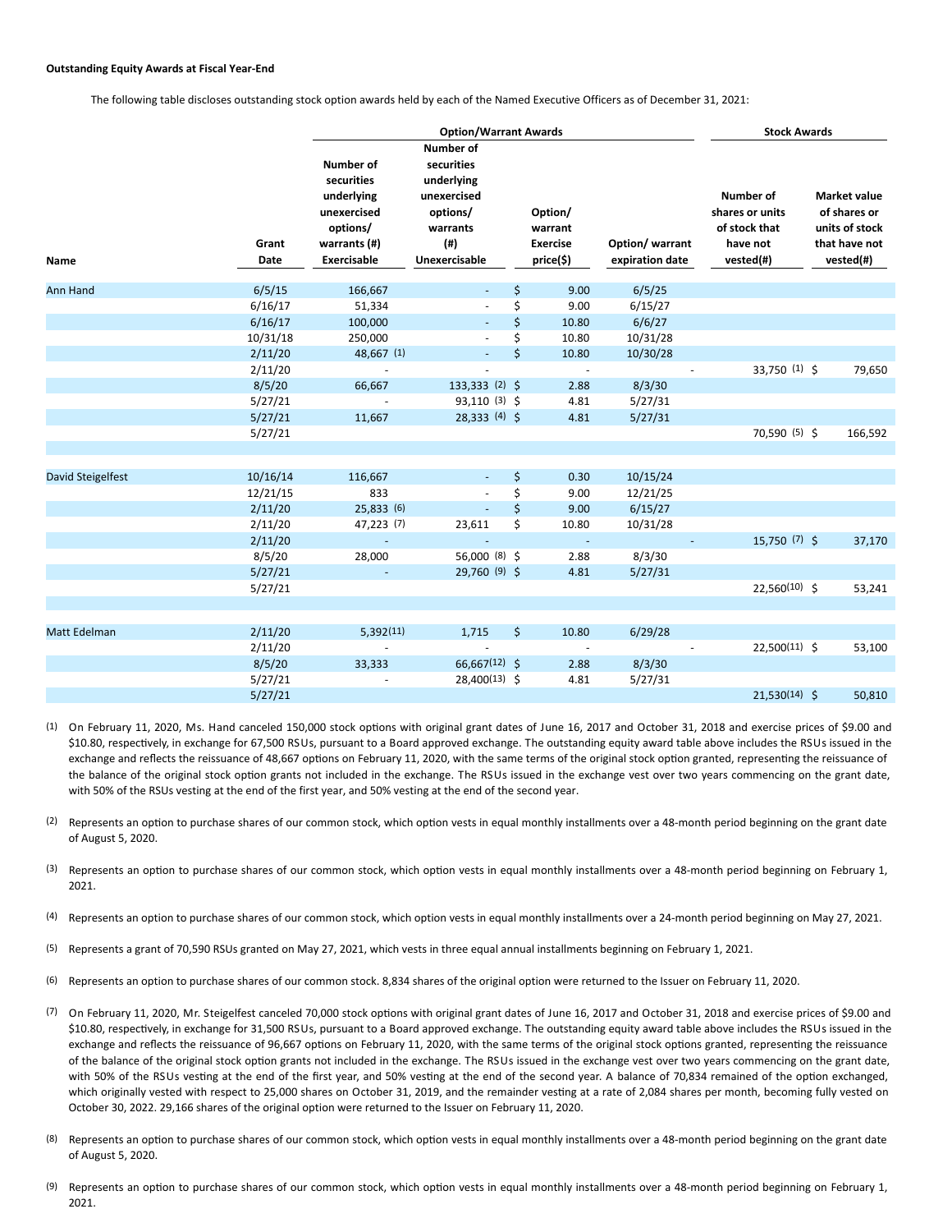**Outstanding Equity Awards at Fiscal Year-End**

The following table discloses outstanding stock option awards held by each of the Named Executive Officers as of December 31, 2021:

| | | Option/Warrant Awards | | | | Stock Awards | |
|---|---|---|---|---|---|---|---|
| Name | Grant Date | Number of securities underlying unexercised options/ warrants (#) Exercisable | Number of securities underlying unexercised options/ warrants (#) Unexercisable | Option/ warrant Exercise price($) | Option/ warrant expiration date | Number of shares or units of stock that have not vested(#) | Market value of shares or units of stock that have not vested(#) |
| Ann Hand | 6/5/15 | 166,667 | - | $ 9.00 | 6/5/25 | | |
| | 6/16/17 | 51,334 | - | $ 9.00 | 6/15/27 | | |
| | 6/16/17 | 100,000 | - | $ 10.80 | 6/6/27 | | |
| | 10/31/18 | 250,000 | - | $ 10.80 | 10/31/28 | | |
| | 2/11/20 | 48,667 (1) | - | $ 10.80 | 10/30/28 | | |
| | 2/11/20 | - | - | - | - | 33,750 (1) | $ 79,650 |
| | 8/5/20 | 66,667 | 133,333 (2) | $ 2.88 | 8/3/30 | | |
| | 5/27/21 | - | 93,110 (3) | $ 4.81 | 5/27/31 | | |
| | 5/27/21 | 11,667 | 28,333 (4) | $ 4.81 | 5/27/31 | | |
| | 5/27/21 | | | | | 70,590 (5) | $ 166,592 |
| | | | | | | | |
| David Steigelfest | 10/16/14 | 116,667 | - | $ 0.30 | 10/15/24 | | |
| | 12/21/15 | 833 | - | $ 9.00 | 12/21/25 | | |
| | 2/11/20 | 25,833 (6) | - | $ 9.00 | 6/15/27 | | |
| | 2/11/20 | 47,223 (7) | 23,611 | $ 10.80 | 10/31/28 | | |
| | 2/11/20 | - | - | - | - | 15,750 (7) | $ 37,170 |
| | 8/5/20 | 28,000 | 56,000 (8) | $ 2.88 | 8/3/30 | | |
| | 5/27/21 | - | 29,760 (9) | $ 4.81 | 5/27/31 | | |
| | 5/27/21 | | | | | 22,560(10) | $ 53,241 |
| | | | | | | | |
| Matt Edelman | 2/11/20 | 5,392(11) | 1,715 | $ 10.80 | 6/29/28 | | |
| | 2/11/20 | - | - | - | - | 22,500(11) | $ 53,100 |
| | 8/5/20 | 33,333 | 66,667(12) | $ 2.88 | 8/3/30 | | |
| | 5/27/21 | - | 28,400(13) | $ 4.81 | 5/27/31 | | |
| | 5/27/21 | | | | | 21,530(14) | $ 50,810 |

(1) On February 11, 2020, Ms. Hand canceled 150,000 stock options with original grant dates of June 16, 2017 and October 31, 2018 and exercise prices of $9.00 and $10.80, respectively, in exchange for 67,500 RSUs, pursuant to a Board approved exchange. The outstanding equity award table above includes the RSUs issued in the exchange and reflects the reissuance of 48,667 options on February 11, 2020, with the same terms of the original stock option granted, representing the reissuance of the balance of the original stock option grants not included in the exchange. The RSUs issued in the exchange vest over two years commencing on the grant date, with 50% of the RSUs vesting at the end of the first year, and 50% vesting at the end of the second year.

(2) Represents an option to purchase shares of our common stock, which option vests in equal monthly installments over a 48-month period beginning on the grant date of August 5, 2020.

(3) Represents an option to purchase shares of our common stock, which option vests in equal monthly installments over a 48-month period beginning on February 1, 2021.

(4) Represents an option to purchase shares of our common stock, which option vests in equal monthly installments over a 24-month period beginning on May 27, 2021.

(5) Represents a grant of 70,590 RSUs granted on May 27, 2021, which vests in three equal annual installments beginning on February 1, 2021.

(6) Represents an option to purchase shares of our common stock. 8,834 shares of the original option were returned to the Issuer on February 11, 2020.

(7) On February 11, 2020, Mr. Steigelfest canceled 70,000 stock options with original grant dates of June 16, 2017 and October 31, 2018 and exercise prices of $9.00 and $10.80, respectively, in exchange for 31,500 RSUs, pursuant to a Board approved exchange. The outstanding equity award table above includes the RSUs issued in the exchange and reflects the reissuance of 96,667 options on February 11, 2020, with the same terms of the original stock options granted, representing the reissuance of the balance of the original stock option grants not included in the exchange. The RSUs issued in the exchange vest over two years commencing on the grant date, with 50% of the RSUs vesting at the end of the first year, and 50% vesting at the end of the second year. A balance of 70,834 remained of the option exchanged, which originally vested with respect to 25,000 shares on October 31, 2019, and the remainder vesting at a rate of 2,084 shares per month, becoming fully vested on October 30, 2022. 29,166 shares of the original option were returned to the Issuer on February 11, 2020.

(8) Represents an option to purchase shares of our common stock, which option vests in equal monthly installments over a 48-month period beginning on the grant date of August 5, 2020.

(9) Represents an option to purchase shares of our common stock, which option vests in equal monthly installments over a 48-month period beginning on February 1, 2021.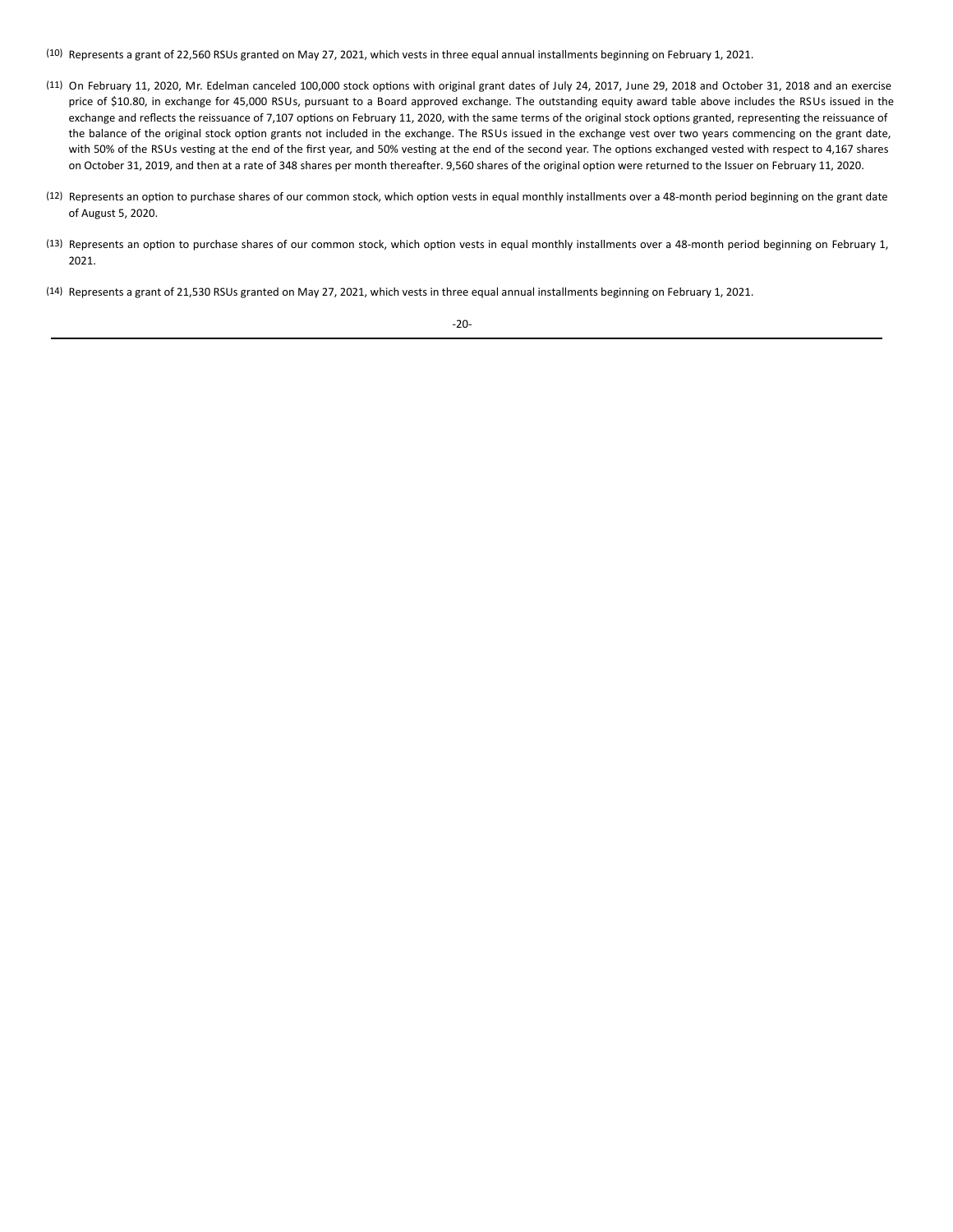(10) Represents a grant of 22,560 RSUs granted on May 27, 2021, which vests in three equal annual installments beginning on February 1, 2021.

(11) On February 11, 2020, Mr. Edelman canceled 100,000 stock options with original grant dates of July 24, 2017, June 29, 2018 and October 31, 2018 and an exercise price of $10.80, in exchange for 45,000 RSUs, pursuant to a Board approved exchange. The outstanding equity award table above includes the RSUs issued in the exchange and reflects the reissuance of 7,107 options on February 11, 2020, with the same terms of the original stock options granted, representing the reissuance of the balance of the original stock option grants not included in the exchange. The RSUs issued in the exchange vest over two years commencing on the grant date, with 50% of the RSUs vesting at the end of the first year, and 50% vesting at the end of the second year. The options exchanged vested with respect to 4,167 shares on October 31, 2019, and then at a rate of 348 shares per month thereafter. 9,560 shares of the original option were returned to the Issuer on February 11, 2020.

(12) Represents an option to purchase shares of our common stock, which option vests in equal monthly installments over a 48-month period beginning on the grant date of August 5, 2020.

(13) Represents an option to purchase shares of our common stock, which option vests in equal monthly installments over a 48-month period beginning on February 1, 2021.

(14) Represents a grant of 21,530 RSUs granted on May 27, 2021, which vests in three equal annual installments beginning on February 1, 2021.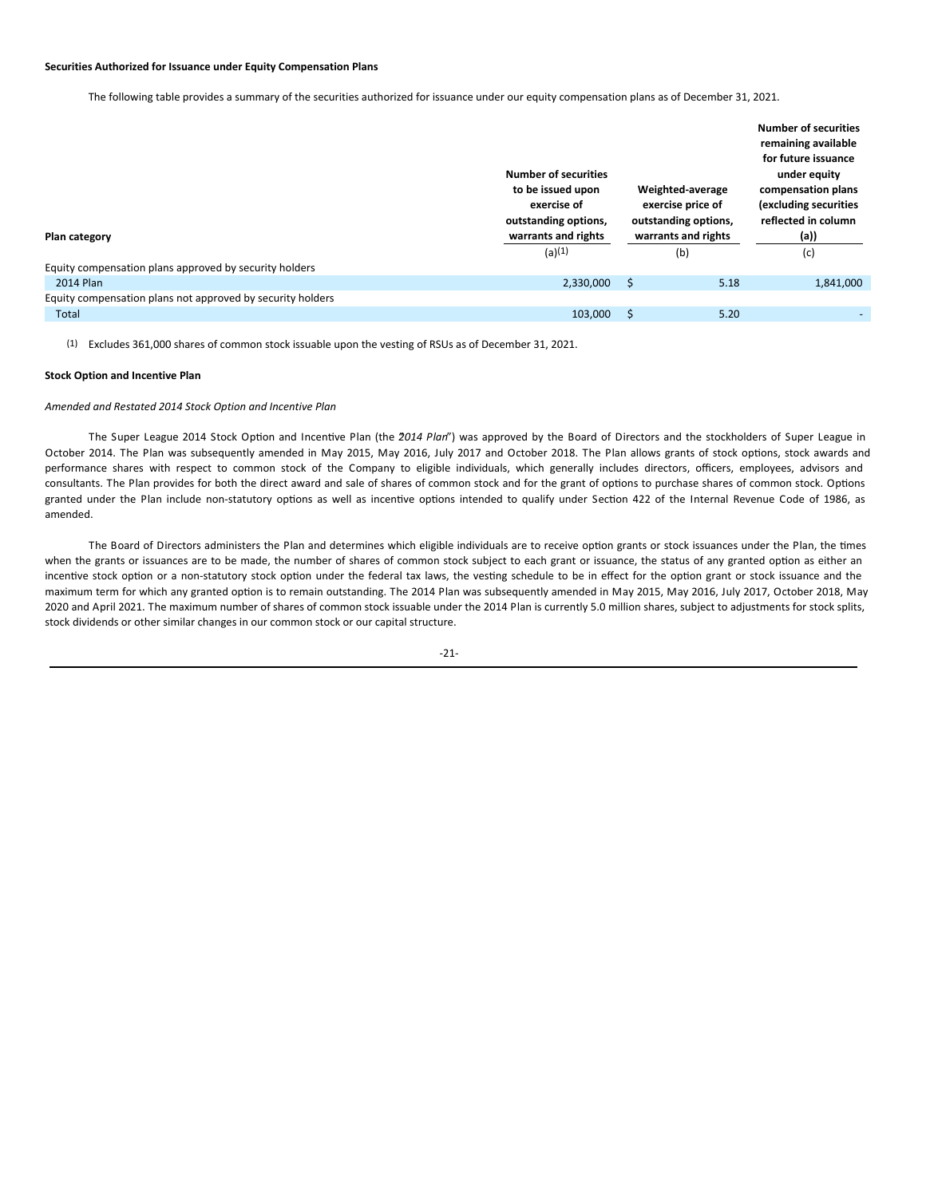**Securities Authorized for Issuance under Equity Compensation Plans**

The following table provides a summary of the securities authorized for issuance under our equity compensation plans as of December 31, 2021.

| Plan category | Number of securities to be issued upon exercise of outstanding options, warrants and rights | Weighted-average exercise price of outstanding options, warrants and rights | Number of securities remaining available for future issuance under equity compensation plans (excluding securities reflected in column (a)) |
|---|---|---|---|
| | (a)[(1)] | (b) | (c) |
| Equity compensation plans approved by security holders | | | |
| 2014 Plan | 2,330,000 | $ 5.18 | 1,841,000 |
| Equity compensation plans not approved by security holders | | | |
| Total | 103,000 | $ 5.20 | - |

(1) Excludes 361,000 shares of common stock issuable upon the vesting of RSUs as of December 31, 2021.

**Stock Option and Incentive Plan**

*Amended and Restated 2014 Stock Option and Incentive Plan*

The Super League 2014 Stock Option and Incentive Plan (the "*2014 Plan*") was approved by the Board of Directors and the stockholders of Super League in October 2014. The Plan was subsequently amended in May 2015, May 2016, July 2017 and October 2018. The Plan allows grants of stock options, stock awards and performance shares with respect to common stock of the Company to eligible individuals, which generally includes directors, officers, employees, advisors and consultants. The Plan provides for both the direct award and sale of shares of common stock and for the grant of options to purchase shares of common stock. Options granted under the Plan include non-statutory options as well as incentive options intended to qualify under Section 422 of the Internal Revenue Code of 1986, as amended.

The Board of Directors administers the Plan and determines which eligible individuals are to receive option grants or stock issuances under the Plan, the times when the grants or issuances are to be made, the number of shares of common stock subject to each grant or issuance, the status of any granted option as either an incentive stock option or a non-statutory stock option under the federal tax laws, the vesting schedule to be in effect for the option grant or stock issuance and the maximum term for which any granted option is to remain outstanding. The 2014 Plan was subsequently amended in May 2015, May 2016, July 2017, October 2018, May 2020 and April 2021. The maximum number of shares of common stock issuable under the 2014 Plan is currently 5.0 million shares, subject to adjustments for stock splits, stock dividends or other similar changes in our common stock or our capital structure.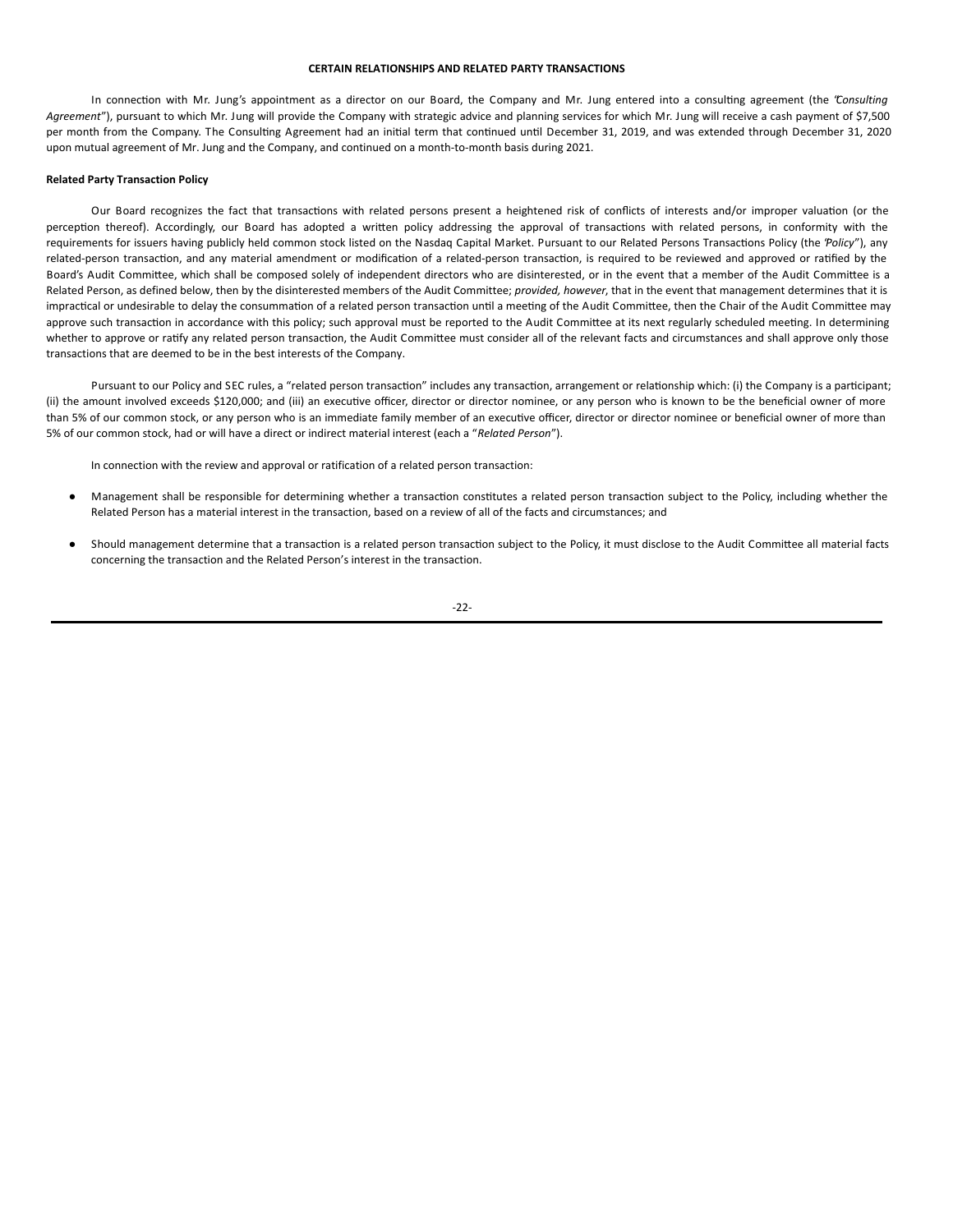## CERTAIN RELATIONSHIPS AND RELATED PARTY TRANSACTIONS

In connection with Mr. Jung's appointment as a director on our Board, the Company and Mr. Jung entered into a consulting agreement (the "*Consulting Agreement*"), pursuant to which Mr. Jung will provide the Company with strategic advice and planning services for which Mr. Jung will receive a cash payment of $7,500 per month from the Company. The Consulting Agreement had an initial term that continued until December 31, 2019, and was extended through December 31, 2020 upon mutual agreement of Mr. Jung and the Company, and continued on a month-to-month basis during 2021.

**Related Party Transaction Policy**

Our Board recognizes the fact that transactions with related persons present a heightened risk of conflicts of interests and/or improper valuation (or the perception thereof). Accordingly, our Board has adopted a written policy addressing the approval of transactions with related persons, in conformity with the requirements for issuers having publicly held common stock listed on the Nasdaq Capital Market. Pursuant to our Related Persons Transactions Policy (the "*Policy*"), any related-person transaction, and any material amendment or modification of a related-person transaction, is required to be reviewed and approved or ratified by the Board's Audit Committee, which shall be composed solely of independent directors who are disinterested, or in the event that a member of the Audit Committee is a Related Person, as defined below, then by the disinterested members of the Audit Committee; *provided, however*, that in the event that management determines that it is impractical or undesirable to delay the consummation of a related person transaction until a meeting of the Audit Committee, then the Chair of the Audit Committee may approve such transaction in accordance with this policy; such approval must be reported to the Audit Committee at its next regularly scheduled meeting. In determining whether to approve or ratify any related person transaction, the Audit Committee must consider all of the relevant facts and circumstances and shall approve only those transactions that are deemed to be in the best interests of the Company.

Pursuant to our Policy and SEC rules, a "related person transaction" includes any transaction, arrangement or relationship which: (i) the Company is a participant; (ii) the amount involved exceeds $120,000; and (iii) an executive officer, director or director nominee, or any person who is known to be the beneficial owner of more than 5% of our common stock, or any person who is an immediate family member of an executive officer, director or director nominee or beneficial owner of more than 5% of our common stock, had or will have a direct or indirect material interest (each a "*Related Person*").

In connection with the review and approval or ratification of a related person transaction:

- Management shall be responsible for determining whether a transaction constitutes a related person transaction subject to the Policy, including whether the Related Person has a material interest in the transaction, based on a review of all of the facts and circumstances; and

- Should management determine that a transaction is a related person transaction subject to the Policy, it must disclose to the Audit Committee all material facts concerning the transaction and the Related Person's interest in the transaction.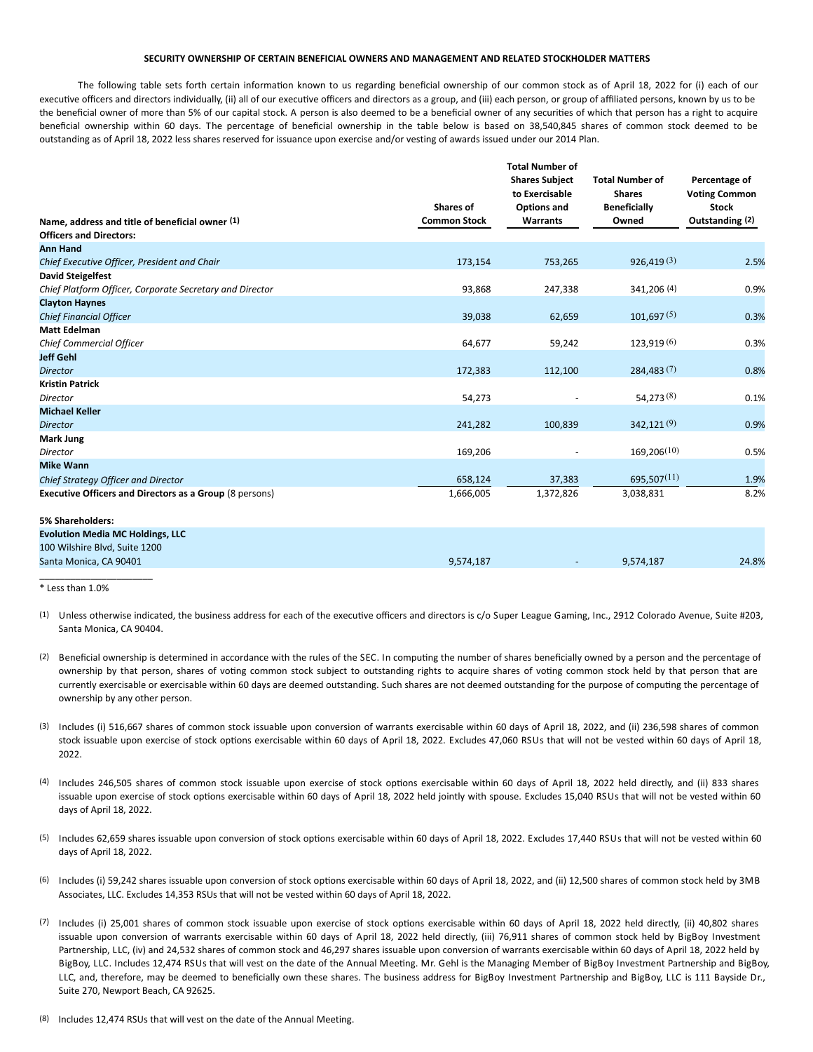**SECURITY OWNERSHIP OF CERTAIN BENEFICIAL OWNERS AND MANAGEMENT AND RELATED STOCKHOLDER MATTERS**

The following table sets forth certain information known to us regarding beneficial ownership of our common stock as of April 18, 2022 for (i) each of our executive officers and directors individually, (ii) all of our executive officers and directors as a group, and (iii) each person, or group of affiliated persons, known by us to be the beneficial owner of more than 5% of our capital stock. A person is also deemed to be a beneficial owner of any securities of which that person has a right to acquire beneficial ownership within 60 days. The percentage of beneficial ownership in the table below is based on 38,540,845 shares of common stock deemed to be outstanding as of April 18, 2022 less shares reserved for issuance upon exercise and/or vesting of awards issued under our 2014 Plan.

| Name, address and title of beneficial owner (1) | Shares of Common Stock | Total Number of Shares Subject to Exercisable Options and Warrants | Total Number of Shares Beneficially Owned | Percentage of Voting Common Stock Outstanding (2) |
|---|---|---|---|---|
| **Officers and Directors:** | | | | |
| **Ann Hand** | | | | |
| *Chief Executive Officer, President and Chair* | 173,154 | 753,265 | 926,419 (3) | 2.5% |
| **David Steigelfest** | | | | |
| *Chief Platform Officer, Corporate Secretary and Director* | 93,868 | 247,338 | 341,206 (4) | 0.9% |
| **Clayton Haynes** | | | | |
| *Chief Financial Officer* | 39,038 | 62,659 | 101,697 (5) | 0.3% |
| **Matt Edelman** | | | | |
| *Chief Commercial Officer* | 64,677 | 59,242 | 123,919 (6) | 0.3% |
| **Jeff Gehl** | | | | |
| *Director* | 172,383 | 112,100 | 284,483 (7) | 0.8% |
| **Kristin Patrick** | | | | |
| *Director* | 54,273 | - | 54,273 (8) | 0.1% |
| **Michael Keller** | | | | |
| *Director* | 241,282 | 100,839 | 342,121 (9) | 0.9% |
| **Mark Jung** | | | | |
| *Director* | 169,206 | - | 169,206 (10) | 0.5% |
| **Mike Wann** | | | | |
| *Chief Strategy Officer and Director* | 658,124 | 37,383 | 695,507 (11) | 1.9% |
| **Executive Officers and Directors as a Group** (8 persons) | 1,666,005 | 1,372,826 | 3,038,831 | 8.2% |
| | | | | |
| **5% Shareholders:** | | | | |
| **Evolution Media MC Holdings, LLC** | | | | |
| 100 Wilshire Blvd, Suite 1200 | | | | |
| Santa Monica, CA 90401 | 9,574,187 | - | 9,574,187 | 24.8% |

\* Less than 1.0%

(1) Unless otherwise indicated, the business address for each of the executive officers and directors is c/o Super League Gaming, Inc., 2912 Colorado Avenue, Suite #203, Santa Monica, CA 90404.

(2) Beneficial ownership is determined in accordance with the rules of the SEC. In computing the number of shares beneficially owned by a person and the percentage of ownership by that person, shares of voting common stock subject to outstanding rights to acquire shares of voting common stock held by that person that are currently exercisable or exercisable within 60 days are deemed outstanding. Such shares are not deemed outstanding for the purpose of computing the percentage of ownership by any other person.

(3) Includes (i) 516,667 shares of common stock issuable upon conversion of warrants exercisable within 60 days of April 18, 2022, and (ii) 236,598 shares of common stock issuable upon exercise of stock options exercisable within 60 days of April 18, 2022. Excludes 47,060 RSUs that will not be vested within 60 days of April 18, 2022.

(4) Includes 246,505 shares of common stock issuable upon exercise of stock options exercisable within 60 days of April 18, 2022 held directly, and (ii) 833 shares issuable upon exercise of stock options exercisable within 60 days of April 18, 2022 held jointly with spouse. Excludes 15,040 RSUs that will not be vested within 60 days of April 18, 2022.

(5) Includes 62,659 shares issuable upon conversion of stock options exercisable within 60 days of April 18, 2022. Excludes 17,440 RSUs that will not be vested within 60 days of April 18, 2022.

(6) Includes (i) 59,242 shares issuable upon conversion of stock options exercisable within 60 days of April 18, 2022, and (ii) 12,500 shares of common stock held by 3MB Associates, LLC. Excludes 14,353 RSUs that will not be vested within 60 days of April 18, 2022.

(7) Includes (i) 25,001 shares of common stock issuable upon exercise of stock options exercisable within 60 days of April 18, 2022 held directly, (ii) 40,802 shares issuable upon conversion of warrants exercisable within 60 days of April 18, 2022 held directly, (iii) 76,911 shares of common stock held by BigBoy Investment Partnership, LLC, (iv) and 24,532 shares of common stock and 46,297 shares issuable upon conversion of warrants exercisable within 60 days of April 18, 2022 held by BigBoy, LLC. Includes 12,474 RSUs that will vest on the date of the Annual Meeting. Mr. Gehl is the Managing Member of BigBoy Investment Partnership and BigBoy, LLC, and, therefore, may be deemed to beneficially own these shares. The business address for BigBoy Investment Partnership and BigBoy, LLC is 111 Bayside Dr., Suite 270, Newport Beach, CA 92625.

(8) Includes 12,474 RSUs that will vest on the date of the Annual Meeting.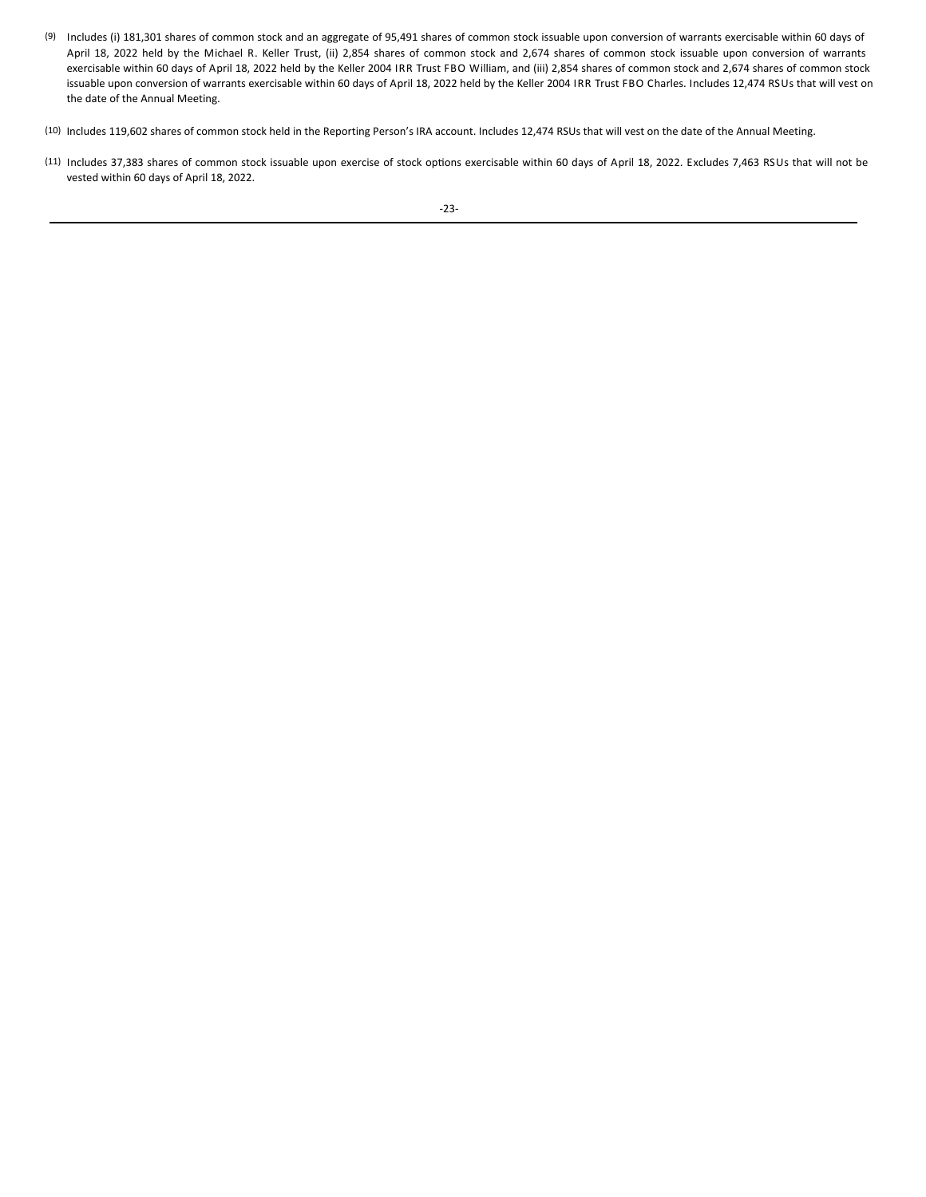(9) Includes (i) 181,301 shares of common stock and an aggregate of 95,491 shares of common stock issuable upon conversion of warrants exercisable within 60 days of April 18, 2022 held by the Michael R. Keller Trust, (ii) 2,854 shares of common stock and 2,674 shares of common stock issuable upon conversion of warrants exercisable within 60 days of April 18, 2022 held by the Keller 2004 IRR Trust FBO William, and (iii) 2,854 shares of common stock and 2,674 shares of common stock issuable upon conversion of warrants exercisable within 60 days of April 18, 2022 held by the Keller 2004 IRR Trust FBO Charles. Includes 12,474 RSUs that will vest on the date of the Annual Meeting.

(10) Includes 119,602 shares of common stock held in the Reporting Person's IRA account. Includes 12,474 RSUs that will vest on the date of the Annual Meeting.

(11) Includes 37,383 shares of common stock issuable upon exercise of stock options exercisable within 60 days of April 18, 2022. Excludes 7,463 RSUs that will not be vested within 60 days of April 18, 2022.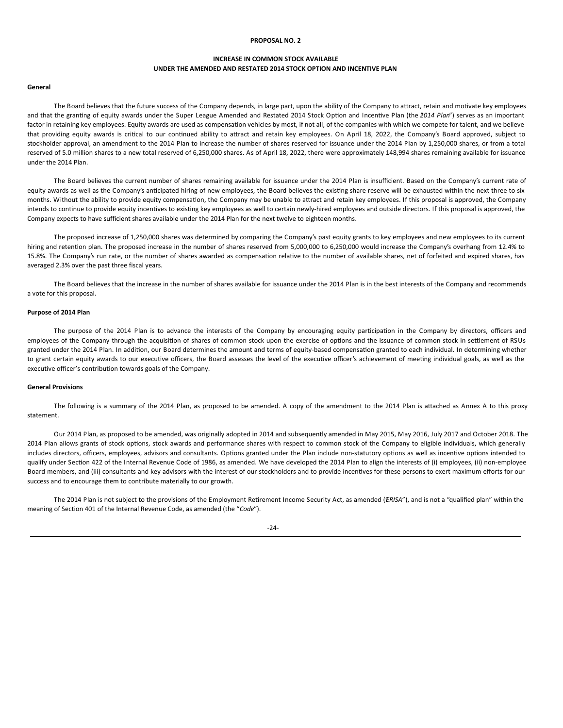**PROPOSAL NO. 2**

**INCREASE IN COMMON STOCK AVAILABLE UNDER THE AMENDED AND RESTATED 2014 STOCK OPTION AND INCENTIVE PLAN**

**General**

The Board believes that the future success of the Company depends, in large part, upon the ability of the Company to attract, retain and motivate key employees and that the granting of equity awards under the Super League Amended and Restated 2014 Stock Option and Incentive Plan (the "*2014 Plan*") serves as an important factor in retaining key employees. Equity awards are used as compensation vehicles by most, if not all, of the companies with which we compete for talent, and we believe that providing equity awards is critical to our continued ability to attract and retain key employees. On April 18, 2022, the Company's Board approved, subject to stockholder approval, an amendment to the 2014 Plan to increase the number of shares reserved for issuance under the 2014 Plan by 1,250,000 shares, or from a total reserved of 5.0 million shares to a new total reserved of 6,250,000 shares. As of April 18, 2022, there were approximately 148,994 shares remaining available for issuance under the 2014 Plan.

The Board believes the current number of shares remaining available for issuance under the 2014 Plan is insufficient. Based on the Company's current rate of equity awards as well as the Company's anticipated hiring of new employees, the Board believes the existing share reserve will be exhausted within the next three to six months. Without the ability to provide equity compensation, the Company may be unable to attract and retain key employees. If this proposal is approved, the Company intends to continue to provide equity incentives to existing key employees as well to certain newly-hired employees and outside directors. If this proposal is approved, the Company expects to have sufficient shares available under the 2014 Plan for the next twelve to eighteen months.

The proposed increase of 1,250,000 shares was determined by comparing the Company's past equity grants to key employees and new employees to its current hiring and retention plan. The proposed increase in the number of shares reserved from 5,000,000 to 6,250,000 would increase the Company's overhang from 12.4% to 15.8%. The Company's run rate, or the number of shares awarded as compensation relative to the number of available shares, net of forfeited and expired shares, has averaged 2.3% over the past three fiscal years.

The Board believes that the increase in the number of shares available for issuance under the 2014 Plan is in the best interests of the Company and recommends a vote for this proposal.

**Purpose of 2014 Plan**

The purpose of the 2014 Plan is to advance the interests of the Company by encouraging equity participation in the Company by directors, officers and employees of the Company through the acquisition of shares of common stock upon the exercise of options and the issuance of common stock in settlement of RSUs granted under the 2014 Plan. In addition, our Board determines the amount and terms of equity-based compensation granted to each individual. In determining whether to grant certain equity awards to our executive officers, the Board assesses the level of the executive officer's achievement of meeting individual goals, as well as the executive officer's contribution towards goals of the Company.

**General Provisions**

The following is a summary of the 2014 Plan, as proposed to be amended. A copy of the amendment to the 2014 Plan is attached as Annex A to this proxy statement.

Our 2014 Plan, as proposed to be amended, was originally adopted in 2014 and subsequently amended in May 2015, May 2016, July 2017 and October 2018. The 2014 Plan allows grants of stock options, stock awards and performance shares with respect to common stock of the Company to eligible individuals, which generally includes directors, officers, employees, advisors and consultants. Options granted under the Plan include non-statutory options as well as incentive options intended to qualify under Section 422 of the Internal Revenue Code of 1986, as amended. We have developed the 2014 Plan to align the interests of (i) employees, (ii) non-employee Board members, and (iii) consultants and key advisors with the interest of our stockholders and to provide incentives for these persons to exert maximum efforts for our success and to encourage them to contribute materially to our growth.

The 2014 Plan is not subject to the provisions of the Employment Retirement Income Security Act, as amended ("*ERISA*"), and is not a "qualified plan" within the meaning of Section 401 of the Internal Revenue Code, as amended (the "*Code*").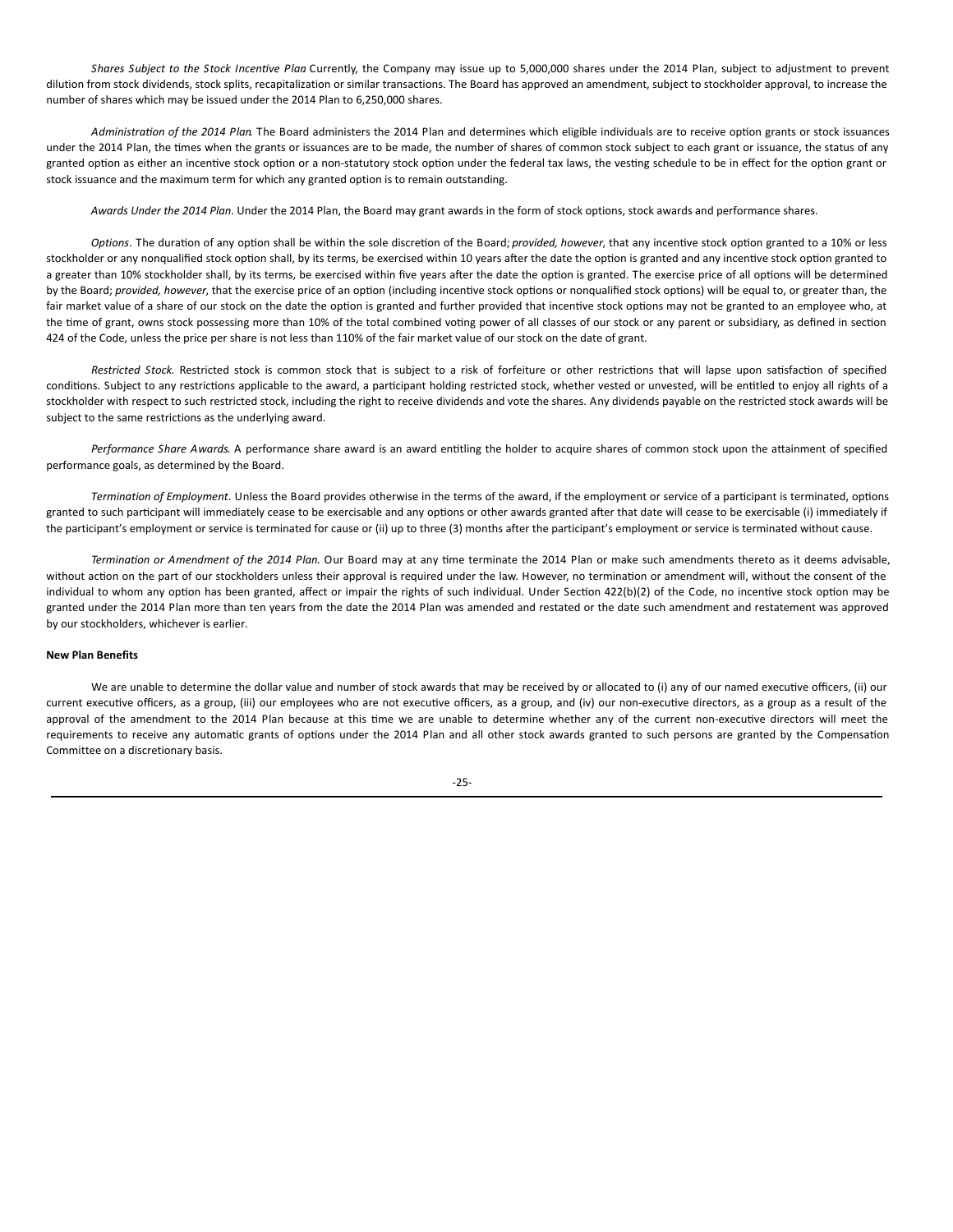*Shares Subject to the Stock Incentive Plan.* Currently, the Company may issue up to 5,000,000 shares under the 2014 Plan, subject to adjustment to prevent dilution from stock dividends, stock splits, recapitalization or similar transactions. The Board has approved an amendment, subject to stockholder approval, to increase the number of shares which may be issued under the 2014 Plan to 6,250,000 shares.

*Administration of the 2014 Plan.* The Board administers the 2014 Plan and determines which eligible individuals are to receive option grants or stock issuances under the 2014 Plan, the times when the grants or issuances are to be made, the number of shares of common stock subject to each grant or issuance, the status of any granted option as either an incentive stock option or a non-statutory stock option under the federal tax laws, the vesting schedule to be in effect for the option grant or stock issuance and the maximum term for which any granted option is to remain outstanding.

*Awards Under the 2014 Plan*. Under the 2014 Plan, the Board may grant awards in the form of stock options, stock awards and performance shares.

*Options*. The duration of any option shall be within the sole discretion of the Board; *provided, however*, that any incentive stock option granted to a 10% or less stockholder or any nonqualified stock option shall, by its terms, be exercised within 10 years after the date the option is granted and any incentive stock option granted to a greater than 10% stockholder shall, by its terms, be exercised within five years after the date the option is granted. The exercise price of all options will be determined by the Board; *provided, however*, that the exercise price of an option (including incentive stock options or nonqualified stock options) will be equal to, or greater than, the fair market value of a share of our stock on the date the option is granted and further provided that incentive stock options may not be granted to an employee who, at the time of grant, owns stock possessing more than 10% of the total combined voting power of all classes of our stock or any parent or subsidiary, as defined in section 424 of the Code, unless the price per share is not less than 110% of the fair market value of our stock on the date of grant.

*Restricted Stock.* Restricted stock is common stock that is subject to a risk of forfeiture or other restrictions that will lapse upon satisfaction of specified conditions. Subject to any restrictions applicable to the award, a participant holding restricted stock, whether vested or unvested, will be entitled to enjoy all rights of a stockholder with respect to such restricted stock, including the right to receive dividends and vote the shares. Any dividends payable on the restricted stock awards will be subject to the same restrictions as the underlying award.

*Performance Share Awards.* A performance share award is an award entitling the holder to acquire shares of common stock upon the attainment of specified performance goals, as determined by the Board.

*Termination of Employment*. Unless the Board provides otherwise in the terms of the award, if the employment or service of a participant is terminated, options granted to such participant will immediately cease to be exercisable and any options or other awards granted after that date will cease to be exercisable (i) immediately if the participant's employment or service is terminated for cause or (ii) up to three (3) months after the participant's employment or service is terminated without cause.

*Termination or Amendment of the 2014 Plan.* Our Board may at any time terminate the 2014 Plan or make such amendments thereto as it deems advisable, without action on the part of our stockholders unless their approval is required under the law. However, no termination or amendment will, without the consent of the individual to whom any option has been granted, affect or impair the rights of such individual. Under Section 422(b)(2) of the Code, no incentive stock option may be granted under the 2014 Plan more than ten years from the date the 2014 Plan was amended and restated or the date such amendment and restatement was approved by our stockholders, whichever is earlier.

**New Plan Benefits**

We are unable to determine the dollar value and number of stock awards that may be received by or allocated to (i) any of our named executive officers, (ii) our current executive officers, as a group, (iii) our employees who are not executive officers, as a group, and (iv) our non-executive directors, as a group as a result of the approval of the amendment to the 2014 Plan because at this time we are unable to determine whether any of the current non-executive directors will meet the requirements to receive any automatic grants of options under the 2014 Plan and all other stock awards granted to such persons are granted by the Compensation Committee on a discretionary basis.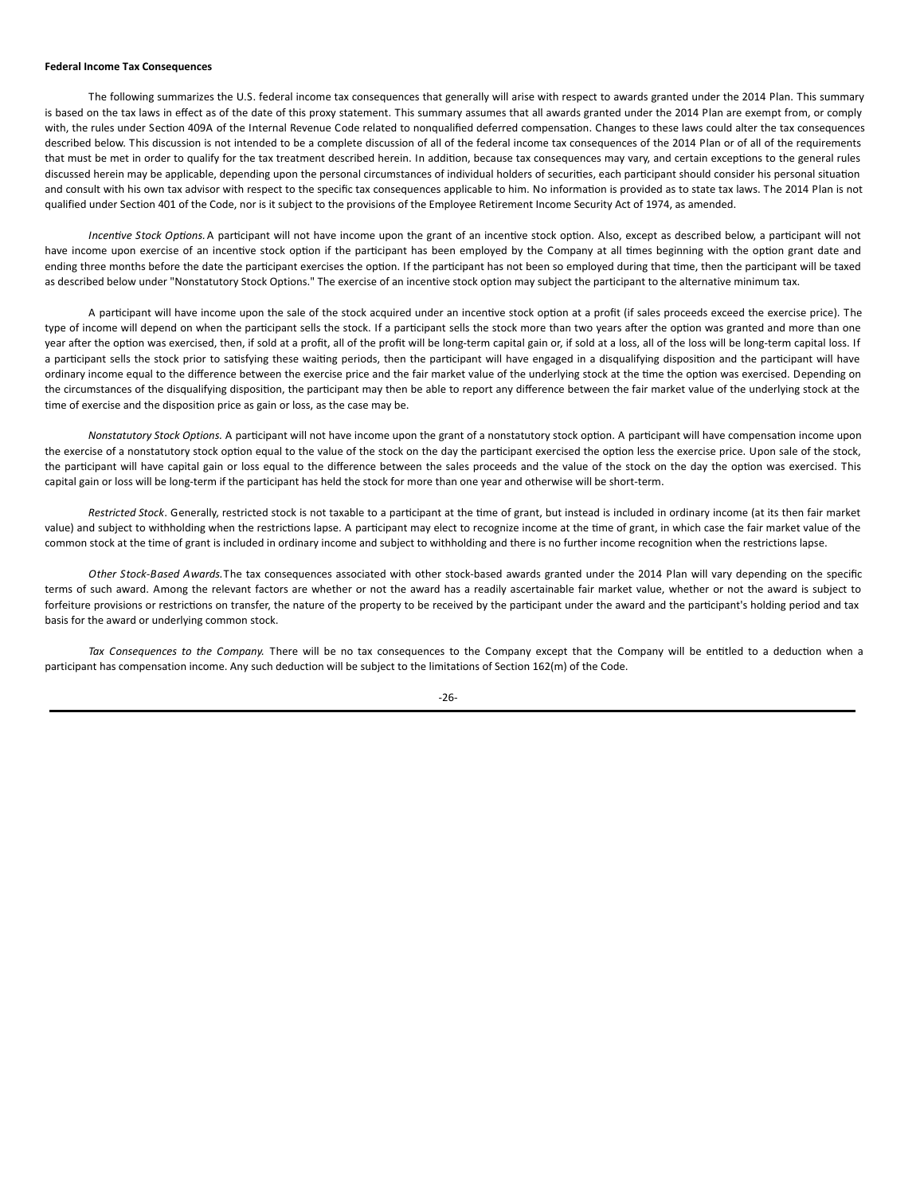**Federal Income Tax Consequences**

The following summarizes the U.S. federal income tax consequences that generally will arise with respect to awards granted under the 2014 Plan. This summary is based on the tax laws in effect as of the date of this proxy statement. This summary assumes that all awards granted under the 2014 Plan are exempt from, or comply with, the rules under Section 409A of the Internal Revenue Code related to nonqualified deferred compensation. Changes to these laws could alter the tax consequences described below. This discussion is not intended to be a complete discussion of all of the federal income tax consequences of the 2014 Plan or of all of the requirements that must be met in order to qualify for the tax treatment described herein. In addition, because tax consequences may vary, and certain exceptions to the general rules discussed herein may be applicable, depending upon the personal circumstances of individual holders of securities, each participant should consider his personal situation and consult with his own tax advisor with respect to the specific tax consequences applicable to him. No information is provided as to state tax laws. The 2014 Plan is not qualified under Section 401 of the Code, nor is it subject to the provisions of the Employee Retirement Income Security Act of 1974, as amended.

*Incentive Stock Options.* A participant will not have income upon the grant of an incentive stock option. Also, except as described below, a participant will not have income upon exercise of an incentive stock option if the participant has been employed by the Company at all times beginning with the option grant date and ending three months before the date the participant exercises the option. If the participant has not been so employed during that time, then the participant will be taxed as described below under "Nonstatutory Stock Options." The exercise of an incentive stock option may subject the participant to the alternative minimum tax.

A participant will have income upon the sale of the stock acquired under an incentive stock option at a profit (if sales proceeds exceed the exercise price). The type of income will depend on when the participant sells the stock. If a participant sells the stock more than two years after the option was granted and more than one year after the option was exercised, then, if sold at a profit, all of the profit will be long-term capital gain or, if sold at a loss, all of the loss will be long-term capital loss. If a participant sells the stock prior to satisfying these waiting periods, then the participant will have engaged in a disqualifying disposition and the participant will have ordinary income equal to the difference between the exercise price and the fair market value of the underlying stock at the time the option was exercised. Depending on the circumstances of the disqualifying disposition, the participant may then be able to report any difference between the fair market value of the underlying stock at the time of exercise and the disposition price as gain or loss, as the case may be.

*Nonstatutory Stock Options.* A participant will not have income upon the grant of a nonstatutory stock option. A participant will have compensation income upon the exercise of a nonstatutory stock option equal to the value of the stock on the day the participant exercised the option less the exercise price. Upon sale of the stock, the participant will have capital gain or loss equal to the difference between the sales proceeds and the value of the stock on the day the option was exercised. This capital gain or loss will be long-term if the participant has held the stock for more than one year and otherwise will be short-term.

*Restricted Stock*. Generally, restricted stock is not taxable to a participant at the time of grant, but instead is included in ordinary income (at its then fair market value) and subject to withholding when the restrictions lapse. A participant may elect to recognize income at the time of grant, in which case the fair market value of the common stock at the time of grant is included in ordinary income and subject to withholding and there is no further income recognition when the restrictions lapse.

*Other Stock-Based Awards.* The tax consequences associated with other stock-based awards granted under the 2014 Plan will vary depending on the specific terms of such award. Among the relevant factors are whether or not the award has a readily ascertainable fair market value, whether or not the award is subject to forfeiture provisions or restrictions on transfer, the nature of the property to be received by the participant under the award and the participant's holding period and tax basis for the award or underlying common stock.

*Tax Consequences to the Company.* There will be no tax consequences to the Company except that the Company will be entitled to a deduction when a participant has compensation income. Any such deduction will be subject to the limitations of Section 162(m) of the Code.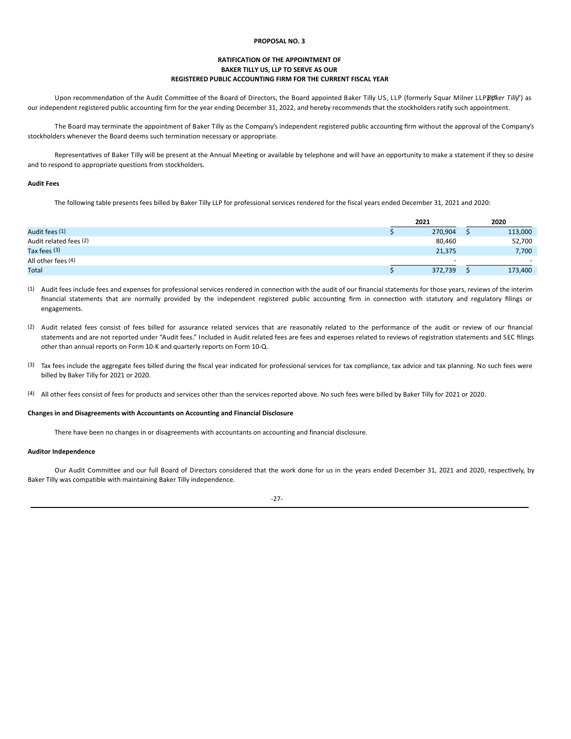**PROPOSAL NO. 3**

**RATIFICATION OF THE APPOINTMENT OF BAKER TILLY US, LLP TO SERVE AS OUR REGISTERED PUBLIC ACCOUNTING FIRM FOR THE CURRENT FISCAL YEAR**

Upon recommendation of the Audit Committee of the Board of Directors, the Board appointed Baker Tilly US, LLP (formerly Squar Milner LLP) ("*Baker Tilly*") as our independent registered public accounting firm for the year ending December 31, 2022, and hereby recommends that the stockholders ratify such appointment.

The Board may terminate the appointment of Baker Tilly as the Company's independent registered public accounting firm without the approval of the Company's stockholders whenever the Board deems such termination necessary or appropriate.

Representatives of Baker Tilly will be present at the Annual Meeting or available by telephone and will have an opportunity to make a statement if they so desire and to respond to appropriate questions from stockholders.

**Audit Fees**

The following table presents fees billed by Baker Tilly LLP for professional services rendered for the fiscal years ended December 31, 2021 and 2020:

| | 2021 | 2020 |
|---|---|---|
| Audit fees (1) | $ 270,904 | $ 113,000 |
| Audit related fees (2) | 80,460 | 52,700 |
| Tax fees (3) | 21,375 | 7,700 |
| All other fees (4) | - | - |
| Total | $ 372,739 | $ 173,400 |

(1) Audit fees include fees and expenses for professional services rendered in connection with the audit of our financial statements for those years, reviews of the interim financial statements that are normally provided by the independent registered public accounting firm in connection with statutory and regulatory filings or engagements.

(2) Audit related fees consist of fees billed for assurance related services that are reasonably related to the performance of the audit or review of our financial statements and are not reported under "Audit fees." Included in Audit related fees are fees and expenses related to reviews of registration statements and SEC filings other than annual reports on Form 10-K and quarterly reports on Form 10-Q.

(3) Tax fees include the aggregate fees billed during the fiscal year indicated for professional services for tax compliance, tax advice and tax planning. No such fees were billed by Baker Tilly for 2021 or 2020.

(4) All other fees consist of fees for products and services other than the services reported above. No such fees were billed by Baker Tilly for 2021 or 2020.

**Changes in and Disagreements with Accountants on Accounting and Financial Disclosure**

There have been no changes in or disagreements with accountants on accounting and financial disclosure.

**Auditor Independence**

Our Audit Committee and our full Board of Directors considered that the work done for us in the years ended December 31, 2021 and 2020, respectively, by Baker Tilly was compatible with maintaining Baker Tilly independence.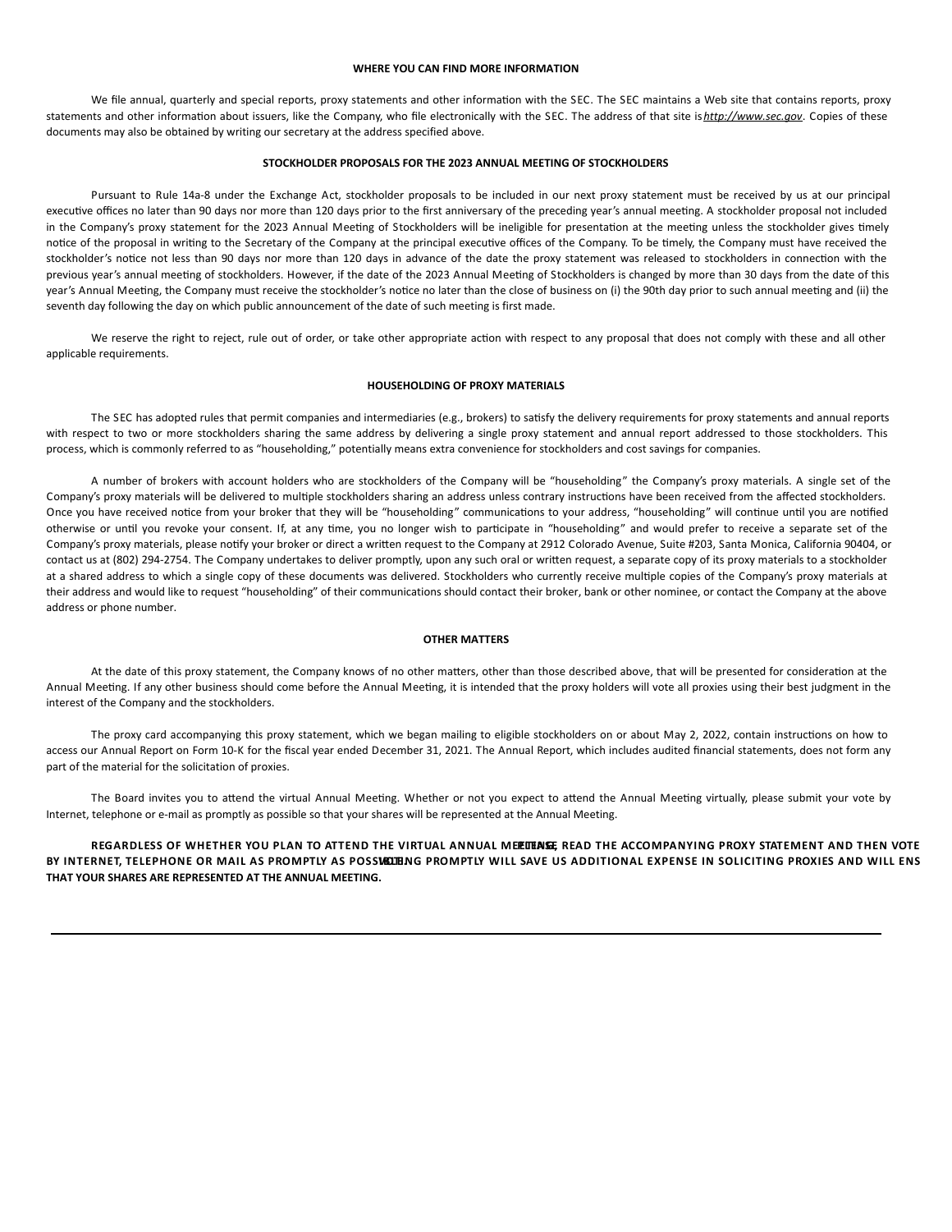## WHERE YOU CAN FIND MORE INFORMATION

We file annual, quarterly and special reports, proxy statements and other information with the SEC. The SEC maintains a Web site that contains reports, proxy statements and other information about issuers, like the Company, who file electronically with the SEC. The address of that site is *http://www.sec.gov*. Copies of these documents may also be obtained by writing our secretary at the address specified above.

## STOCKHOLDER PROPOSALS FOR THE 2023 ANNUAL MEETING OF STOCKHOLDERS

Pursuant to Rule 14a-8 under the Exchange Act, stockholder proposals to be included in our next proxy statement must be received by us at our principal executive offices no later than 90 days nor more than 120 days prior to the first anniversary of the preceding year's annual meeting. A stockholder proposal not included in the Company's proxy statement for the 2023 Annual Meeting of Stockholders will be ineligible for presentation at the meeting unless the stockholder gives timely notice of the proposal in writing to the Secretary of the Company at the principal executive offices of the Company. To be timely, the Company must have received the stockholder's notice not less than 90 days nor more than 120 days in advance of the date the proxy statement was released to stockholders in connection with the previous year's annual meeting of stockholders. However, if the date of the 2023 Annual Meeting of Stockholders is changed by more than 30 days from the date of this year's Annual Meeting, the Company must receive the stockholder's notice no later than the close of business on (i) the 90th day prior to such annual meeting and (ii) the seventh day following the day on which public announcement of the date of such meeting is first made.

We reserve the right to reject, rule out of order, or take other appropriate action with respect to any proposal that does not comply with these and all other applicable requirements.

## HOUSEHOLDING OF PROXY MATERIALS

The SEC has adopted rules that permit companies and intermediaries (e.g., brokers) to satisfy the delivery requirements for proxy statements and annual reports with respect to two or more stockholders sharing the same address by delivering a single proxy statement and annual report addressed to those stockholders. This process, which is commonly referred to as "householding," potentially means extra convenience for stockholders and cost savings for companies.

A number of brokers with account holders who are stockholders of the Company will be "householding" the Company's proxy materials. A single set of the Company's proxy materials will be delivered to multiple stockholders sharing an address unless contrary instructions have been received from the affected stockholders. Once you have received notice from your broker that they will be "householding" communications to your address, "householding" will continue until you are notified otherwise or until you revoke your consent. If, at any time, you no longer wish to participate in "householding" and would prefer to receive a separate set of the Company's proxy materials, please notify your broker or direct a written request to the Company at 2912 Colorado Avenue, Suite #203, Santa Monica, California 90404, or contact us at (802) 294-2754. The Company undertakes to deliver promptly, upon any such oral or written request, a separate copy of its proxy materials to a stockholder at a shared address to which a single copy of these documents was delivered. Stockholders who currently receive multiple copies of the Company's proxy materials at their address and would like to request "householding" of their communications should contact their broker, bank or other nominee, or contact the Company at the above address or phone number.

## OTHER MATTERS

At the date of this proxy statement, the Company knows of no other matters, other than those described above, that will be presented for consideration at the Annual Meeting. If any other business should come before the Annual Meeting, it is intended that the proxy holders will vote all proxies using their best judgment in the interest of the Company and the stockholders.

The proxy card accompanying this proxy statement, which we began mailing to eligible stockholders on or about May 2, 2022, contain instructions on how to access our Annual Report on Form 10-K for the fiscal year ended December 31, 2021. The Annual Report, which includes audited financial statements, does not form any part of the material for the solicitation of proxies.

The Board invites you to attend the virtual Annual Meeting. Whether or not you expect to attend the Annual Meeting virtually, please submit your vote by Internet, telephone or e-mail as promptly as possible so that your shares will be represented at the Annual Meeting.

**REGARDLESS OF WHETHER YOU PLAN TO ATTEND THE VIRTUAL ANNUAL MEETING, PLEASE READ THE ACCOMPANYING PROXY STATEMENT AND THEN VOTE BY INTERNET, TELEPHONE OR MAIL AS PROMPTLY AS POSSIBLE. VOTING PROMPTLY WILL SAVE US ADDITIONAL EXPENSE IN SOLICITING PROXIES AND WILL ENSURE THAT YOUR SHARES ARE REPRESENTED AT THE ANNUAL MEETING.**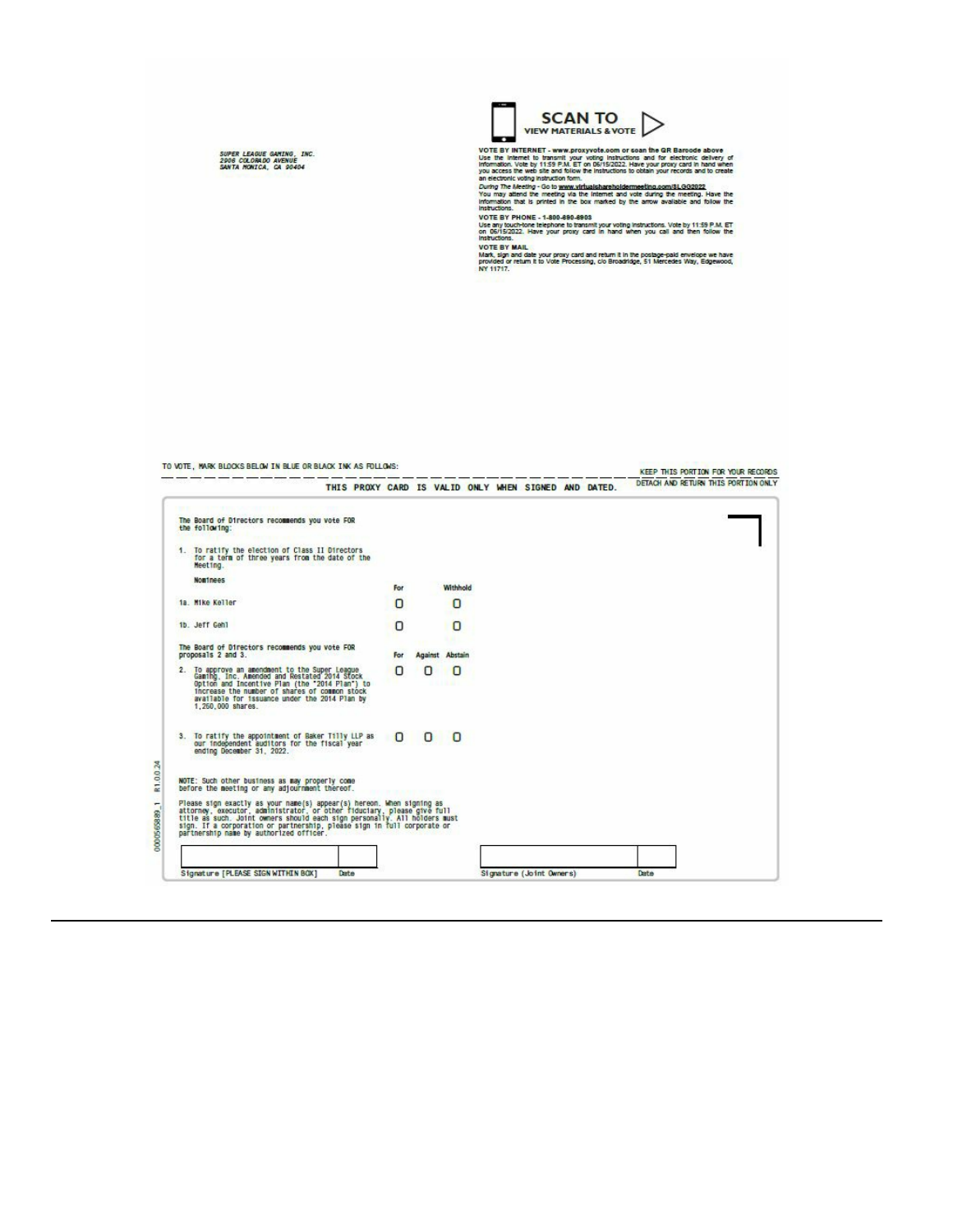SUPER LEAGUE GAMING, INC.
2906 COLORADO AVENUE
SANTA MONICA, CA 90404

**SCAN TO VIEW MATERIALS & VOTE**

**VOTE BY INTERNET - www.proxyvote.com or scan the QR Barcode above**
Use the Internet to transmit your voting instructions and for electronic delivery of information. Vote by 11:59 P.M. ET on 06/15/2022. Have your proxy card in hand when you access the web site and follow the instructions to obtain your records and to create an electronic voting instruction form.

*During The Meeting* - Go to **www.virtualshareholdermeeting.com/SLGG2022**
You may attend the meeting via the Internet and vote during the meeting. Have the information that is printed in the box marked by the arrow available and follow the instructions.

**VOTE BY PHONE - 1-800-690-6903**
Use any touch-tone telephone to transmit your voting instructions. Vote by 11:59 P.M. ET on 06/15/2022. Have your proxy card in hand when you call and then follow the instructions.

**VOTE BY MAIL**
Mark, sign and date your proxy card and return it in the postage-paid envelope we have provided or return it to Vote Processing, c/o Broadridge, 51 Mercedes Way, Edgewood, NY 11717.

TO VOTE, MARK BLOCKS BELOW IN BLUE OR BLACK INK AS FOLLOWS:

KEEP THIS PORTION FOR YOUR RECORDS

THIS PROXY CARD IS VALID ONLY WHEN SIGNED AND DATED.

DETACH AND RETURN THIS PORTION ONLY

The Board of Directors recommends you vote FOR the following:

1. To ratify the election of Class II Directors for a term of three years from the date of the Meeting.

| Nominees | For | Withhold |
|---|---|---|
| 1a. Mike Keller | ☐ | ☐ |
| 1b. Jeff Gehl | ☐ | ☐ |

The Board of Directors recommends you vote FOR proposals 2 and 3.

| | For | Against | Abstain |
|---|---|---|---|
| 2. To approve an amendment to the Super League Gaming, Inc. Amended and Restated 2014 Stock Option and Incentive Plan (the "2014 Plan") to increase the number of shares of common stock available for issuance under the 2014 Plan by 1,250,000 shares. | ☐ | ☐ | ☐ |
| 3. To ratify the appointment of Baker Tilly LLP as our independent auditors for the fiscal year ending December 31, 2022. | ☐ | ☐ | ☐ |

NOTE: Such other business as may properly come before the meeting or any adjournment thereof.

Please sign exactly as your name(s) appear(s) hereon. When signing as attorney, executor, administrator, or other fiduciary, please give full title as such. Joint owners should each sign personally. All holders must sign. If a corporation or partnership, please sign in full corporate or partnership name by authorized officer.

| Signature [PLEASE SIGN WITHIN BOX] | Date | Signature (Joint Owners) | Date |
|---|---|---|---|
| | | | |

0000565889_1 R1.0.0.24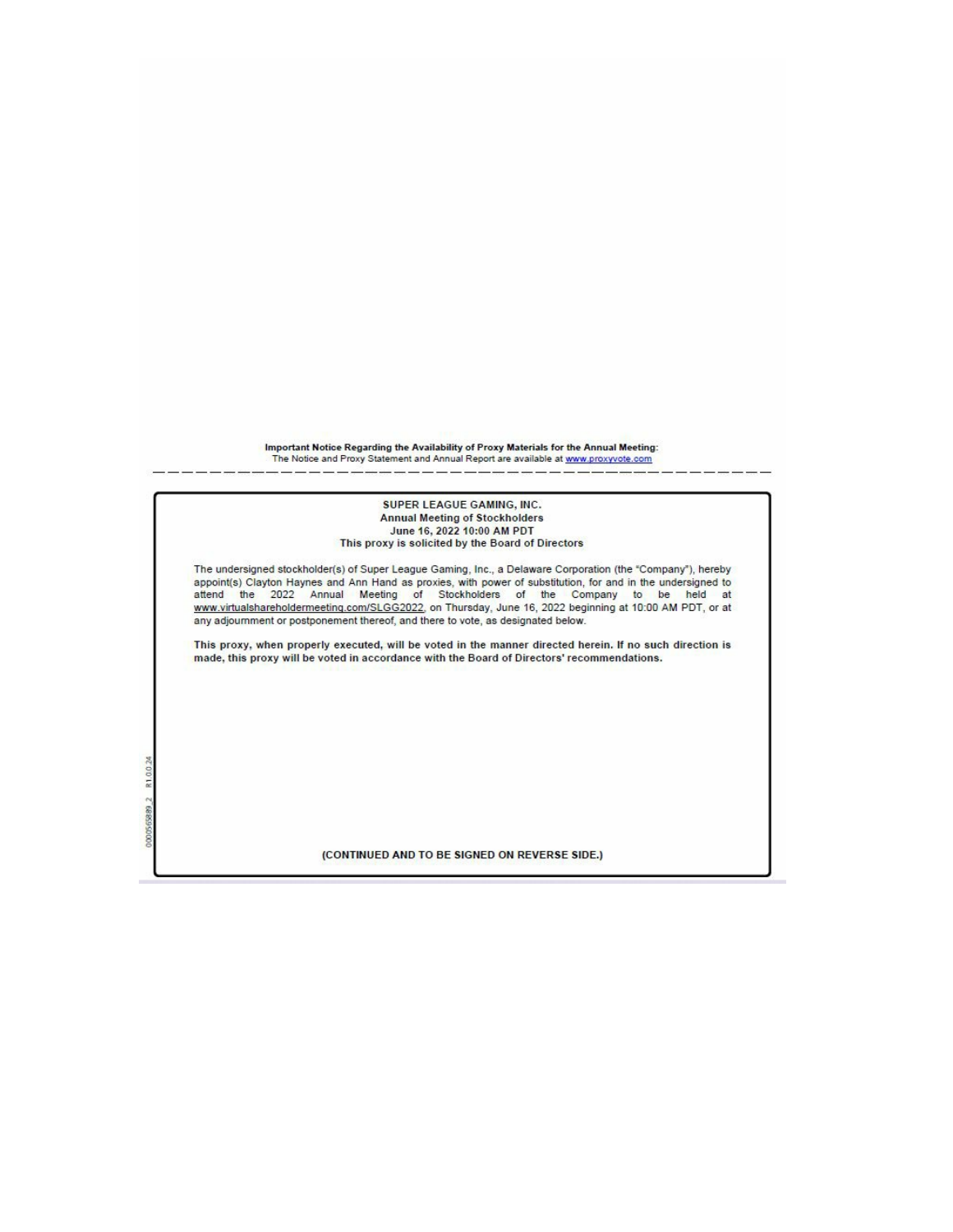**Important Notice Regarding the Availability of Proxy Materials for the Annual Meeting:**
The Notice and Proxy Statement and Annual Report are available at www.proxyvote.com

---

**SUPER LEAGUE GAMING, INC.**
**Annual Meeting of Stockholders**
**June 16, 2022 10:00 AM PDT**
**This proxy is solicited by the Board of Directors**

The undersigned stockholder(s) of Super League Gaming, Inc., a Delaware Corporation (the "Company"), hereby appoint(s) Clayton Haynes and Ann Hand as proxies, with power of substitution, for and in the undersigned to attend the 2022 Annual Meeting of Stockholders of the Company to be held at www.virtualshareholdermeeting.com/SLGG2022, on Thursday, June 16, 2022 beginning at 10:00 AM PDT, or at any adjournment or postponement thereof, and there to vote, as designated below.

**This proxy, when properly executed, will be voted in the manner directed herein. If no such direction is made, this proxy will be voted in accordance with the Board of Directors' recommendations.**

**(CONTINUED AND TO BE SIGNED ON REVERSE SIDE.)**

0000565889_2 R1.0.0.24